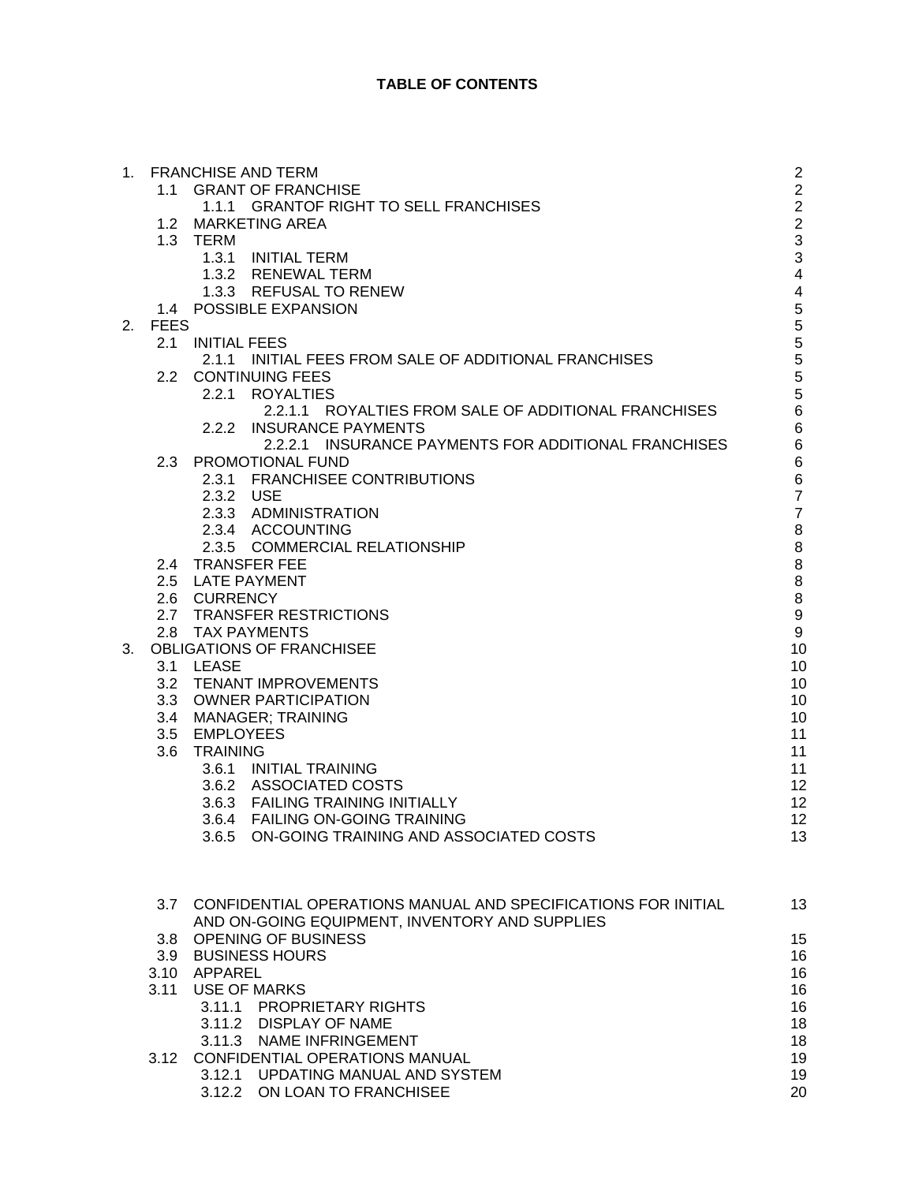**TABLE OF CONTENTS**

| | | |
|---|---|---|
| 1. | FRANCHISE AND TERM | 2 |
| 1.1 | GRANT OF FRANCHISE | 2 |
| 1.1.1 | GRANTOF RIGHT TO SELL FRANCHISES | 2 |
| 1.2 | MARKETING AREA | 2 |
| 1.3 | TERM | 3 |
| 1.3.1 | INITIAL TERM | 3 |
| 1.3.2 | RENEWAL TERM | 4 |
| 1.3.3 | REFUSAL TO RENEW | 4 |
| 1.4 | POSSIBLE EXPANSION | 5 |
| 2. | FEES | 5 |
| 2.1 | INITIAL FEES | 5 |
| 2.1.1 | INITIAL FEES FROM SALE OF ADDITIONAL FRANCHISES | 5 |
| 2.2 | CONTINUING FEES | 5 |
| 2.2.1 | ROYALTIES | 5 |
| 2.2.1.1 | ROYALTIES FROM SALE OF ADDITIONAL FRANCHISES | 6 |
| 2.2.2 | INSURANCE PAYMENTS | 6 |
| 2.2.2.1 | INSURANCE PAYMENTS FOR ADDITIONAL FRANCHISES | 6 |
| 2.3 | PROMOTIONAL FUND | 6 |
| 2.3.1 | FRANCHISEE CONTRIBUTIONS | 6 |
| 2.3.2 | USE | 7 |
| 2.3.3 | ADMINISTRATION | 7 |
| 2.3.4 | ACCOUNTING | 8 |
| 2.3.5 | COMMERCIAL RELATIONSHIP | 8 |
| 2.4 | TRANSFER FEE | 8 |
| 2.5 | LATE PAYMENT | 8 |
| 2.6 | CURRENCY | 8 |
| 2.7 | TRANSFER RESTRICTIONS | 9 |
| 2.8 | TAX PAYMENTS | 9 |
| 3. | OBLIGATIONS OF FRANCHISEE | 10 |
| 3.1 | LEASE | 10 |
| 3.2 | TENANT IMPROVEMENTS | 10 |
| 3.3 | OWNER PARTICIPATION | 10 |
| 3.4 | MANAGER; TRAINING | 10 |
| 3.5 | EMPLOYEES | 11 |
| 3.6 | TRAINING | 11 |
| 3.6.1 | INITIAL TRAINING | 11 |
| 3.6.2 | ASSOCIATED COSTS | 12 |
| 3.6.3 | FAILING TRAINING INITIALLY | 12 |
| 3.6.4 | FAILING ON-GOING TRAINING | 12 |
| 3.6.5 | ON-GOING TRAINING AND ASSOCIATED COSTS | 13 |
| 3.7 | CONFIDENTIAL OPERATIONS MANUAL AND SPECIFICATIONS FOR INITIAL AND ON-GOING EQUIPMENT, INVENTORY AND SUPPLIES | 13 |
| 3.8 | OPENING OF BUSINESS | 15 |
| 3.9 | BUSINESS HOURS | 16 |
| 3.10 | APPAREL | 16 |
| 3.11 | USE OF MARKS | 16 |
| 3.11.1 | PROPRIETARY RIGHTS | 16 |
| 3.11.2 | DISPLAY OF NAME | 18 |
| 3.11.3 | NAME INFRINGEMENT | 18 |
| 3.12 | CONFIDENTIAL OPERATIONS MANUAL | 19 |
| 3.12.1 | UPDATING MANUAL AND SYSTEM | 19 |
| 3.12.2 | ON LOAN TO FRANCHISEE | 20 |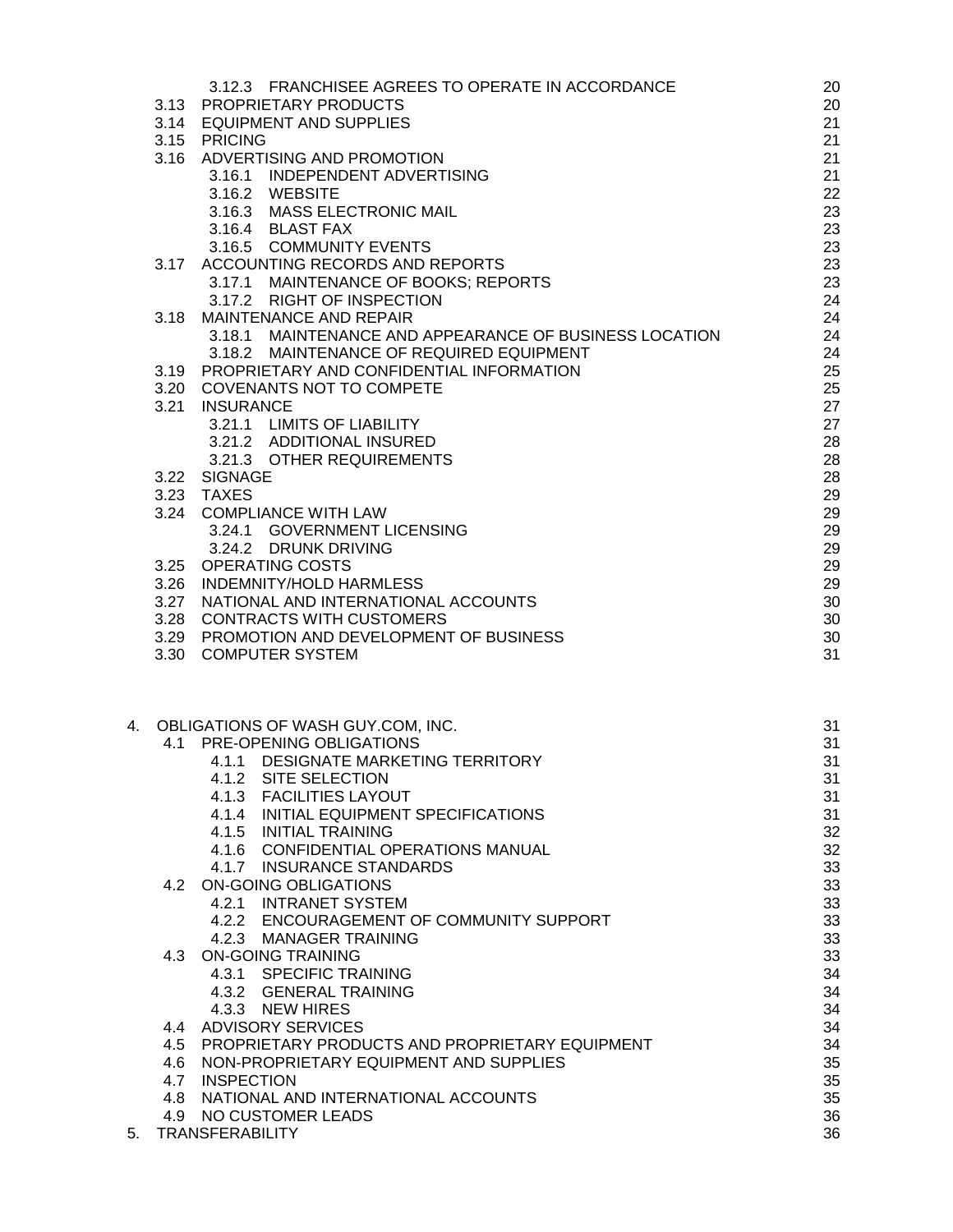| | | |
|---|---|---|
| | 3.12.3 FRANCHISEE AGREES TO OPERATE IN ACCORDANCE | 20 |
| 3.13 | PROPRIETARY PRODUCTS | 20 |
| 3.14 | EQUIPMENT AND SUPPLIES | 21 |
| 3.15 | PRICING | 21 |
| 3.16 | ADVERTISING AND PROMOTION | 21 |
| | 3.16.1 INDEPENDENT ADVERTISING | 21 |
| | 3.16.2 WEBSITE | 22 |
| | 3.16.3 MASS ELECTRONIC MAIL | 23 |
| | 3.16.4 BLAST FAX | 23 |
| | 3.16.5 COMMUNITY EVENTS | 23 |
| 3.17 | ACCOUNTING RECORDS AND REPORTS | 23 |
| | 3.17.1 MAINTENANCE OF BOOKS; REPORTS | 23 |
| | 3.17.2 RIGHT OF INSPECTION | 24 |
| 3.18 | MAINTENANCE AND REPAIR | 24 |
| | 3.18.1 MAINTENANCE AND APPEARANCE OF BUSINESS LOCATION | 24 |
| | 3.18.2 MAINTENANCE OF REQUIRED EQUIPMENT | 24 |
| 3.19 | PROPRIETARY AND CONFIDENTIAL INFORMATION | 25 |
| 3.20 | COVENANTS NOT TO COMPETE | 25 |
| 3.21 | INSURANCE | 27 |
| | 3.21.1 LIMITS OF LIABILITY | 27 |
| | 3.21.2 ADDITIONAL INSURED | 28 |
| | 3.21.3 OTHER REQUIREMENTS | 28 |
| 3.22 | SIGNAGE | 28 |
| 3.23 | TAXES | 29 |
| 3.24 | COMPLIANCE WITH LAW | 29 |
| | 3.24.1 GOVERNMENT LICENSING | 29 |
| | 3.24.2 DRUNK DRIVING | 29 |
| 3.25 | OPERATING COSTS | 29 |
| 3.26 | INDEMNITY/HOLD HARMLESS | 29 |
| 3.27 | NATIONAL AND INTERNATIONAL ACCOUNTS | 30 |
| 3.28 | CONTRACTS WITH CUSTOMERS | 30 |
| 3.29 | PROMOTION AND DEVELOPMENT OF BUSINESS | 30 |
| 3.30 | COMPUTER SYSTEM | 31 |

| | | |
|---|---|---|
| 4. | OBLIGATIONS OF WASH GUY.COM, INC. | 31 |
| 4.1 | PRE-OPENING OBLIGATIONS | 31 |
| | 4.1.1 DESIGNATE MARKETING TERRITORY | 31 |
| | 4.1.2 SITE SELECTION | 31 |
| | 4.1.3 FACILITIES LAYOUT | 31 |
| | 4.1.4 INITIAL EQUIPMENT SPECIFICATIONS | 31 |
| | 4.1.5 INITIAL TRAINING | 32 |
| | 4.1.6 CONFIDENTIAL OPERATIONS MANUAL | 32 |
| | 4.1.7 INSURANCE STANDARDS | 33 |
| 4.2 | ON-GOING OBLIGATIONS | 33 |
| | 4.2.1 INTRANET SYSTEM | 33 |
| | 4.2.2 ENCOURAGEMENT OF COMMUNITY SUPPORT | 33 |
| | 4.2.3 MANAGER TRAINING | 33 |
| 4.3 | ON-GOING TRAINING | 33 |
| | 4.3.1 SPECIFIC TRAINING | 34 |
| | 4.3.2 GENERAL TRAINING | 34 |
| | 4.3.3 NEW HIRES | 34 |
| 4.4 | ADVISORY SERVICES | 34 |
| 4.5 | PROPRIETARY PRODUCTS AND PROPRIETARY EQUIPMENT | 34 |
| 4.6 | NON-PROPRIETARY EQUIPMENT AND SUPPLIES | 35 |
| 4.7 | INSPECTION | 35 |
| 4.8 | NATIONAL AND INTERNATIONAL ACCOUNTS | 35 |
| 4.9 | NO CUSTOMER LEADS | 36 |
| 5. | TRANSFERABILITY | 36 |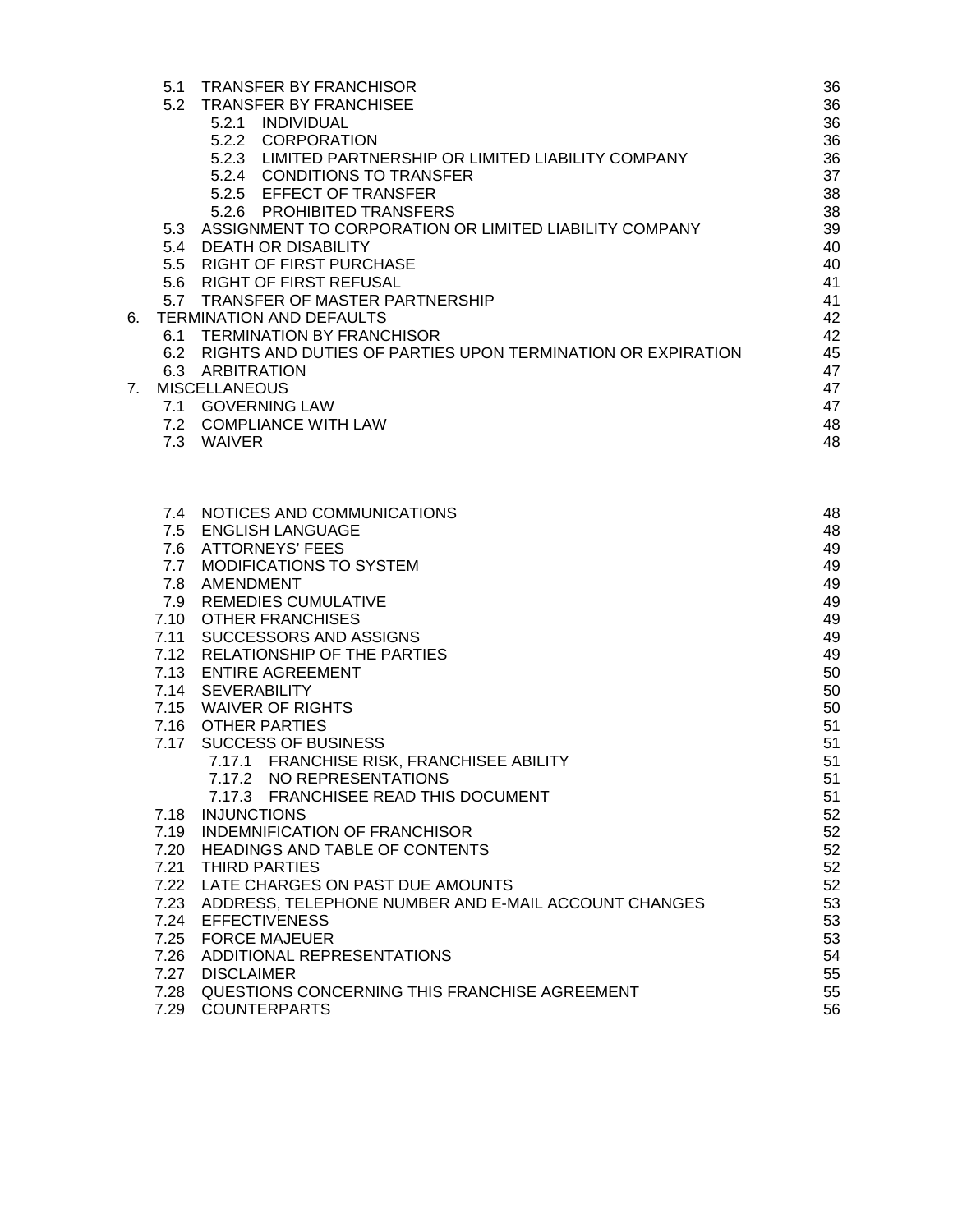| | | |
|---|---|---|
| 5.1 | TRANSFER BY FRANCHISOR | 36 |
| 5.2 | TRANSFER BY FRANCHISEE | 36 |
| | 5.2.1 INDIVIDUAL | 36 |
| | 5.2.2 CORPORATION | 36 |
| | 5.2.3 LIMITED PARTNERSHIP OR LIMITED LIABILITY COMPANY | 36 |
| | 5.2.4 CONDITIONS TO TRANSFER | 37 |
| | 5.2.5 EFFECT OF TRANSFER | 38 |
| | 5.2.6 PROHIBITED TRANSFERS | 38 |
| 5.3 | ASSIGNMENT TO CORPORATION OR LIMITED LIABILITY COMPANY | 39 |
| 5.4 | DEATH OR DISABILITY | 40 |
| 5.5 | RIGHT OF FIRST PURCHASE | 40 |
| 5.6 | RIGHT OF FIRST REFUSAL | 41 |
| 5.7 | TRANSFER OF MASTER PARTNERSHIP | 41 |
| 6. | TERMINATION AND DEFAULTS | 42 |
| 6.1 | TERMINATION BY FRANCHISOR | 42 |
| 6.2 | RIGHTS AND DUTIES OF PARTIES UPON TERMINATION OR EXPIRATION | 45 |
| 6.3 | ARBITRATION | 47 |
| 7. | MISCELLANEOUS | 47 |
| 7.1 | GOVERNING LAW | 47 |
| 7.2 | COMPLIANCE WITH LAW | 48 |
| 7.3 | WAIVER | 48 |
| 7.4 | NOTICES AND COMMUNICATIONS | 48 |
| 7.5 | ENGLISH LANGUAGE | 48 |
| 7.6 | ATTORNEYS' FEES | 49 |
| 7.7 | MODIFICATIONS TO SYSTEM | 49 |
| 7.8 | AMENDMENT | 49 |
| 7.9 | REMEDIES CUMULATIVE | 49 |
| 7.10 | OTHER FRANCHISES | 49 |
| 7.11 | SUCCESSORS AND ASSIGNS | 49 |
| 7.12 | RELATIONSHIP OF THE PARTIES | 49 |
| 7.13 | ENTIRE AGREEMENT | 50 |
| 7.14 | SEVERABILITY | 50 |
| 7.15 | WAIVER OF RIGHTS | 50 |
| 7.16 | OTHER PARTIES | 51 |
| 7.17 | SUCCESS OF BUSINESS | 51 |
| | 7.17.1 FRANCHISE RISK, FRANCHISEE ABILITY | 51 |
| | 7.17.2 NO REPRESENTATIONS | 51 |
| | 7.17.3 FRANCHISEE READ THIS DOCUMENT | 51 |
| 7.18 | INJUNCTIONS | 52 |
| 7.19 | INDEMNIFICATION OF FRANCHISOR | 52 |
| 7.20 | HEADINGS AND TABLE OF CONTENTS | 52 |
| 7.21 | THIRD PARTIES | 52 |
| 7.22 | LATE CHARGES ON PAST DUE AMOUNTS | 52 |
| 7.23 | ADDRESS, TELEPHONE NUMBER AND E-MAIL ACCOUNT CHANGES | 53 |
| 7.24 | EFFECTIVENESS | 53 |
| 7.25 | FORCE MAJEUER | 53 |
| 7.26 | ADDITIONAL REPRESENTATIONS | 54 |
| 7.27 | DISCLAIMER | 55 |
| 7.28 | QUESTIONS CONCERNING THIS FRANCHISE AGREEMENT | 55 |
| 7.29 | COUNTERPARTS | 56 |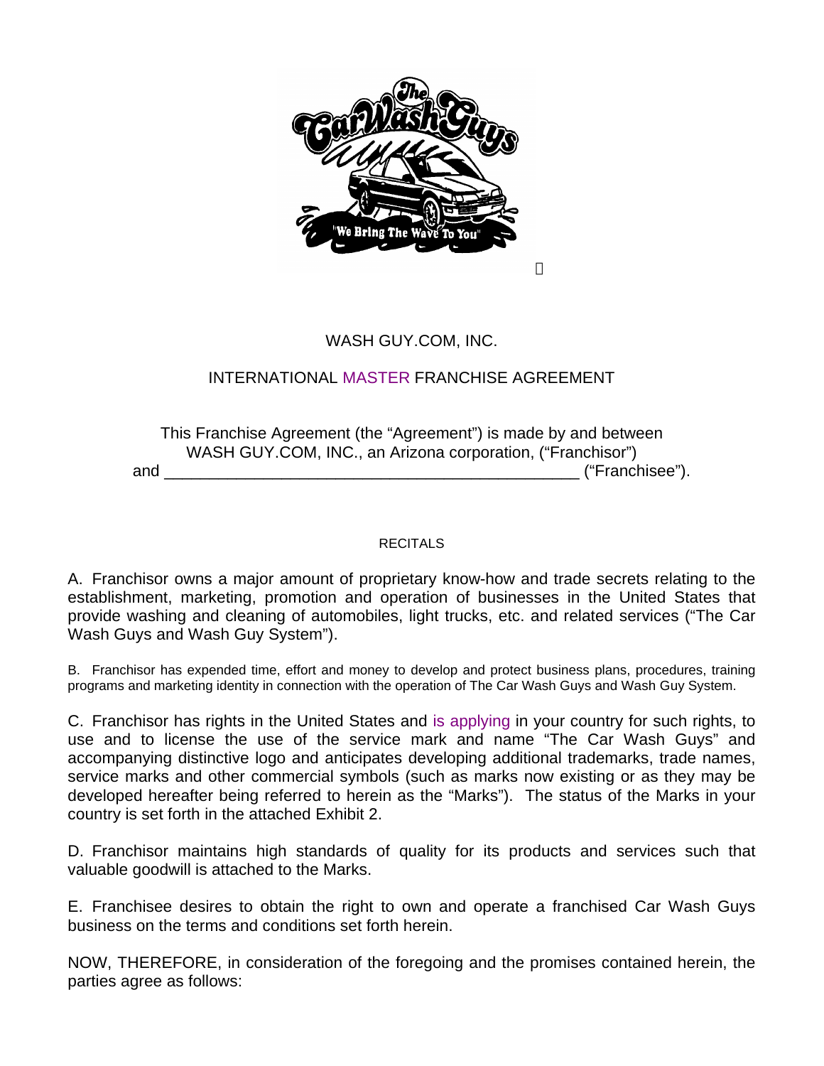WASH GUY.COM, INC.

INTERNATIONAL MASTER FRANCHISE AGREEMENT

This Franchise Agreement (the "Agreement") is made by and between WASH GUY.COM, INC., an Arizona corporation, ("Franchisor") and _______________________________________________ ("Franchisee").

RECITALS

A. Franchisor owns a major amount of proprietary know-how and trade secrets relating to the establishment, marketing, promotion and operation of businesses in the United States that provide washing and cleaning of automobiles, light trucks, etc. and related services ("The Car Wash Guys and Wash Guy System").

B. Franchisor has expended time, effort and money to develop and protect business plans, procedures, training programs and marketing identity in connection with the operation of The Car Wash Guys and Wash Guy System.

C. Franchisor has rights in the United States and is applying in your country for such rights, to use and to license the use of the service mark and name "The Car Wash Guys" and accompanying distinctive logo and anticipates developing additional trademarks, trade names, service marks and other commercial symbols (such as marks now existing or as they may be developed hereafter being referred to herein as the "Marks"). The status of the Marks in your country is set forth in the attached Exhibit 2.

D. Franchisor maintains high standards of quality for its products and services such that valuable goodwill is attached to the Marks.

E. Franchisee desires to obtain the right to own and operate a franchised Car Wash Guys business on the terms and conditions set forth herein.

NOW, THEREFORE, in consideration of the foregoing and the promises contained herein, the parties agree as follows: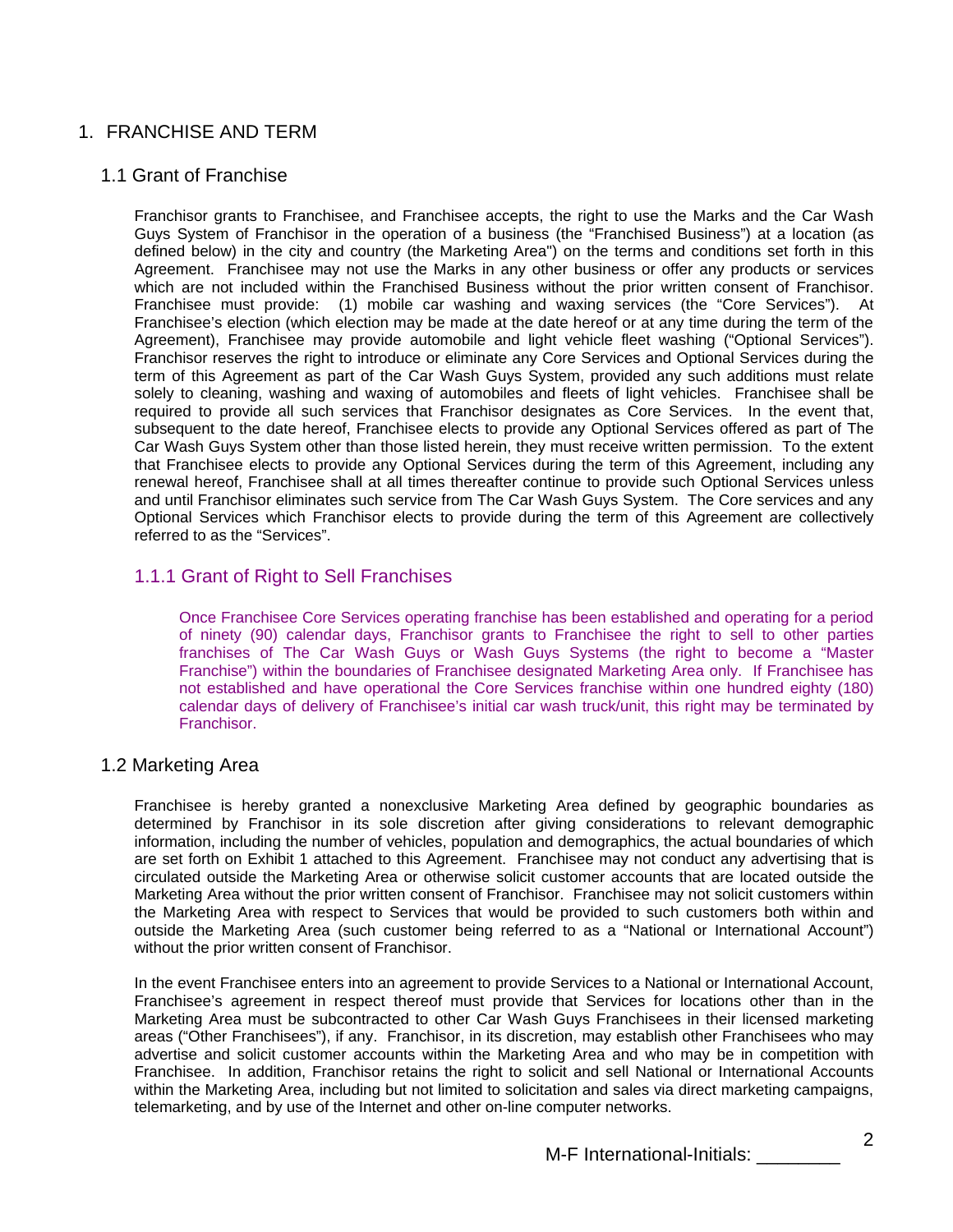# 1. FRANCHISE AND TERM

## 1.1 Grant of Franchise

Franchisor grants to Franchisee, and Franchisee accepts, the right to use the Marks and the Car Wash Guys System of Franchisor in the operation of a business (the "Franchised Business") at a location (as defined below) in the city and country (the Marketing Area") on the terms and conditions set forth in this Agreement. Franchisee may not use the Marks in any other business or offer any products or services which are not included within the Franchised Business without the prior written consent of Franchisor. Franchisee must provide: (1) mobile car washing and waxing services (the "Core Services"). At Franchisee's election (which election may be made at the date hereof or at any time during the term of the Agreement), Franchisee may provide automobile and light vehicle fleet washing ("Optional Services"). Franchisor reserves the right to introduce or eliminate any Core Services and Optional Services during the term of this Agreement as part of the Car Wash Guys System, provided any such additions must relate solely to cleaning, washing and waxing of automobiles and fleets of light vehicles. Franchisee shall be required to provide all such services that Franchisor designates as Core Services. In the event that, subsequent to the date hereof, Franchisee elects to provide any Optional Services offered as part of The Car Wash Guys System other than those listed herein, they must receive written permission. To the extent that Franchisee elects to provide any Optional Services during the term of this Agreement, including any renewal hereof, Franchisee shall at all times thereafter continue to provide such Optional Services unless and until Franchisor eliminates such service from The Car Wash Guys System. The Core services and any Optional Services which Franchisor elects to provide during the term of this Agreement are collectively referred to as the "Services".

### 1.1.1 Grant of Right to Sell Franchises

Once Franchisee Core Services operating franchise has been established and operating for a period of ninety (90) calendar days, Franchisor grants to Franchisee the right to sell to other parties franchises of The Car Wash Guys or Wash Guys Systems (the right to become a "Master Franchise") within the boundaries of Franchisee designated Marketing Area only. If Franchisee has not established and have operational the Core Services franchise within one hundred eighty (180) calendar days of delivery of Franchisee's initial car wash truck/unit, this right may be terminated by Franchisor.

## 1.2 Marketing Area

Franchisee is hereby granted a nonexclusive Marketing Area defined by geographic boundaries as determined by Franchisor in its sole discretion after giving considerations to relevant demographic information, including the number of vehicles, population and demographics, the actual boundaries of which are set forth on Exhibit 1 attached to this Agreement. Franchisee may not conduct any advertising that is circulated outside the Marketing Area or otherwise solicit customer accounts that are located outside the Marketing Area without the prior written consent of Franchisor. Franchisee may not solicit customers within the Marketing Area with respect to Services that would be provided to such customers both within and outside the Marketing Area (such customer being referred to as a "National or International Account") without the prior written consent of Franchisor.

In the event Franchisee enters into an agreement to provide Services to a National or International Account, Franchisee's agreement in respect thereof must provide that Services for locations other than in the Marketing Area must be subcontracted to other Car Wash Guys Franchisees in their licensed marketing areas ("Other Franchisees"), if any. Franchisor, in its discretion, may establish other Franchisees who may advertise and solicit customer accounts within the Marketing Area and who may be in competition with Franchisee. In addition, Franchisor retains the right to solicit and sell National or International Accounts within the Marketing Area, including but not limited to solicitation and sales via direct marketing campaigns, telemarketing, and by use of the Internet and other on-line computer networks.

M-F International-Initials: ________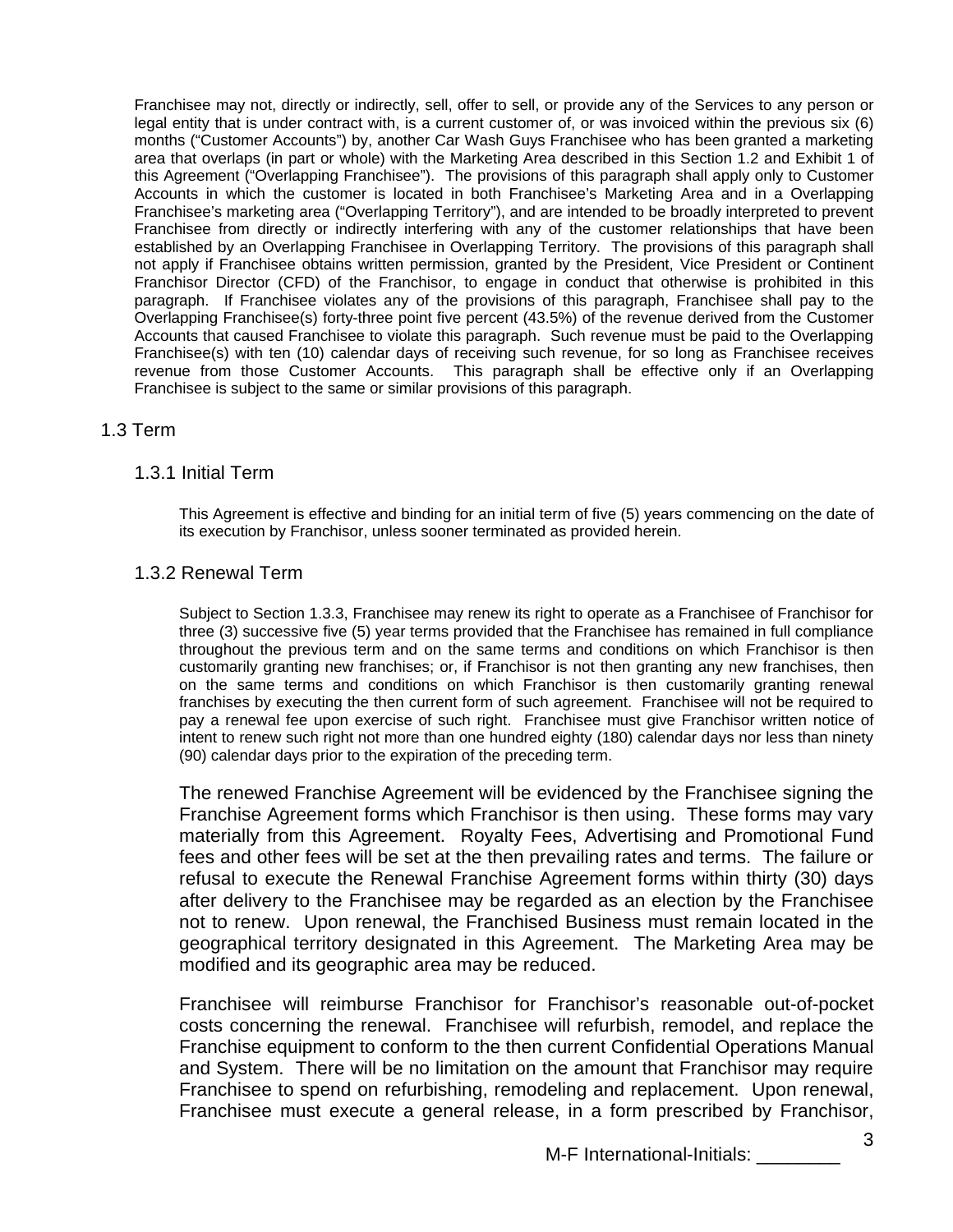Franchisee may not, directly or indirectly, sell, offer to sell, or provide any of the Services to any person or legal entity that is under contract with, is a current customer of, or was invoiced within the previous six (6) months ("Customer Accounts") by, another Car Wash Guys Franchisee who has been granted a marketing area that overlaps (in part or whole) with the Marketing Area described in this Section 1.2 and Exhibit 1 of this Agreement ("Overlapping Franchisee"). The provisions of this paragraph shall apply only to Customer Accounts in which the customer is located in both Franchisee's Marketing Area and in a Overlapping Franchisee's marketing area ("Overlapping Territory"), and are intended to be broadly interpreted to prevent Franchisee from directly or indirectly interfering with any of the customer relationships that have been established by an Overlapping Franchisee in Overlapping Territory. The provisions of this paragraph shall not apply if Franchisee obtains written permission, granted by the President, Vice President or Continent Franchisor Director (CFD) of the Franchisor, to engage in conduct that otherwise is prohibited in this paragraph. If Franchisee violates any of the provisions of this paragraph, Franchisee shall pay to the Overlapping Franchisee(s) forty-three point five percent (43.5%) of the revenue derived from the Customer Accounts that caused Franchisee to violate this paragraph. Such revenue must be paid to the Overlapping Franchisee(s) with ten (10) calendar days of receiving such revenue, for so long as Franchisee receives revenue from those Customer Accounts. This paragraph shall be effective only if an Overlapping Franchisee is subject to the same or similar provisions of this paragraph.

## 1.3 Term

### 1.3.1 Initial Term

This Agreement is effective and binding for an initial term of five (5) years commencing on the date of its execution by Franchisor, unless sooner terminated as provided herein.

### 1.3.2 Renewal Term

Subject to Section 1.3.3, Franchisee may renew its right to operate as a Franchisee of Franchisor for three (3) successive five (5) year terms provided that the Franchisee has remained in full compliance throughout the previous term and on the same terms and conditions on which Franchisor is then customarily granting new franchises; or, if Franchisor is not then granting any new franchises, then on the same terms and conditions on which Franchisor is then customarily granting renewal franchises by executing the then current form of such agreement. Franchisee will not be required to pay a renewal fee upon exercise of such right. Franchisee must give Franchisor written notice of intent to renew such right not more than one hundred eighty (180) calendar days nor less than ninety (90) calendar days prior to the expiration of the preceding term.

The renewed Franchise Agreement will be evidenced by the Franchisee signing the Franchise Agreement forms which Franchisor is then using. These forms may vary materially from this Agreement. Royalty Fees, Advertising and Promotional Fund fees and other fees will be set at the then prevailing rates and terms. The failure or refusal to execute the Renewal Franchise Agreement forms within thirty (30) days after delivery to the Franchisee may be regarded as an election by the Franchisee not to renew. Upon renewal, the Franchised Business must remain located in the geographical territory designated in this Agreement. The Marketing Area may be modified and its geographic area may be reduced.

Franchisee will reimburse Franchisor for Franchisor's reasonable out-of-pocket costs concerning the renewal. Franchisee will refurbish, remodel, and replace the Franchise equipment to conform to the then current Confidential Operations Manual and System. There will be no limitation on the amount that Franchisor may require Franchisee to spend on refurbishing, remodeling and replacement. Upon renewal, Franchisee must execute a general release, in a form prescribed by Franchisor,

M-F International-Initials: ________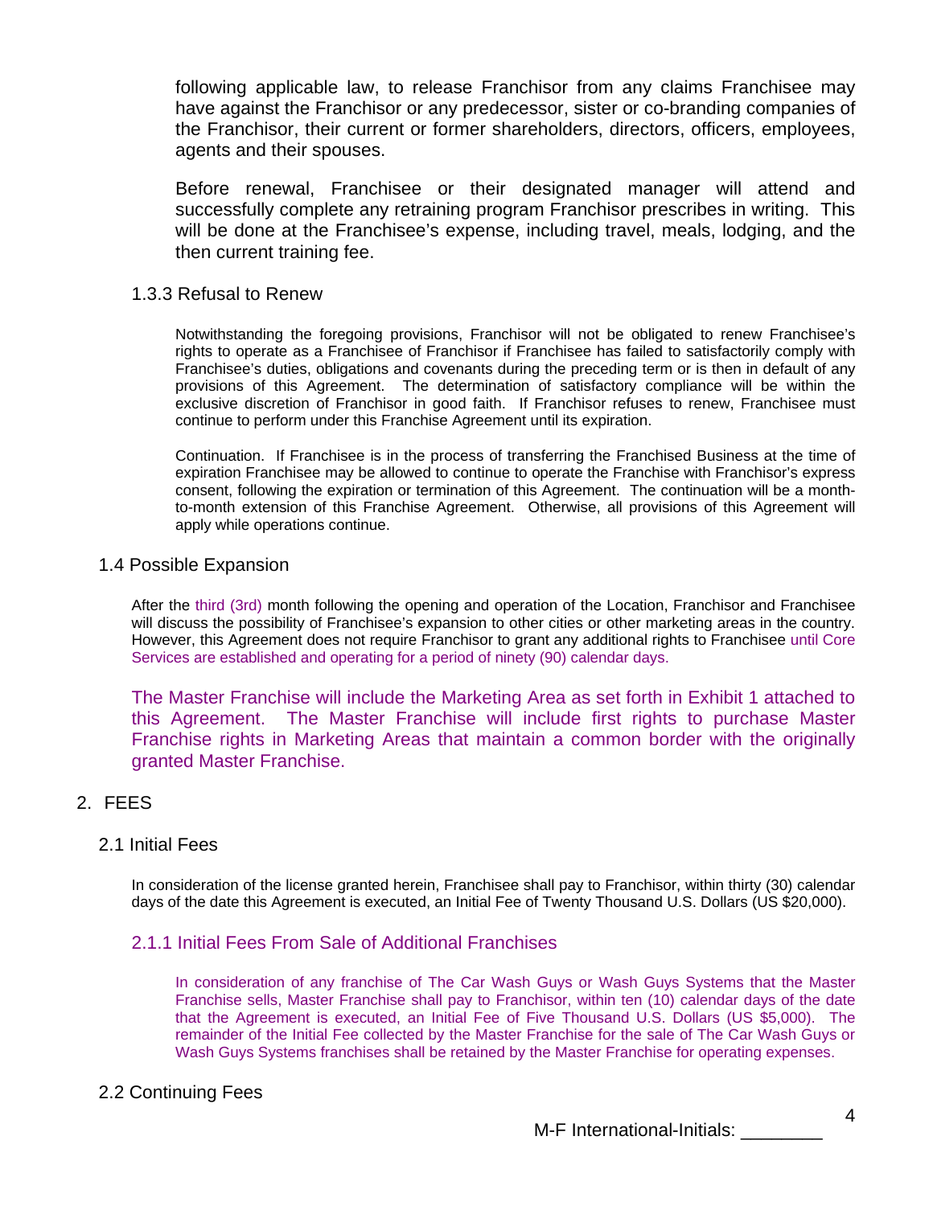following applicable law, to release Franchisor from any claims Franchisee may have against the Franchisor or any predecessor, sister or co-branding companies of the Franchisor, their current or former shareholders, directors, officers, employees, agents and their spouses.

Before renewal, Franchisee or their designated manager will attend and successfully complete any retraining program Franchisor prescribes in writing. This will be done at the Franchisee's expense, including travel, meals, lodging, and the then current training fee.

### 1.3.3 Refusal to Renew

Notwithstanding the foregoing provisions, Franchisor will not be obligated to renew Franchisee's rights to operate as a Franchisee of Franchisor if Franchisee has failed to satisfactorily comply with Franchisee's duties, obligations and covenants during the preceding term or is then in default of any provisions of this Agreement. The determination of satisfactory compliance will be within the exclusive discretion of Franchisor in good faith. If Franchisor refuses to renew, Franchisee must continue to perform under this Franchise Agreement until its expiration.

Continuation. If Franchisee is in the process of transferring the Franchised Business at the time of expiration Franchisee may be allowed to continue to operate the Franchise with Franchisor's express consent, following the expiration or termination of this Agreement. The continuation will be a month-to-month extension of this Franchise Agreement. Otherwise, all provisions of this Agreement will apply while operations continue.

### 1.4 Possible Expansion

After the third (3rd) month following the opening and operation of the Location, Franchisor and Franchisee will discuss the possibility of Franchisee's expansion to other cities or other marketing areas in the country. However, this Agreement does not require Franchisor to grant any additional rights to Franchisee until Core Services are established and operating for a period of ninety (90) calendar days.

The Master Franchise will include the Marketing Area as set forth in Exhibit 1 attached to this Agreement. The Master Franchise will include first rights to purchase Master Franchise rights in Marketing Areas that maintain a common border with the originally granted Master Franchise.

## 2. FEES

### 2.1 Initial Fees

In consideration of the license granted herein, Franchisee shall pay to Franchisor, within thirty (30) calendar days of the date this Agreement is executed, an Initial Fee of Twenty Thousand U.S. Dollars (US $20,000).

### 2.1.1 Initial Fees From Sale of Additional Franchises

In consideration of any franchise of The Car Wash Guys or Wash Guys Systems that the Master Franchise sells, Master Franchise shall pay to Franchisor, within ten (10) calendar days of the date that the Agreement is executed, an Initial Fee of Five Thousand U.S. Dollars (US $5,000). The remainder of the Initial Fee collected by the Master Franchise for the sale of The Car Wash Guys or Wash Guys Systems franchises shall be retained by the Master Franchise for operating expenses.

### 2.2 Continuing Fees

M-F International-Initials: ________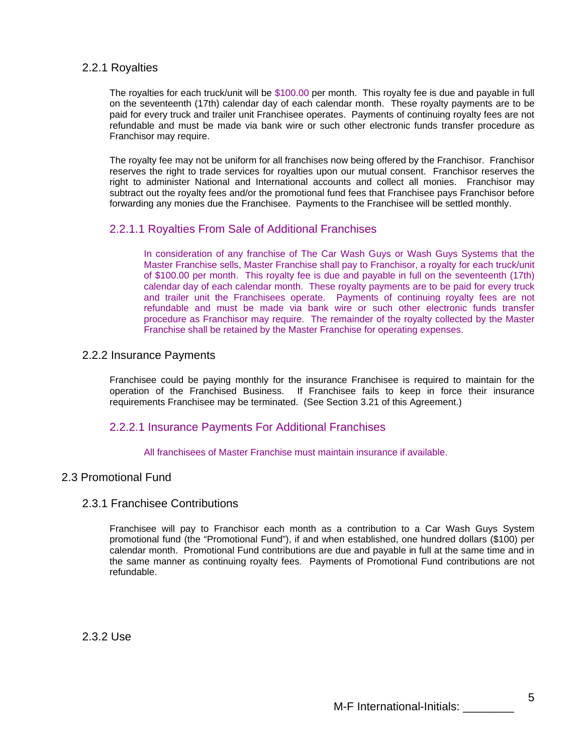### 2.2.1 Royalties

The royalties for each truck/unit will be $100.00 per month. This royalty fee is due and payable in full on the seventeenth (17th) calendar day of each calendar month. These royalty payments are to be paid for every truck and trailer unit Franchisee operates. Payments of continuing royalty fees are not refundable and must be made via bank wire or such other electronic funds transfer procedure as Franchisor may require.

The royalty fee may not be uniform for all franchises now being offered by the Franchisor. Franchisor reserves the right to trade services for royalties upon our mutual consent. Franchisor reserves the right to administer National and International accounts and collect all monies. Franchisor may subtract out the royalty fees and/or the promotional fund fees that Franchisee pays Franchisor before forwarding any monies due the Franchisee. Payments to the Franchisee will be settled monthly.

#### 2.2.1.1 Royalties From Sale of Additional Franchises

In consideration of any franchise of The Car Wash Guys or Wash Guys Systems that the Master Franchise sells, Master Franchise shall pay to Franchisor, a royalty for each truck/unit of $100.00 per month. This royalty fee is due and payable in full on the seventeenth (17th) calendar day of each calendar month. These royalty payments are to be paid for every truck and trailer unit the Franchisees operate. Payments of continuing royalty fees are not refundable and must be made via bank wire or such other electronic funds transfer procedure as Franchisor may require. The remainder of the royalty collected by the Master Franchise shall be retained by the Master Franchise for operating expenses.

### 2.2.2 Insurance Payments

Franchisee could be paying monthly for the insurance Franchisee is required to maintain for the operation of the Franchised Business. If Franchisee fails to keep in force their insurance requirements Franchisee may be terminated. (See Section 3.21 of this Agreement.)

#### 2.2.2.1 Insurance Payments For Additional Franchises

All franchisees of Master Franchise must maintain insurance if available.

## 2.3 Promotional Fund

### 2.3.1 Franchisee Contributions

Franchisee will pay to Franchisor each month as a contribution to a Car Wash Guys System promotional fund (the "Promotional Fund"), if and when established, one hundred dollars ($100) per calendar month. Promotional Fund contributions are due and payable in full at the same time and in the same manner as continuing royalty fees. Payments of Promotional Fund contributions are not refundable.

### 2.3.2 Use

M-F International-Initials: ________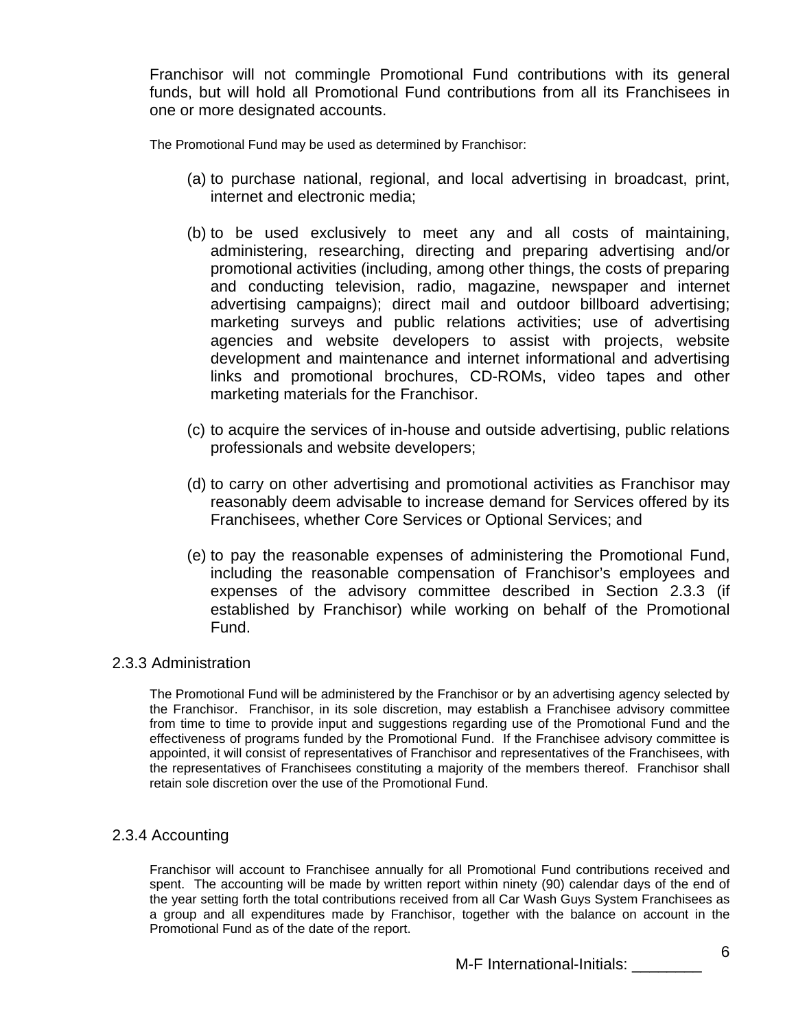Franchisor will not commingle Promotional Fund contributions with its general funds, but will hold all Promotional Fund contributions from all its Franchisees in one or more designated accounts.

The Promotional Fund may be used as determined by Franchisor:

(a) to purchase national, regional, and local advertising in broadcast, print, internet and electronic media;

(b) to be used exclusively to meet any and all costs of maintaining, administering, researching, directing and preparing advertising and/or promotional activities (including, among other things, the costs of preparing and conducting television, radio, magazine, newspaper and internet advertising campaigns); direct mail and outdoor billboard advertising; marketing surveys and public relations activities; use of advertising agencies and website developers to assist with projects, website development and maintenance and internet informational and advertising links and promotional brochures, CD-ROMs, video tapes and other marketing materials for the Franchisor.

(c) to acquire the services of in-house and outside advertising, public relations professionals and website developers;

(d) to carry on other advertising and promotional activities as Franchisor may reasonably deem advisable to increase demand for Services offered by its Franchisees, whether Core Services or Optional Services; and

(e) to pay the reasonable expenses of administering the Promotional Fund, including the reasonable compensation of Franchisor's employees and expenses of the advisory committee described in Section 2.3.3 (if established by Franchisor) while working on behalf of the Promotional Fund.

### 2.3.3 Administration

The Promotional Fund will be administered by the Franchisor or by an advertising agency selected by the Franchisor. Franchisor, in its sole discretion, may establish a Franchisee advisory committee from time to time to provide input and suggestions regarding use of the Promotional Fund and the effectiveness of programs funded by the Promotional Fund. If the Franchisee advisory committee is appointed, it will consist of representatives of Franchisor and representatives of the Franchisees, with the representatives of Franchisees constituting a majority of the members thereof. Franchisor shall retain sole discretion over the use of the Promotional Fund.

### 2.3.4 Accounting

Franchisor will account to Franchisee annually for all Promotional Fund contributions received and spent. The accounting will be made by written report within ninety (90) calendar days of the end of the year setting forth the total contributions received from all Car Wash Guys System Franchisees as a group and all expenditures made by Franchisor, together with the balance on account in the Promotional Fund as of the date of the report.

M-F International-Initials: ________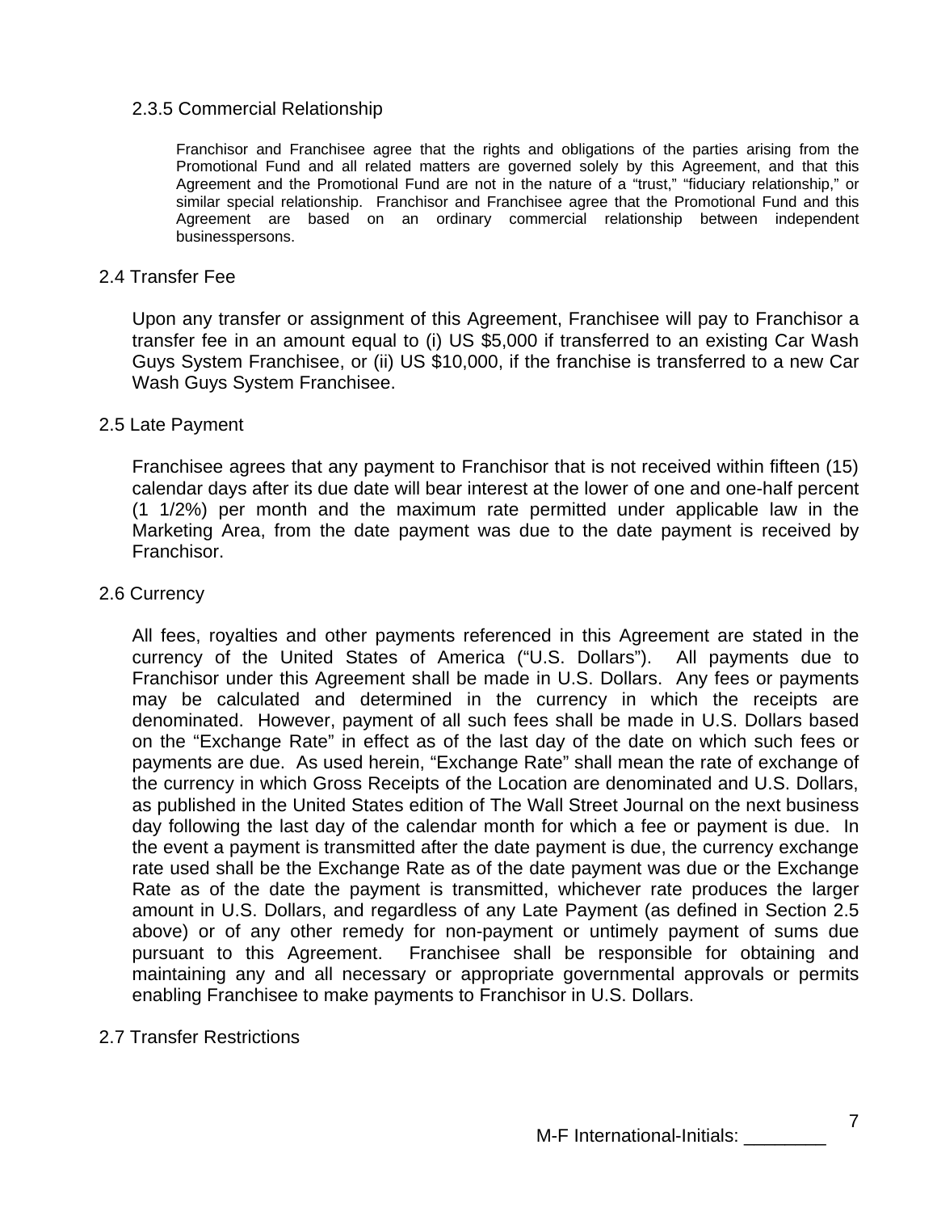#### 2.3.5 Commercial Relationship

Franchisor and Franchisee agree that the rights and obligations of the parties arising from the Promotional Fund and all related matters are governed solely by this Agreement, and that this Agreement and the Promotional Fund are not in the nature of a "trust," "fiduciary relationship," or similar special relationship. Franchisor and Franchisee agree that the Promotional Fund and this Agreement are based on an ordinary commercial relationship between independent businesspersons.

### 2.4 Transfer Fee

Upon any transfer or assignment of this Agreement, Franchisee will pay to Franchisor a transfer fee in an amount equal to (i) US $5,000 if transferred to an existing Car Wash Guys System Franchisee, or (ii) US $10,000, if the franchise is transferred to a new Car Wash Guys System Franchisee.

### 2.5 Late Payment

Franchisee agrees that any payment to Franchisor that is not received within fifteen (15) calendar days after its due date will bear interest at the lower of one and one-half percent (1 1/2%) per month and the maximum rate permitted under applicable law in the Marketing Area, from the date payment was due to the date payment is received by Franchisor.

### 2.6 Currency

All fees, royalties and other payments referenced in this Agreement are stated in the currency of the United States of America ("U.S. Dollars"). All payments due to Franchisor under this Agreement shall be made in U.S. Dollars. Any fees or payments may be calculated and determined in the currency in which the receipts are denominated. However, payment of all such fees shall be made in U.S. Dollars based on the "Exchange Rate" in effect as of the last day of the date on which such fees or payments are due. As used herein, "Exchange Rate" shall mean the rate of exchange of the currency in which Gross Receipts of the Location are denominated and U.S. Dollars, as published in the United States edition of The Wall Street Journal on the next business day following the last day of the calendar month for which a fee or payment is due. In the event a payment is transmitted after the date payment is due, the currency exchange rate used shall be the Exchange Rate as of the date payment was due or the Exchange Rate as of the date the payment is transmitted, whichever rate produces the larger amount in U.S. Dollars, and regardless of any Late Payment (as defined in Section 2.5 above) or of any other remedy for non-payment or untimely payment of sums due pursuant to this Agreement. Franchisee shall be responsible for obtaining and maintaining any and all necessary or appropriate governmental approvals or permits enabling Franchisee to make payments to Franchisor in U.S. Dollars.

### 2.7 Transfer Restrictions

M-F International-Initials: ________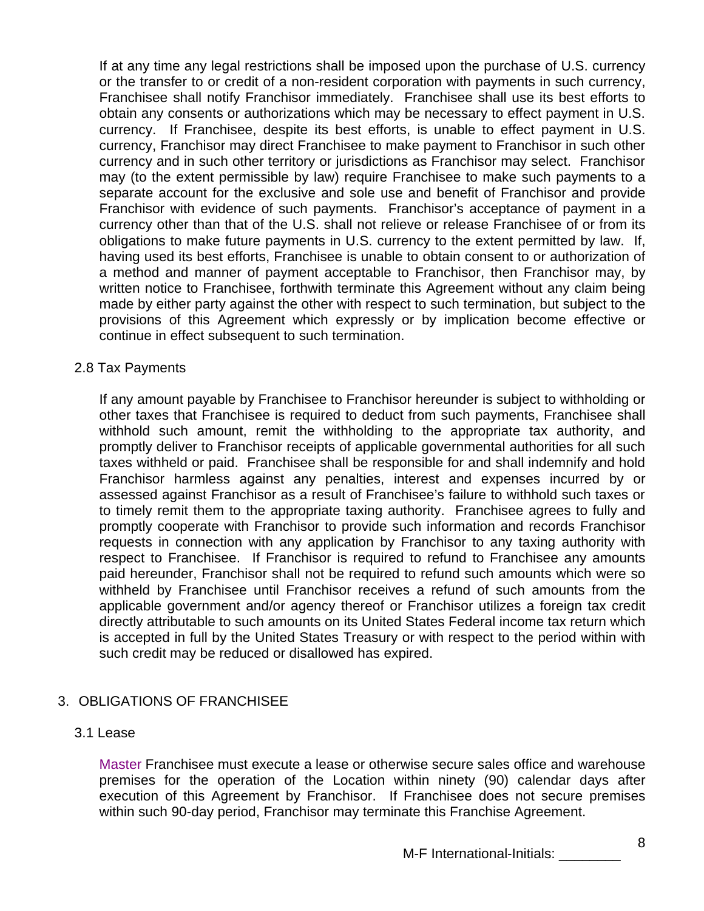If at any time any legal restrictions shall be imposed upon the purchase of U.S. currency or the transfer to or credit of a non-resident corporation with payments in such currency, Franchisee shall notify Franchisor immediately. Franchisee shall use its best efforts to obtain any consents or authorizations which may be necessary to effect payment in U.S. currency. If Franchisee, despite its best efforts, is unable to effect payment in U.S. currency, Franchisor may direct Franchisee to make payment to Franchisor in such other currency and in such other territory or jurisdictions as Franchisor may select. Franchisor may (to the extent permissible by law) require Franchisee to make such payments to a separate account for the exclusive and sole use and benefit of Franchisor and provide Franchisor with evidence of such payments. Franchisor's acceptance of payment in a currency other than that of the U.S. shall not relieve or release Franchisee of or from its obligations to make future payments in U.S. currency to the extent permitted by law. If, having used its best efforts, Franchisee is unable to obtain consent to or authorization of a method and manner of payment acceptable to Franchisor, then Franchisor may, by written notice to Franchisee, forthwith terminate this Agreement without any claim being made by either party against the other with respect to such termination, but subject to the provisions of this Agreement which expressly or by implication become effective or continue in effect subsequent to such termination.

### 2.8 Tax Payments

If any amount payable by Franchisee to Franchisor hereunder is subject to withholding or other taxes that Franchisee is required to deduct from such payments, Franchisee shall withhold such amount, remit the withholding to the appropriate tax authority, and promptly deliver to Franchisor receipts of applicable governmental authorities for all such taxes withheld or paid. Franchisee shall be responsible for and shall indemnify and hold Franchisor harmless against any penalties, interest and expenses incurred by or assessed against Franchisor as a result of Franchisee's failure to withhold such taxes or to timely remit them to the appropriate taxing authority. Franchisee agrees to fully and promptly cooperate with Franchisor to provide such information and records Franchisor requests in connection with any application by Franchisor to any taxing authority with respect to Franchisee. If Franchisor is required to refund to Franchisee any amounts paid hereunder, Franchisor shall not be required to refund such amounts which were so withheld by Franchisee until Franchisor receives a refund of such amounts from the applicable government and/or agency thereof or Franchisor utilizes a foreign tax credit directly attributable to such amounts on its United States Federal income tax return which is accepted in full by the United States Treasury or with respect to the period within with such credit may be reduced or disallowed has expired.

## 3. OBLIGATIONS OF FRANCHISEE

### 3.1 Lease

Master Franchisee must execute a lease or otherwise secure sales office and warehouse premises for the operation of the Location within ninety (90) calendar days after execution of this Agreement by Franchisor. If Franchisee does not secure premises within such 90-day period, Franchisor may terminate this Franchise Agreement.

M-F International-Initials: ________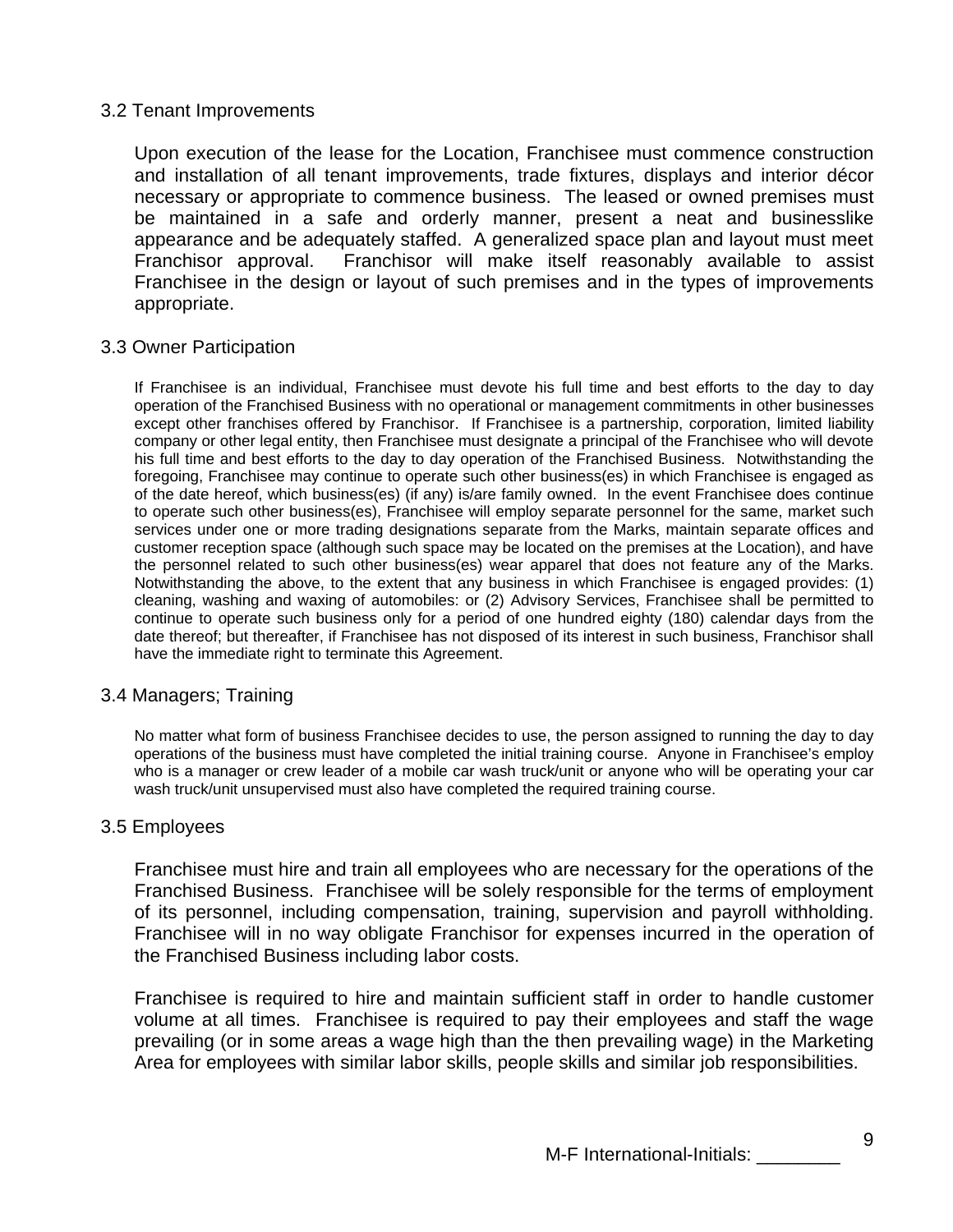### 3.2 Tenant Improvements

Upon execution of the lease for the Location, Franchisee must commence construction and installation of all tenant improvements, trade fixtures, displays and interior décor necessary or appropriate to commence business. The leased or owned premises must be maintained in a safe and orderly manner, present a neat and businesslike appearance and be adequately staffed. A generalized space plan and layout must meet Franchisor approval. Franchisor will make itself reasonably available to assist Franchisee in the design or layout of such premises and in the types of improvements appropriate.

### 3.3 Owner Participation

If Franchisee is an individual, Franchisee must devote his full time and best efforts to the day to day operation of the Franchised Business with no operational or management commitments in other businesses except other franchises offered by Franchisor. If Franchisee is a partnership, corporation, limited liability company or other legal entity, then Franchisee must designate a principal of the Franchisee who will devote his full time and best efforts to the day to day operation of the Franchised Business. Notwithstanding the foregoing, Franchisee may continue to operate such other business(es) in which Franchisee is engaged as of the date hereof, which business(es) (if any) is/are family owned. In the event Franchisee does continue to operate such other business(es), Franchisee will employ separate personnel for the same, market such services under one or more trading designations separate from the Marks, maintain separate offices and customer reception space (although such space may be located on the premises at the Location), and have the personnel related to such other business(es) wear apparel that does not feature any of the Marks. Notwithstanding the above, to the extent that any business in which Franchisee is engaged provides: (1) cleaning, washing and waxing of automobiles: or (2) Advisory Services, Franchisee shall be permitted to continue to operate such business only for a period of one hundred eighty (180) calendar days from the date thereof; but thereafter, if Franchisee has not disposed of its interest in such business, Franchisor shall have the immediate right to terminate this Agreement.

### 3.4 Managers; Training

No matter what form of business Franchisee decides to use, the person assigned to running the day to day operations of the business must have completed the initial training course. Anyone in Franchisee's employ who is a manager or crew leader of a mobile car wash truck/unit or anyone who will be operating your car wash truck/unit unsupervised must also have completed the required training course.

### 3.5 Employees

Franchisee must hire and train all employees who are necessary for the operations of the Franchised Business. Franchisee will be solely responsible for the terms of employment of its personnel, including compensation, training, supervision and payroll withholding. Franchisee will in no way obligate Franchisor for expenses incurred in the operation of the Franchised Business including labor costs.

Franchisee is required to hire and maintain sufficient staff in order to handle customer volume at all times. Franchisee is required to pay their employees and staff the wage prevailing (or in some areas a wage high than the then prevailing wage) in the Marketing Area for employees with similar labor skills, people skills and similar job responsibilities.

M-F International-Initials: ________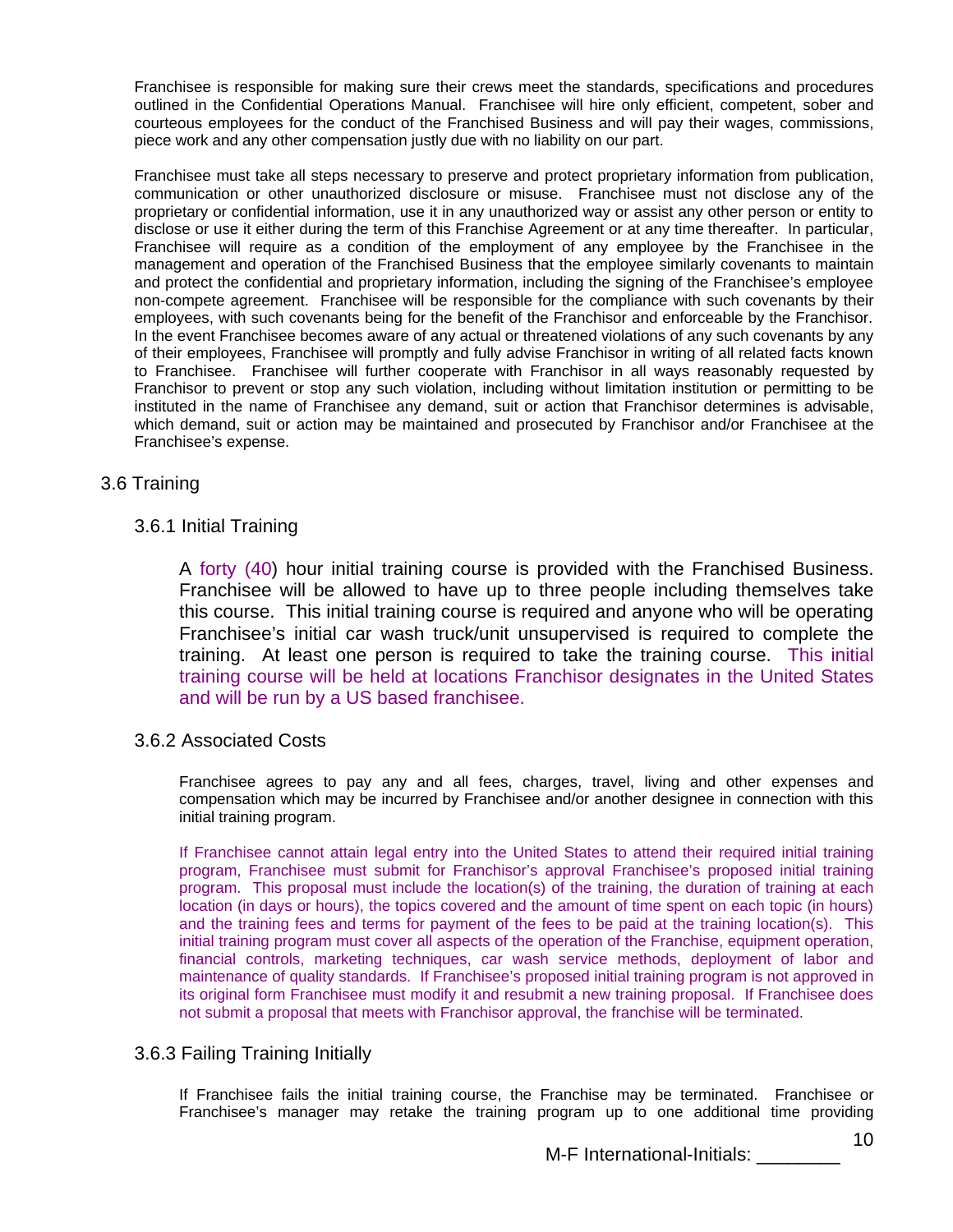Franchisee is responsible for making sure their crews meet the standards, specifications and procedures outlined in the Confidential Operations Manual. Franchisee will hire only efficient, competent, sober and courteous employees for the conduct of the Franchised Business and will pay their wages, commissions, piece work and any other compensation justly due with no liability on our part.

Franchisee must take all steps necessary to preserve and protect proprietary information from publication, communication or other unauthorized disclosure or misuse. Franchisee must not disclose any of the proprietary or confidential information, use it in any unauthorized way or assist any other person or entity to disclose or use it either during the term of this Franchise Agreement or at any time thereafter. In particular, Franchisee will require as a condition of the employment of any employee by the Franchisee in the management and operation of the Franchised Business that the employee similarly covenants to maintain and protect the confidential and proprietary information, including the signing of the Franchisee's employee non-compete agreement. Franchisee will be responsible for the compliance with such covenants by their employees, with such covenants being for the benefit of the Franchisor and enforceable by the Franchisor. In the event Franchisee becomes aware of any actual or threatened violations of any such covenants by any of their employees, Franchisee will promptly and fully advise Franchisor in writing of all related facts known to Franchisee. Franchisee will further cooperate with Franchisor in all ways reasonably requested by Franchisor to prevent or stop any such violation, including without limitation institution or permitting to be instituted in the name of Franchisee any demand, suit or action that Franchisor determines is advisable, which demand, suit or action may be maintained and prosecuted by Franchisor and/or Franchisee at the Franchisee's expense.

## 3.6 Training

### 3.6.1 Initial Training

A forty (40) hour initial training course is provided with the Franchised Business. Franchisee will be allowed to have up to three people including themselves take this course. This initial training course is required and anyone who will be operating Franchisee's initial car wash truck/unit unsupervised is required to complete the training. At least one person is required to take the training course. This initial training course will be held at locations Franchisor designates in the United States and will be run by a US based franchisee.

### 3.6.2 Associated Costs

Franchisee agrees to pay any and all fees, charges, travel, living and other expenses and compensation which may be incurred by Franchisee and/or another designee in connection with this initial training program.

If Franchisee cannot attain legal entry into the United States to attend their required initial training program, Franchisee must submit for Franchisor's approval Franchisee's proposed initial training program. This proposal must include the location(s) of the training, the duration of training at each location (in days or hours), the topics covered and the amount of time spent on each topic (in hours) and the training fees and terms for payment of the fees to be paid at the training location(s). This initial training program must cover all aspects of the operation of the Franchise, equipment operation, financial controls, marketing techniques, car wash service methods, deployment of labor and maintenance of quality standards. If Franchisee's proposed initial training program is not approved in its original form Franchisee must modify it and resubmit a new training proposal. If Franchisee does not submit a proposal that meets with Franchisor approval, the franchise will be terminated.

### 3.6.3 Failing Training Initially

If Franchisee fails the initial training course, the Franchise may be terminated. Franchisee or Franchisee's manager may retake the training program up to one additional time providing

M-F International-Initials: ________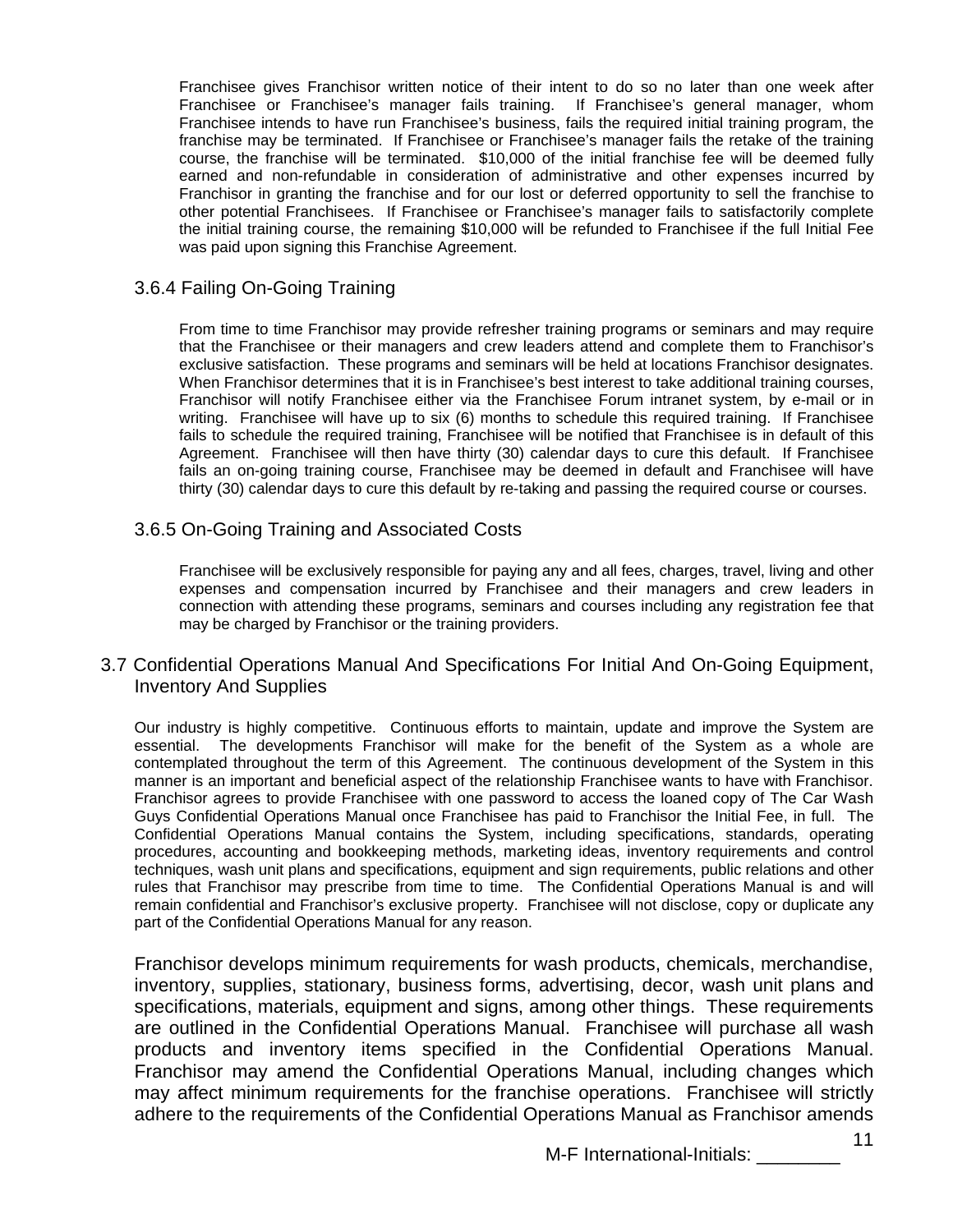Franchisee gives Franchisor written notice of their intent to do so no later than one week after Franchisee or Franchisee's manager fails training. If Franchisee's general manager, whom Franchisee intends to have run Franchisee's business, fails the required initial training program, the franchise may be terminated. If Franchisee or Franchisee's manager fails the retake of the training course, the franchise will be terminated. $10,000 of the initial franchise fee will be deemed fully earned and non-refundable in consideration of administrative and other expenses incurred by Franchisor in granting the franchise and for our lost or deferred opportunity to sell the franchise to other potential Franchisees. If Franchisee or Franchisee's manager fails to satisfactorily complete the initial training course, the remaining $10,000 will be refunded to Franchisee if the full Initial Fee was paid upon signing this Franchise Agreement.

### 3.6.4 Failing On-Going Training

From time to time Franchisor may provide refresher training programs or seminars and may require that the Franchisee or their managers and crew leaders attend and complete them to Franchisor's exclusive satisfaction. These programs and seminars will be held at locations Franchisor designates. When Franchisor determines that it is in Franchisee's best interest to take additional training courses, Franchisor will notify Franchisee either via the Franchisee Forum intranet system, by e-mail or in writing. Franchisee will have up to six (6) months to schedule this required training. If Franchisee fails to schedule the required training, Franchisee will be notified that Franchisee is in default of this Agreement. Franchisee will then have thirty (30) calendar days to cure this default. If Franchisee fails an on-going training course, Franchisee may be deemed in default and Franchisee will have thirty (30) calendar days to cure this default by re-taking and passing the required course or courses.

### 3.6.5 On-Going Training and Associated Costs

Franchisee will be exclusively responsible for paying any and all fees, charges, travel, living and other expenses and compensation incurred by Franchisee and their managers and crew leaders in connection with attending these programs, seminars and courses including any registration fee that may be charged by Franchisor or the training providers.

## 3.7 Confidential Operations Manual And Specifications For Initial And On-Going Equipment, Inventory And Supplies

Our industry is highly competitive. Continuous efforts to maintain, update and improve the System are essential. The developments Franchisor will make for the benefit of the System as a whole are contemplated throughout the term of this Agreement. The continuous development of the System in this manner is an important and beneficial aspect of the relationship Franchisee wants to have with Franchisor. Franchisor agrees to provide Franchisee with one password to access the loaned copy of The Car Wash Guys Confidential Operations Manual once Franchisee has paid to Franchisor the Initial Fee, in full. The Confidential Operations Manual contains the System, including specifications, standards, operating procedures, accounting and bookkeeping methods, marketing ideas, inventory requirements and control techniques, wash unit plans and specifications, equipment and sign requirements, public relations and other rules that Franchisor may prescribe from time to time. The Confidential Operations Manual is and will remain confidential and Franchisor's exclusive property. Franchisee will not disclose, copy or duplicate any part of the Confidential Operations Manual for any reason.

Franchisor develops minimum requirements for wash products, chemicals, merchandise, inventory, supplies, stationary, business forms, advertising, decor, wash unit plans and specifications, materials, equipment and signs, among other things. These requirements are outlined in the Confidential Operations Manual. Franchisee will purchase all wash products and inventory items specified in the Confidential Operations Manual. Franchisor may amend the Confidential Operations Manual, including changes which may affect minimum requirements for the franchise operations. Franchisee will strictly adhere to the requirements of the Confidential Operations Manual as Franchisor amends

M-F International-Initials: ________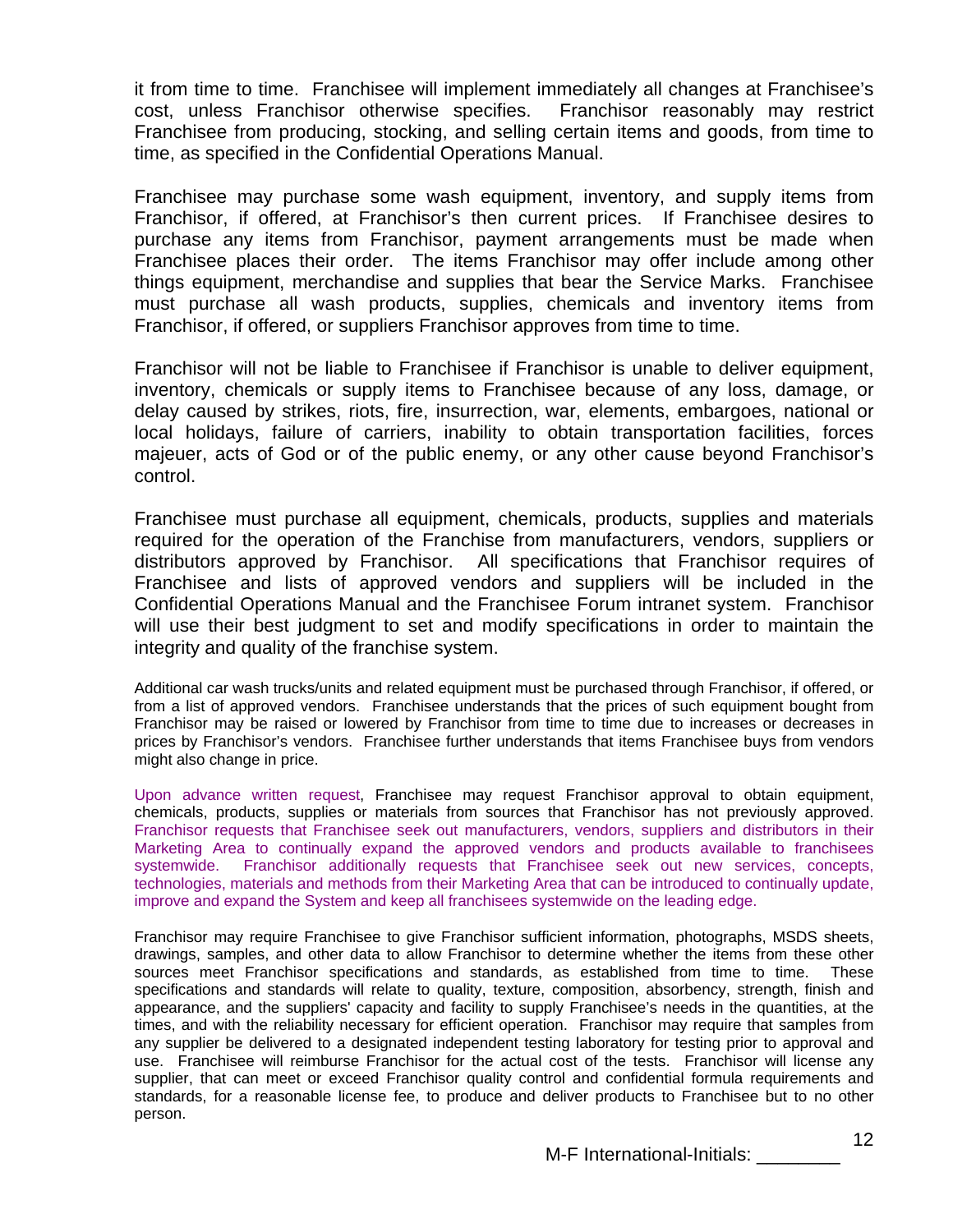it from time to time. Franchisee will implement immediately all changes at Franchisee's cost, unless Franchisor otherwise specifies. Franchisor reasonably may restrict Franchisee from producing, stocking, and selling certain items and goods, from time to time, as specified in the Confidential Operations Manual.

Franchisee may purchase some wash equipment, inventory, and supply items from Franchisor, if offered, at Franchisor's then current prices. If Franchisee desires to purchase any items from Franchisor, payment arrangements must be made when Franchisee places their order. The items Franchisor may offer include among other things equipment, merchandise and supplies that bear the Service Marks. Franchisee must purchase all wash products, supplies, chemicals and inventory items from Franchisor, if offered, or suppliers Franchisor approves from time to time.

Franchisor will not be liable to Franchisee if Franchisor is unable to deliver equipment, inventory, chemicals or supply items to Franchisee because of any loss, damage, or delay caused by strikes, riots, fire, insurrection, war, elements, embargoes, national or local holidays, failure of carriers, inability to obtain transportation facilities, forces majeuer, acts of God or of the public enemy, or any other cause beyond Franchisor's control.

Franchisee must purchase all equipment, chemicals, products, supplies and materials required for the operation of the Franchise from manufacturers, vendors, suppliers or distributors approved by Franchisor. All specifications that Franchisor requires of Franchisee and lists of approved vendors and suppliers will be included in the Confidential Operations Manual and the Franchisee Forum intranet system. Franchisor will use their best judgment to set and modify specifications in order to maintain the integrity and quality of the franchise system.

Additional car wash trucks/units and related equipment must be purchased through Franchisor, if offered, or from a list of approved vendors. Franchisee understands that the prices of such equipment bought from Franchisor may be raised or lowered by Franchisor from time to time due to increases or decreases in prices by Franchisor's vendors. Franchisee further understands that items Franchisee buys from vendors might also change in price.

Upon advance written request, Franchisee may request Franchisor approval to obtain equipment, chemicals, products, supplies or materials from sources that Franchisor has not previously approved. Franchisor requests that Franchisee seek out manufacturers, vendors, suppliers and distributors in their Marketing Area to continually expand the approved vendors and products available to franchisees systemwide. Franchisor additionally requests that Franchisee seek out new services, concepts, technologies, materials and methods from their Marketing Area that can be introduced to continually update, improve and expand the System and keep all franchisees systemwide on the leading edge.

Franchisor may require Franchisee to give Franchisor sufficient information, photographs, MSDS sheets, drawings, samples, and other data to allow Franchisor to determine whether the items from these other sources meet Franchisor specifications and standards, as established from time to time. These specifications and standards will relate to quality, texture, composition, absorbency, strength, finish and appearance, and the suppliers' capacity and facility to supply Franchisee's needs in the quantities, at the times, and with the reliability necessary for efficient operation. Franchisor may require that samples from any supplier be delivered to a designated independent testing laboratory for testing prior to approval and use. Franchisee will reimburse Franchisor for the actual cost of the tests. Franchisor will license any supplier, that can meet or exceed Franchisor quality control and confidential formula requirements and standards, for a reasonable license fee, to produce and deliver products to Franchisee but to no other person.

M-F International-Initials: ________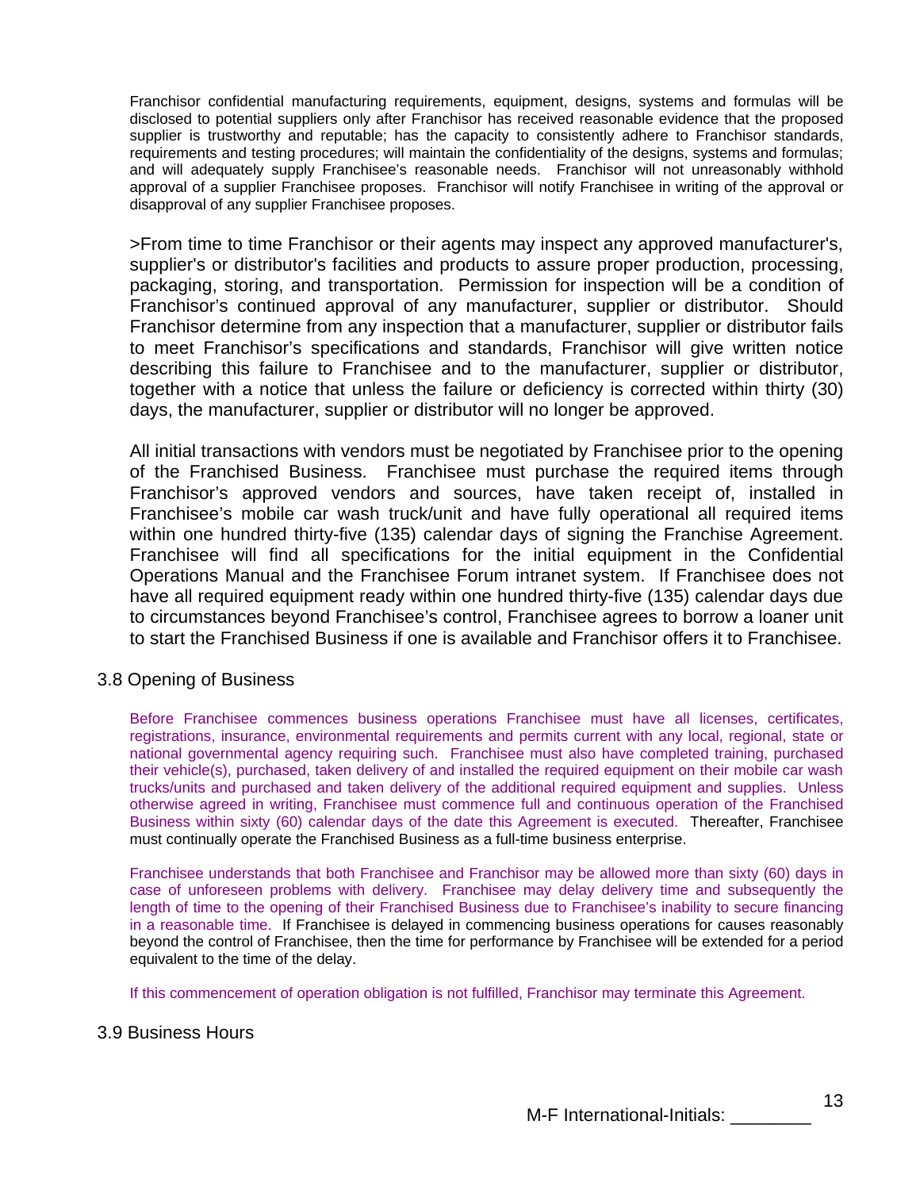Franchisor confidential manufacturing requirements, equipment, designs, systems and formulas will be disclosed to potential suppliers only after Franchisor has received reasonable evidence that the proposed supplier is trustworthy and reputable; has the capacity to consistently adhere to Franchisor standards, requirements and testing procedures; will maintain the confidentiality of the designs, systems and formulas; and will adequately supply Franchisee's reasonable needs. Franchisor will not unreasonably withhold approval of a supplier Franchisee proposes. Franchisor will notify Franchisee in writing of the approval or disapproval of any supplier Franchisee proposes.

>From time to time Franchisor or their agents may inspect any approved manufacturer's, supplier's or distributor's facilities and products to assure proper production, processing, packaging, storing, and transportation. Permission for inspection will be a condition of Franchisor's continued approval of any manufacturer, supplier or distributor. Should Franchisor determine from any inspection that a manufacturer, supplier or distributor fails to meet Franchisor's specifications and standards, Franchisor will give written notice describing this failure to Franchisee and to the manufacturer, supplier or distributor, together with a notice that unless the failure or deficiency is corrected within thirty (30) days, the manufacturer, supplier or distributor will no longer be approved.

All initial transactions with vendors must be negotiated by Franchisee prior to the opening of the Franchised Business. Franchisee must purchase the required items through Franchisor's approved vendors and sources, have taken receipt of, installed in Franchisee's mobile car wash truck/unit and have fully operational all required items within one hundred thirty-five (135) calendar days of signing the Franchise Agreement. Franchisee will find all specifications for the initial equipment in the Confidential Operations Manual and the Franchisee Forum intranet system. If Franchisee does not have all required equipment ready within one hundred thirty-five (135) calendar days due to circumstances beyond Franchisee's control, Franchisee agrees to borrow a loaner unit to start the Franchised Business if one is available and Franchisor offers it to Franchisee.

## 3.8 Opening of Business

Before Franchisee commences business operations Franchisee must have all licenses, certificates, registrations, insurance, environmental requirements and permits current with any local, regional, state or national governmental agency requiring such. Franchisee must also have completed training, purchased their vehicle(s), purchased, taken delivery of and installed the required equipment on their mobile car wash trucks/units and purchased and taken delivery of the additional required equipment and supplies. Unless otherwise agreed in writing, Franchisee must commence full and continuous operation of the Franchised Business within sixty (60) calendar days of the date this Agreement is executed. Thereafter, Franchisee must continually operate the Franchised Business as a full-time business enterprise.

Franchisee understands that both Franchisee and Franchisor may be allowed more than sixty (60) days in case of unforeseen problems with delivery. Franchisee may delay delivery time and subsequently the length of time to the opening of their Franchised Business due to Franchisee's inability to secure financing in a reasonable time. If Franchisee is delayed in commencing business operations for causes reasonably beyond the control of Franchisee, then the time for performance by Franchisee will be extended for a period equivalent to the time of the delay.

If this commencement of operation obligation is not fulfilled, Franchisor may terminate this Agreement.

## 3.9 Business Hours

M-F International-Initials: ________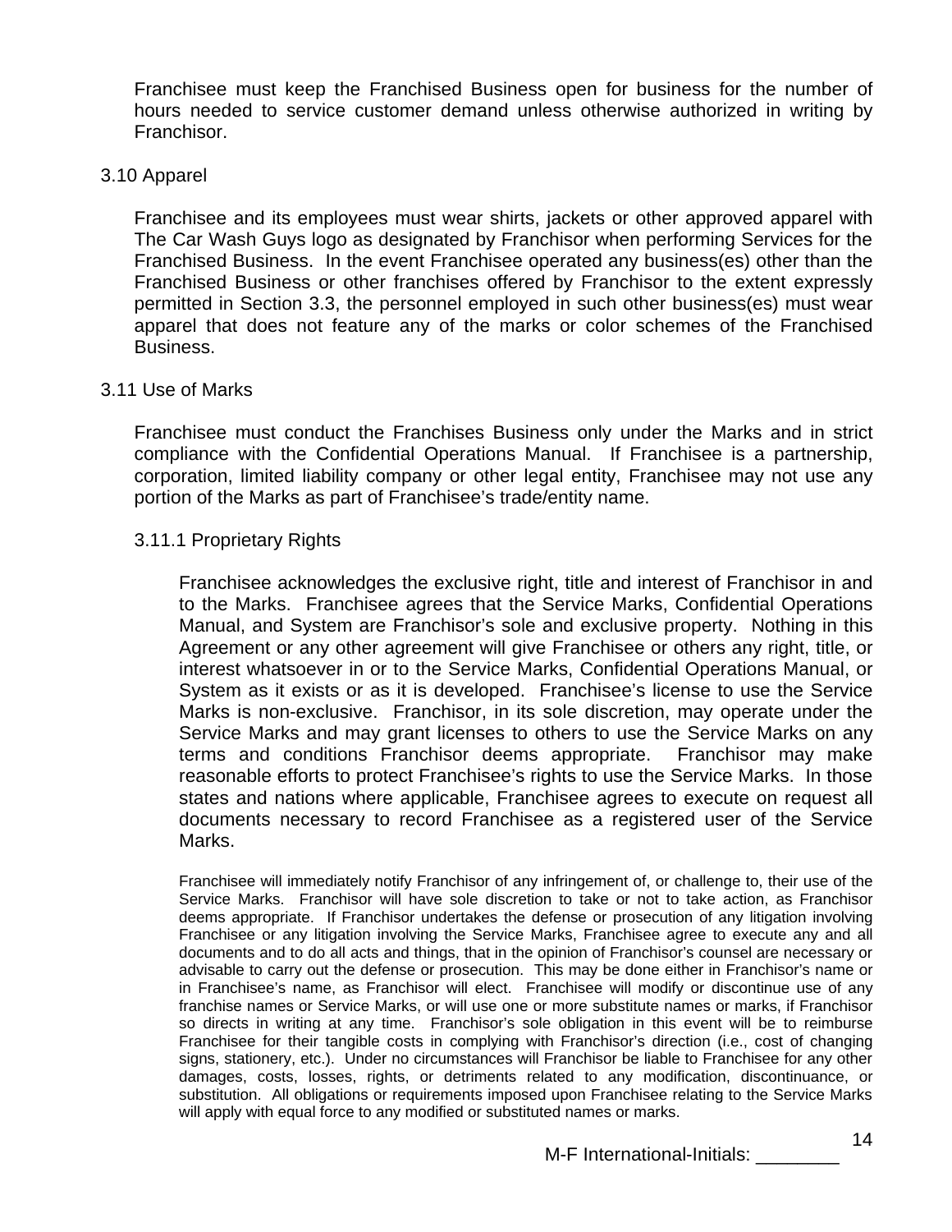Franchisee must keep the Franchised Business open for business for the number of hours needed to service customer demand unless otherwise authorized in writing by Franchisor.

### 3.10 Apparel

Franchisee and its employees must wear shirts, jackets or other approved apparel with The Car Wash Guys logo as designated by Franchisor when performing Services for the Franchised Business. In the event Franchisee operated any business(es) other than the Franchised Business or other franchises offered by Franchisor to the extent expressly permitted in Section 3.3, the personnel employed in such other business(es) must wear apparel that does not feature any of the marks or color schemes of the Franchised Business.

### 3.11 Use of Marks

Franchisee must conduct the Franchises Business only under the Marks and in strict compliance with the Confidential Operations Manual. If Franchisee is a partnership, corporation, limited liability company or other legal entity, Franchisee may not use any portion of the Marks as part of Franchisee's trade/entity name.

#### 3.11.1 Proprietary Rights

Franchisee acknowledges the exclusive right, title and interest of Franchisor in and to the Marks. Franchisee agrees that the Service Marks, Confidential Operations Manual, and System are Franchisor's sole and exclusive property. Nothing in this Agreement or any other agreement will give Franchisee or others any right, title, or interest whatsoever in or to the Service Marks, Confidential Operations Manual, or System as it exists or as it is developed. Franchisee's license to use the Service Marks is non-exclusive. Franchisor, in its sole discretion, may operate under the Service Marks and may grant licenses to others to use the Service Marks on any terms and conditions Franchisor deems appropriate. Franchisor may make reasonable efforts to protect Franchisee's rights to use the Service Marks. In those states and nations where applicable, Franchisee agrees to execute on request all documents necessary to record Franchisee as a registered user of the Service Marks.

Franchisee will immediately notify Franchisor of any infringement of, or challenge to, their use of the Service Marks. Franchisor will have sole discretion to take or not to take action, as Franchisor deems appropriate. If Franchisor undertakes the defense or prosecution of any litigation involving Franchisee or any litigation involving the Service Marks, Franchisee agree to execute any and all documents and to do all acts and things, that in the opinion of Franchisor's counsel are necessary or advisable to carry out the defense or prosecution. This may be done either in Franchisor's name or in Franchisee's name, as Franchisor will elect. Franchisee will modify or discontinue use of any franchise names or Service Marks, or will use one or more substitute names or marks, if Franchisor so directs in writing at any time. Franchisor's sole obligation in this event will be to reimburse Franchisee for their tangible costs in complying with Franchisor's direction (i.e., cost of changing signs, stationery, etc.). Under no circumstances will Franchisor be liable to Franchisee for any other damages, costs, losses, rights, or detriments related to any modification, discontinuance, or substitution. All obligations or requirements imposed upon Franchisee relating to the Service Marks will apply with equal force to any modified or substituted names or marks.

M-F International-Initials: ________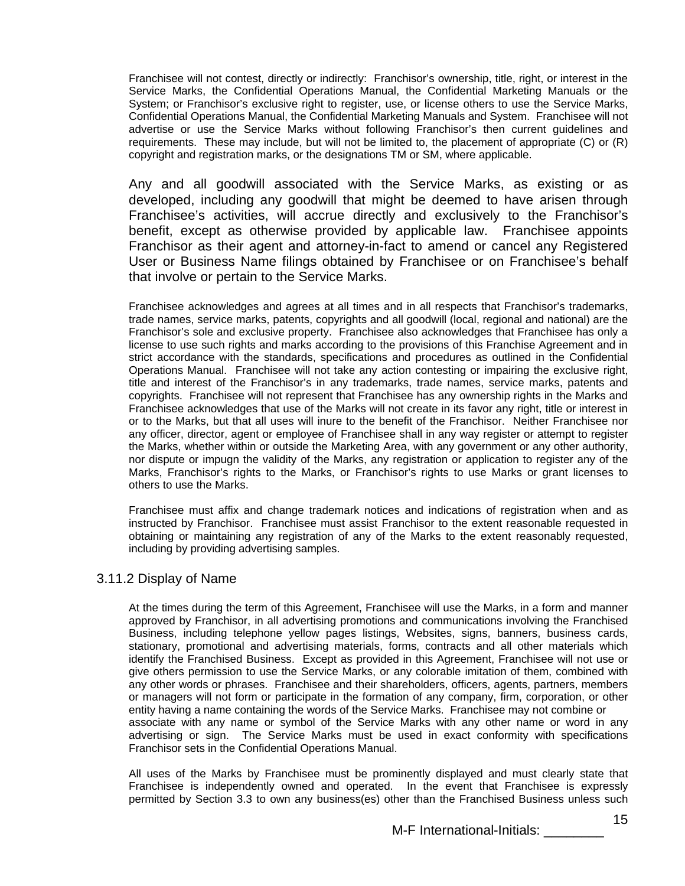Franchisee will not contest, directly or indirectly: Franchisor's ownership, title, right, or interest in the Service Marks, the Confidential Operations Manual, the Confidential Marketing Manuals or the System; or Franchisor's exclusive right to register, use, or license others to use the Service Marks, Confidential Operations Manual, the Confidential Marketing Manuals and System. Franchisee will not advertise or use the Service Marks without following Franchisor's then current guidelines and requirements. These may include, but will not be limited to, the placement of appropriate (C) or (R) copyright and registration marks, or the designations TM or SM, where applicable.

Any and all goodwill associated with the Service Marks, as existing or as developed, including any goodwill that might be deemed to have arisen through Franchisee's activities, will accrue directly and exclusively to the Franchisor's benefit, except as otherwise provided by applicable law. Franchisee appoints Franchisor as their agent and attorney-in-fact to amend or cancel any Registered User or Business Name filings obtained by Franchisee or on Franchisee's behalf that involve or pertain to the Service Marks.

Franchisee acknowledges and agrees at all times and in all respects that Franchisor's trademarks, trade names, service marks, patents, copyrights and all goodwill (local, regional and national) are the Franchisor's sole and exclusive property. Franchisee also acknowledges that Franchisee has only a license to use such rights and marks according to the provisions of this Franchise Agreement and in strict accordance with the standards, specifications and procedures as outlined in the Confidential Operations Manual. Franchisee will not take any action contesting or impairing the exclusive right, title and interest of the Franchisor's in any trademarks, trade names, service marks, patents and copyrights. Franchisee will not represent that Franchisee has any ownership rights in the Marks and Franchisee acknowledges that use of the Marks will not create in its favor any right, title or interest in or to the Marks, but that all uses will inure to the benefit of the Franchisor. Neither Franchisee nor any officer, director, agent or employee of Franchisee shall in any way register or attempt to register the Marks, whether within or outside the Marketing Area, with any government or any other authority, nor dispute or impugn the validity of the Marks, any registration or application to register any of the Marks, Franchisor's rights to the Marks, or Franchisor's rights to use Marks or grant licenses to others to use the Marks.

Franchisee must affix and change trademark notices and indications of registration when and as instructed by Franchisor. Franchisee must assist Franchisor to the extent reasonable requested in obtaining or maintaining any registration of any of the Marks to the extent reasonably requested, including by providing advertising samples.

### 3.11.2 Display of Name

At the times during the term of this Agreement, Franchisee will use the Marks, in a form and manner approved by Franchisor, in all advertising promotions and communications involving the Franchised Business, including telephone yellow pages listings, Websites, signs, banners, business cards, stationary, promotional and advertising materials, forms, contracts and all other materials which identify the Franchised Business. Except as provided in this Agreement, Franchisee will not use or give others permission to use the Service Marks, or any colorable imitation of them, combined with any other words or phrases. Franchisee and their shareholders, officers, agents, partners, members or managers will not form or participate in the formation of any company, firm, corporation, or other entity having a name containing the words of the Service Marks. Franchisee may not combine or associate with any name or symbol of the Service Marks with any other name or word in any advertising or sign. The Service Marks must be used in exact conformity with specifications Franchisor sets in the Confidential Operations Manual.

All uses of the Marks by Franchisee must be prominently displayed and must clearly state that Franchisee is independently owned and operated. In the event that Franchisee is expressly permitted by Section 3.3 to own any business(es) other than the Franchised Business unless such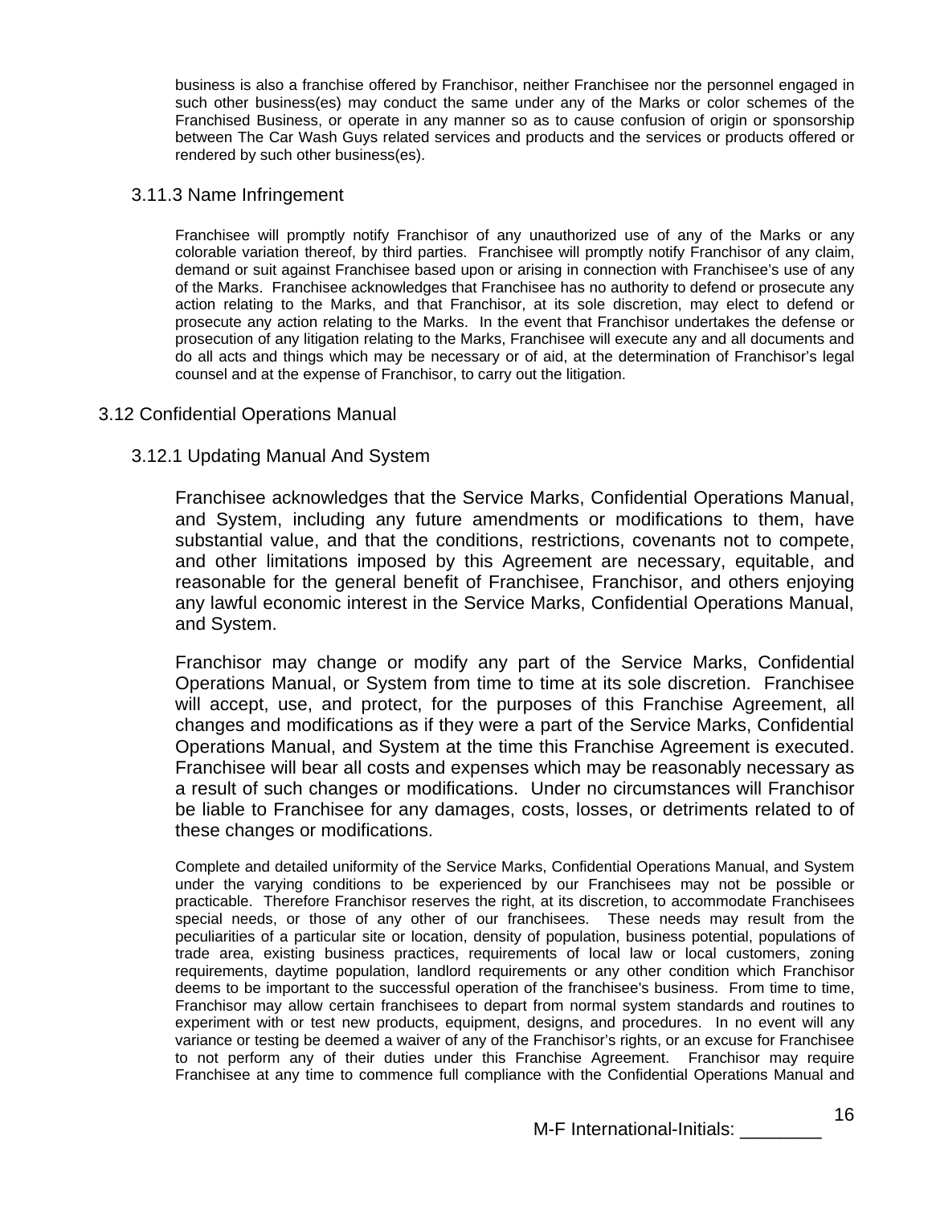business is also a franchise offered by Franchisor, neither Franchisee nor the personnel engaged in such other business(es) may conduct the same under any of the Marks or color schemes of the Franchised Business, or operate in any manner so as to cause confusion of origin or sponsorship between The Car Wash Guys related services and products and the services or products offered or rendered by such other business(es).

### 3.11.3 Name Infringement

Franchisee will promptly notify Franchisor of any unauthorized use of any of the Marks or any colorable variation thereof, by third parties. Franchisee will promptly notify Franchisor of any claim, demand or suit against Franchisee based upon or arising in connection with Franchisee's use of any of the Marks. Franchisee acknowledges that Franchisee has no authority to defend or prosecute any action relating to the Marks, and that Franchisor, at its sole discretion, may elect to defend or prosecute any action relating to the Marks. In the event that Franchisor undertakes the defense or prosecution of any litigation relating to the Marks, Franchisee will execute any and all documents and do all acts and things which may be necessary or of aid, at the determination of Franchisor's legal counsel and at the expense of Franchisor, to carry out the litigation.

## 3.12 Confidential Operations Manual

### 3.12.1 Updating Manual And System

Franchisee acknowledges that the Service Marks, Confidential Operations Manual, and System, including any future amendments or modifications to them, have substantial value, and that the conditions, restrictions, covenants not to compete, and other limitations imposed by this Agreement are necessary, equitable, and reasonable for the general benefit of Franchisee, Franchisor, and others enjoying any lawful economic interest in the Service Marks, Confidential Operations Manual, and System.

Franchisor may change or modify any part of the Service Marks, Confidential Operations Manual, or System from time to time at its sole discretion. Franchisee will accept, use, and protect, for the purposes of this Franchise Agreement, all changes and modifications as if they were a part of the Service Marks, Confidential Operations Manual, and System at the time this Franchise Agreement is executed. Franchisee will bear all costs and expenses which may be reasonably necessary as a result of such changes or modifications. Under no circumstances will Franchisor be liable to Franchisee for any damages, costs, losses, or detriments related to of these changes or modifications.

Complete and detailed uniformity of the Service Marks, Confidential Operations Manual, and System under the varying conditions to be experienced by our Franchisees may not be possible or practicable. Therefore Franchisor reserves the right, at its discretion, to accommodate Franchisees special needs, or those of any other of our franchisees. These needs may result from the peculiarities of a particular site or location, density of population, business potential, populations of trade area, existing business practices, requirements of local law or local customers, zoning requirements, daytime population, landlord requirements or any other condition which Franchisor deems to be important to the successful operation of the franchisee's business. From time to time, Franchisor may allow certain franchisees to depart from normal system standards and routines to experiment with or test new products, equipment, designs, and procedures. In no event will any variance or testing be deemed a waiver of any of the Franchisor's rights, or an excuse for Franchisee to not perform any of their duties under this Franchise Agreement. Franchisor may require Franchisee at any time to commence full compliance with the Confidential Operations Manual and

M-F International-Initials: ________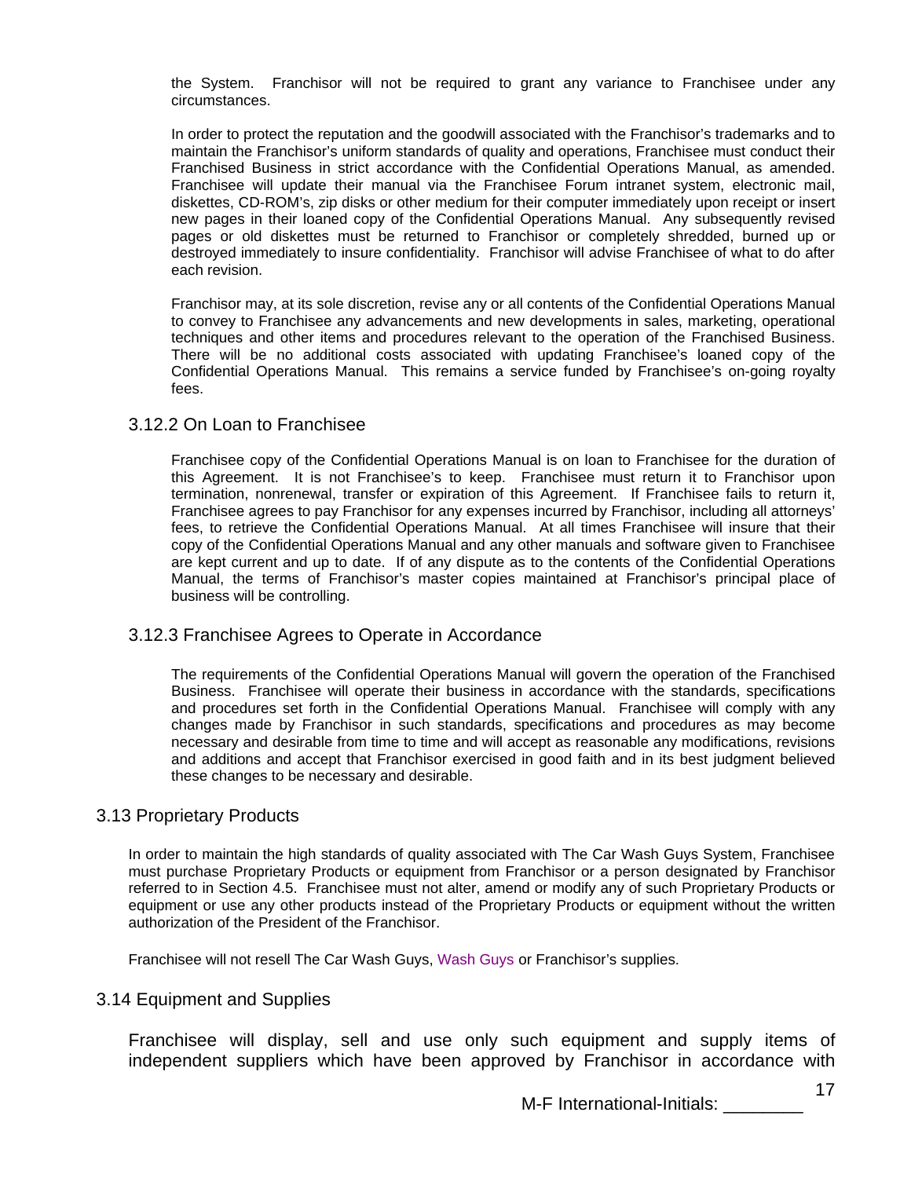the System. Franchisor will not be required to grant any variance to Franchisee under any circumstances.

In order to protect the reputation and the goodwill associated with the Franchisor's trademarks and to maintain the Franchisor's uniform standards of quality and operations, Franchisee must conduct their Franchised Business in strict accordance with the Confidential Operations Manual, as amended. Franchisee will update their manual via the Franchisee Forum intranet system, electronic mail, diskettes, CD-ROM's, zip disks or other medium for their computer immediately upon receipt or insert new pages in their loaned copy of the Confidential Operations Manual. Any subsequently revised pages or old diskettes must be returned to Franchisor or completely shredded, burned up or destroyed immediately to insure confidentiality. Franchisor will advise Franchisee of what to do after each revision.

Franchisor may, at its sole discretion, revise any or all contents of the Confidential Operations Manual to convey to Franchisee any advancements and new developments in sales, marketing, operational techniques and other items and procedures relevant to the operation of the Franchised Business. There will be no additional costs associated with updating Franchisee's loaned copy of the Confidential Operations Manual. This remains a service funded by Franchisee's on-going royalty fees.

### 3.12.2 On Loan to Franchisee

Franchisee copy of the Confidential Operations Manual is on loan to Franchisee for the duration of this Agreement. It is not Franchisee's to keep. Franchisee must return it to Franchisor upon termination, nonrenewal, transfer or expiration of this Agreement. If Franchisee fails to return it, Franchisee agrees to pay Franchisor for any expenses incurred by Franchisor, including all attorneys' fees, to retrieve the Confidential Operations Manual. At all times Franchisee will insure that their copy of the Confidential Operations Manual and any other manuals and software given to Franchisee are kept current and up to date. If of any dispute as to the contents of the Confidential Operations Manual, the terms of Franchisor's master copies maintained at Franchisor's principal place of business will be controlling.

### 3.12.3 Franchisee Agrees to Operate in Accordance

The requirements of the Confidential Operations Manual will govern the operation of the Franchised Business. Franchisee will operate their business in accordance with the standards, specifications and procedures set forth in the Confidential Operations Manual. Franchisee will comply with any changes made by Franchisor in such standards, specifications and procedures as may become necessary and desirable from time to time and will accept as reasonable any modifications, revisions and additions and accept that Franchisor exercised in good faith and in its best judgment believed these changes to be necessary and desirable.

## 3.13 Proprietary Products

In order to maintain the high standards of quality associated with The Car Wash Guys System, Franchisee must purchase Proprietary Products or equipment from Franchisor or a person designated by Franchisor referred to in Section 4.5. Franchisee must not alter, amend or modify any of such Proprietary Products or equipment or use any other products instead of the Proprietary Products or equipment without the written authorization of the President of the Franchisor.

Franchisee will not resell The Car Wash Guys, Wash Guys or Franchisor's supplies.

## 3.14 Equipment and Supplies

Franchisee will display, sell and use only such equipment and supply items of independent suppliers which have been approved by Franchisor in accordance with

M-F International-Initials: ________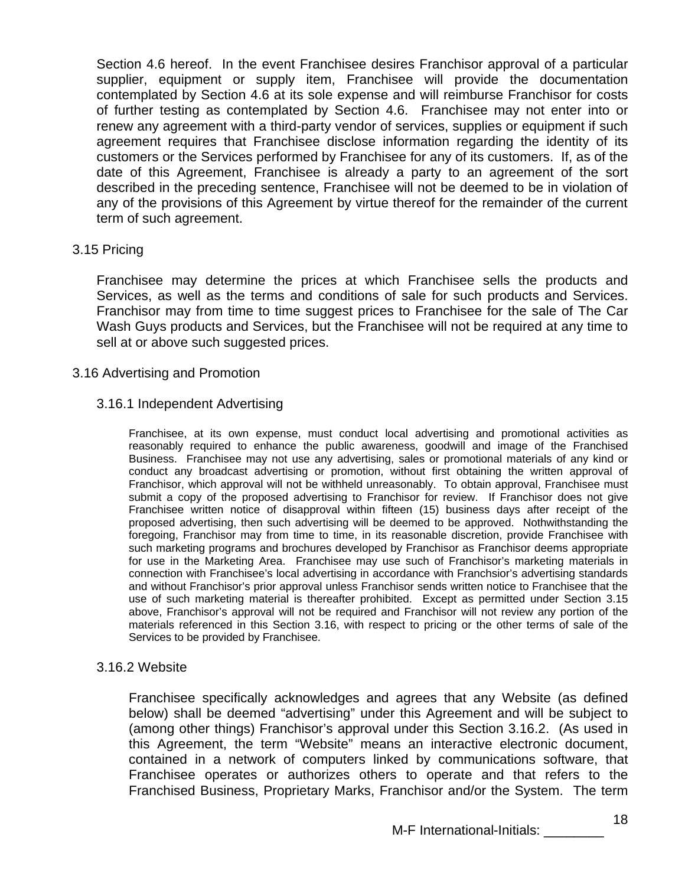Section 4.6 hereof. In the event Franchisee desires Franchisor approval of a particular supplier, equipment or supply item, Franchisee will provide the documentation contemplated by Section 4.6 at its sole expense and will reimburse Franchisor for costs of further testing as contemplated by Section 4.6. Franchisee may not enter into or renew any agreement with a third-party vendor of services, supplies or equipment if such agreement requires that Franchisee disclose information regarding the identity of its customers or the Services performed by Franchisee for any of its customers. If, as of the date of this Agreement, Franchisee is already a party to an agreement of the sort described in the preceding sentence, Franchisee will not be deemed to be in violation of any of the provisions of this Agreement by virtue thereof for the remainder of the current term of such agreement.

3.15 Pricing

Franchisee may determine the prices at which Franchisee sells the products and Services, as well as the terms and conditions of sale for such products and Services. Franchisor may from time to time suggest prices to Franchisee for the sale of The Car Wash Guys products and Services, but the Franchisee will not be required at any time to sell at or above such suggested prices.

3.16 Advertising and Promotion

3.16.1 Independent Advertising

Franchisee, at its own expense, must conduct local advertising and promotional activities as reasonably required to enhance the public awareness, goodwill and image of the Franchised Business. Franchisee may not use any advertising, sales or promotional materials of any kind or conduct any broadcast advertising or promotion, without first obtaining the written approval of Franchisor, which approval will not be withheld unreasonably. To obtain approval, Franchisee must submit a copy of the proposed advertising to Franchisor for review. If Franchisor does not give Franchisee written notice of disapproval within fifteen (15) business days after receipt of the proposed advertising, then such advertising will be deemed to be approved. Nothwithstanding the foregoing, Franchisor may from time to time, in its reasonable discretion, provide Franchisee with such marketing programs and brochures developed by Franchisor as Franchisor deems appropriate for use in the Marketing Area. Franchisee may use such of Franchisor's marketing materials in connection with Franchisee's local advertising in accordance with Franchsior's advertising standards and without Franchisor's prior approval unless Franchisor sends written notice to Franchisee that the use of such marketing material is thereafter prohibited. Except as permitted under Section 3.15 above, Franchisor's approval will not be required and Franchisor will not review any portion of the materials referenced in this Section 3.16, with respect to pricing or the other terms of sale of the Services to be provided by Franchisee.

3.16.2 Website

Franchisee specifically acknowledges and agrees that any Website (as defined below) shall be deemed "advertising" under this Agreement and will be subject to (among other things) Franchisor's approval under this Section 3.16.2. (As used in this Agreement, the term "Website" means an interactive electronic document, contained in a network of computers linked by communications software, that Franchisee operates or authorizes others to operate and that refers to the Franchised Business, Proprietary Marks, Franchisor and/or the System. The term

M-F International-Initials: ________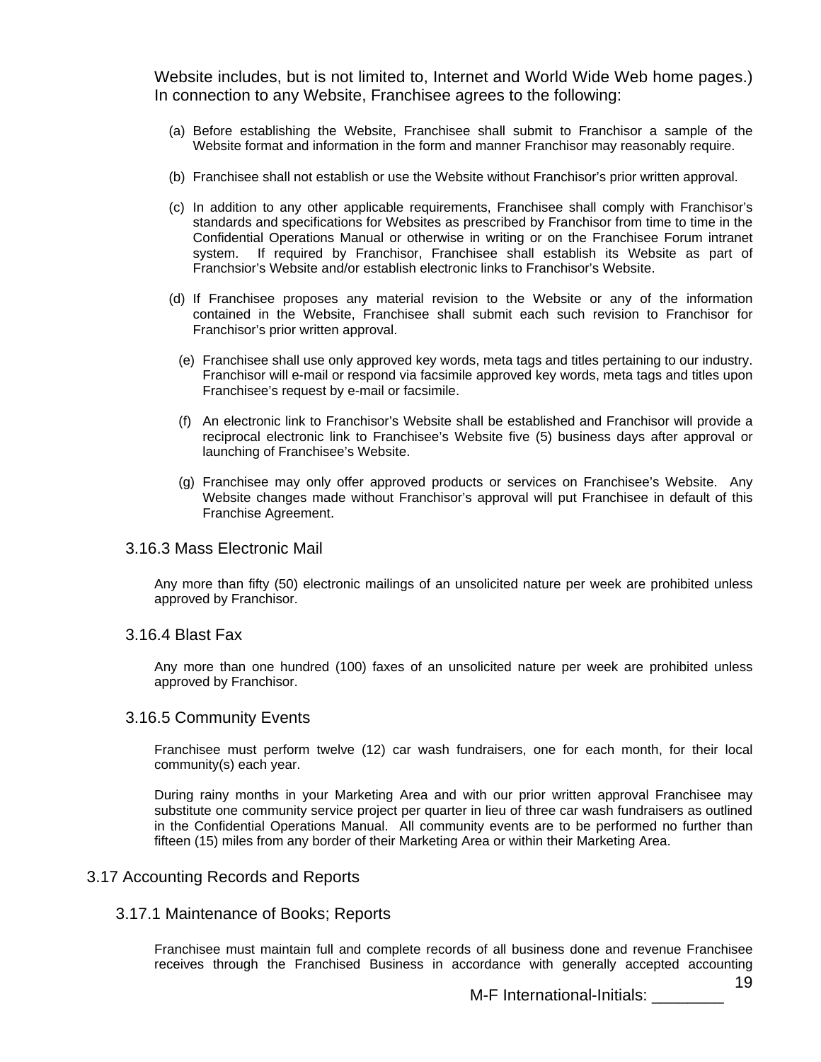Website includes, but is not limited to, Internet and World Wide Web home pages.) In connection to any Website, Franchisee agrees to the following:

(a) Before establishing the Website, Franchisee shall submit to Franchisor a sample of the Website format and information in the form and manner Franchisor may reasonably require.

(b) Franchisee shall not establish or use the Website without Franchisor's prior written approval.

(c) In addition to any other applicable requirements, Franchisee shall comply with Franchisor's standards and specifications for Websites as prescribed by Franchisor from time to time in the Confidential Operations Manual or otherwise in writing or on the Franchisee Forum intranet system. If required by Franchisor, Franchisee shall establish its Website as part of Franchsior's Website and/or establish electronic links to Franchisor's Website.

(d) If Franchisee proposes any material revision to the Website or any of the information contained in the Website, Franchisee shall submit each such revision to Franchisor for Franchisor's prior written approval.

(e) Franchisee shall use only approved key words, meta tags and titles pertaining to our industry. Franchisor will e-mail or respond via facsimile approved key words, meta tags and titles upon Franchisee's request by e-mail or facsimile.

(f) An electronic link to Franchisor's Website shall be established and Franchisor will provide a reciprocal electronic link to Franchisee's Website five (5) business days after approval or launching of Franchisee's Website.

(g) Franchisee may only offer approved products or services on Franchisee's Website. Any Website changes made without Franchisor's approval will put Franchisee in default of this Franchise Agreement.

### 3.16.3 Mass Electronic Mail

Any more than fifty (50) electronic mailings of an unsolicited nature per week are prohibited unless approved by Franchisor.

### 3.16.4 Blast Fax

Any more than one hundred (100) faxes of an unsolicited nature per week are prohibited unless approved by Franchisor.

### 3.16.5 Community Events

Franchisee must perform twelve (12) car wash fundraisers, one for each month, for their local community(s) each year.

During rainy months in your Marketing Area and with our prior written approval Franchisee may substitute one community service project per quarter in lieu of three car wash fundraisers as outlined in the Confidential Operations Manual. All community events are to be performed no further than fifteen (15) miles from any border of their Marketing Area or within their Marketing Area.

## 3.17 Accounting Records and Reports

### 3.17.1 Maintenance of Books; Reports

Franchisee must maintain full and complete records of all business done and revenue Franchisee receives through the Franchised Business in accordance with generally accepted accounting

M-F International-Initials: ________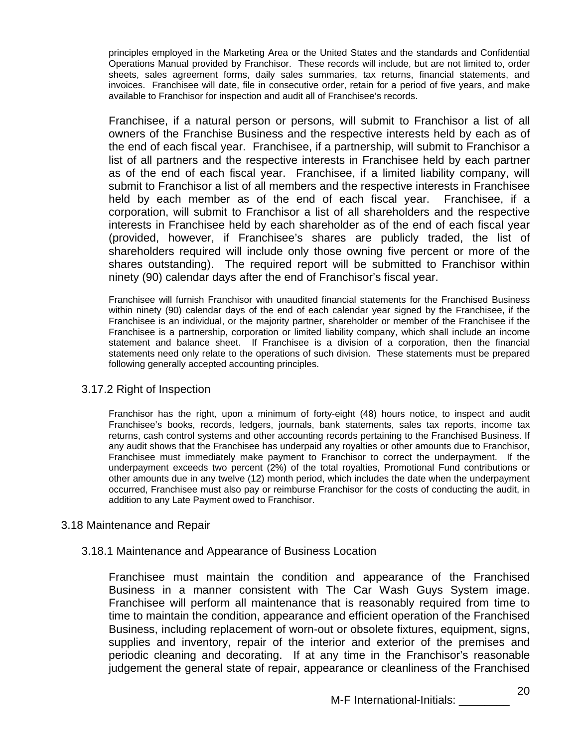principles employed in the Marketing Area or the United States and the standards and Confidential Operations Manual provided by Franchisor. These records will include, but are not limited to, order sheets, sales agreement forms, daily sales summaries, tax returns, financial statements, and invoices. Franchisee will date, file in consecutive order, retain for a period of five years, and make available to Franchisor for inspection and audit all of Franchisee's records.

Franchisee, if a natural person or persons, will submit to Franchisor a list of all owners of the Franchise Business and the respective interests held by each as of the end of each fiscal year. Franchisee, if a partnership, will submit to Franchisor a list of all partners and the respective interests in Franchisee held by each partner as of the end of each fiscal year. Franchisee, if a limited liability company, will submit to Franchisor a list of all members and the respective interests in Franchisee held by each member as of the end of each fiscal year. Franchisee, if a corporation, will submit to Franchisor a list of all shareholders and the respective interests in Franchisee held by each shareholder as of the end of each fiscal year (provided, however, if Franchisee's shares are publicly traded, the list of shareholders required will include only those owning five percent or more of the shares outstanding). The required report will be submitted to Franchisor within ninety (90) calendar days after the end of Franchisor's fiscal year.

Franchisee will furnish Franchisor with unaudited financial statements for the Franchised Business within ninety (90) calendar days of the end of each calendar year signed by the Franchisee, if the Franchisee is an individual, or the majority partner, shareholder or member of the Franchisee if the Franchisee is a partnership, corporation or limited liability company, which shall include an income statement and balance sheet. If Franchisee is a division of a corporation, then the financial statements need only relate to the operations of such division. These statements must be prepared following generally accepted accounting principles.

3.17.2 Right of Inspection

Franchisor has the right, upon a minimum of forty-eight (48) hours notice, to inspect and audit Franchisee's books, records, ledgers, journals, bank statements, sales tax reports, income tax returns, cash control systems and other accounting records pertaining to the Franchised Business. If any audit shows that the Franchisee has underpaid any royalties or other amounts due to Franchisor, Franchisee must immediately make payment to Franchisor to correct the underpayment. If the underpayment exceeds two percent (2%) of the total royalties, Promotional Fund contributions or other amounts due in any twelve (12) month period, which includes the date when the underpayment occurred, Franchisee must also pay or reimburse Franchisor for the costs of conducting the audit, in addition to any Late Payment owed to Franchisor.

3.18 Maintenance and Repair

3.18.1 Maintenance and Appearance of Business Location

Franchisee must maintain the condition and appearance of the Franchised Business in a manner consistent with The Car Wash Guys System image. Franchisee will perform all maintenance that is reasonably required from time to time to maintain the condition, appearance and efficient operation of the Franchised Business, including replacement of worn-out or obsolete fixtures, equipment, signs, supplies and inventory, repair of the interior and exterior of the premises and periodic cleaning and decorating. If at any time in the Franchisor's reasonable judgement the general state of repair, appearance or cleanliness of the Franchised

M-F International-Initials: ________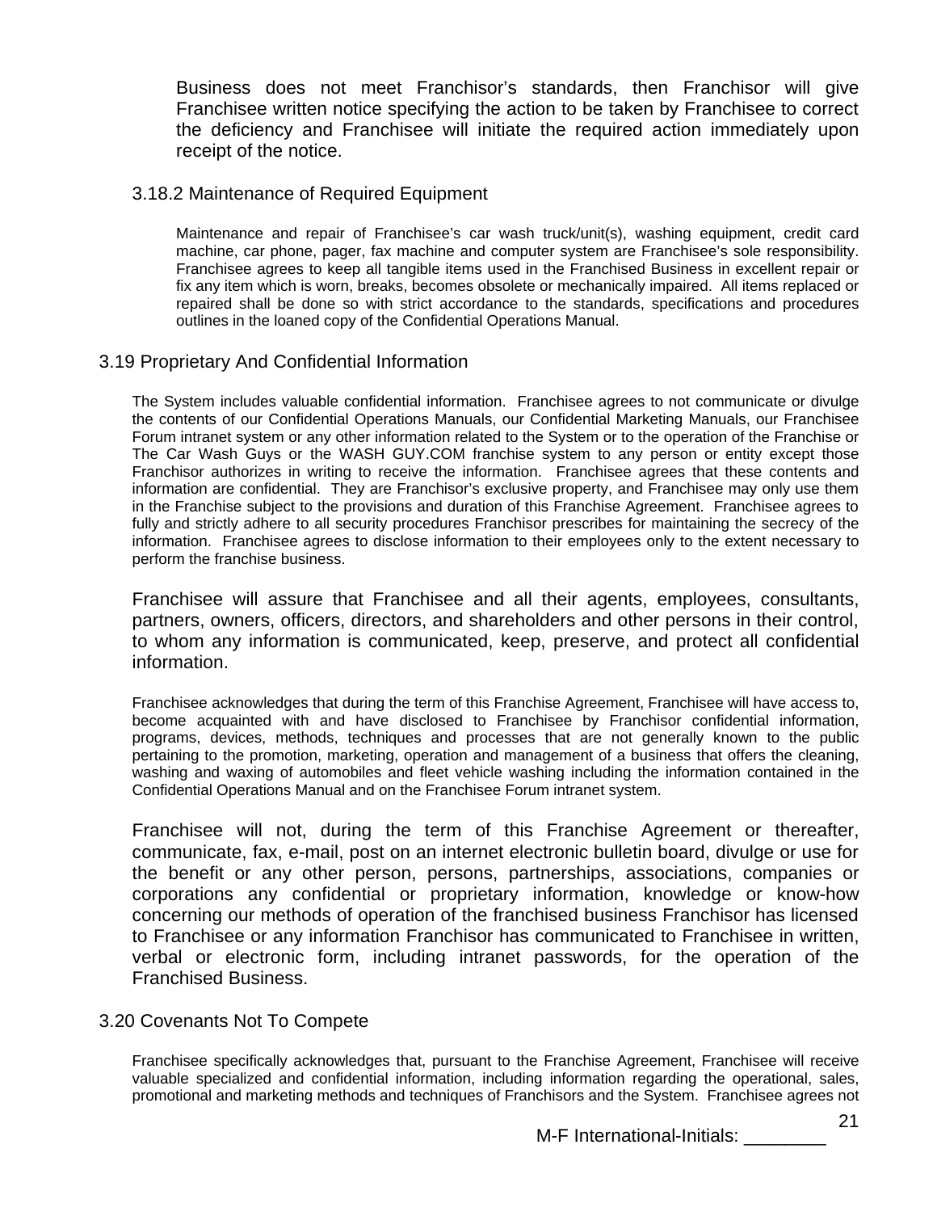Business does not meet Franchisor's standards, then Franchisor will give Franchisee written notice specifying the action to be taken by Franchisee to correct the deficiency and Franchisee will initiate the required action immediately upon receipt of the notice.

### 3.18.2 Maintenance of Required Equipment

Maintenance and repair of Franchisee's car wash truck/unit(s), washing equipment, credit card machine, car phone, pager, fax machine and computer system are Franchisee's sole responsibility. Franchisee agrees to keep all tangible items used in the Franchised Business in excellent repair or fix any item which is worn, breaks, becomes obsolete or mechanically impaired. All items replaced or repaired shall be done so with strict accordance to the standards, specifications and procedures outlines in the loaned copy of the Confidential Operations Manual.

## 3.19 Proprietary And Confidential Information

The System includes valuable confidential information. Franchisee agrees to not communicate or divulge the contents of our Confidential Operations Manuals, our Confidential Marketing Manuals, our Franchisee Forum intranet system or any other information related to the System or to the operation of the Franchise or The Car Wash Guys or the WASH GUY.COM franchise system to any person or entity except those Franchisor authorizes in writing to receive the information. Franchisee agrees that these contents and information are confidential. They are Franchisor's exclusive property, and Franchisee may only use them in the Franchise subject to the provisions and duration of this Franchise Agreement. Franchisee agrees to fully and strictly adhere to all security procedures Franchisor prescribes for maintaining the secrecy of the information. Franchisee agrees to disclose information to their employees only to the extent necessary to perform the franchise business.

Franchisee will assure that Franchisee and all their agents, employees, consultants, partners, owners, officers, directors, and shareholders and other persons in their control, to whom any information is communicated, keep, preserve, and protect all confidential information.

Franchisee acknowledges that during the term of this Franchise Agreement, Franchisee will have access to, become acquainted with and have disclosed to Franchisee by Franchisor confidential information, programs, devices, methods, techniques and processes that are not generally known to the public pertaining to the promotion, marketing, operation and management of a business that offers the cleaning, washing and waxing of automobiles and fleet vehicle washing including the information contained in the Confidential Operations Manual and on the Franchisee Forum intranet system.

Franchisee will not, during the term of this Franchise Agreement or thereafter, communicate, fax, e-mail, post on an internet electronic bulletin board, divulge or use for the benefit or any other person, persons, partnerships, associations, companies or corporations any confidential or proprietary information, knowledge or know-how concerning our methods of operation of the franchised business Franchisor has licensed to Franchisee or any information Franchisor has communicated to Franchisee in written, verbal or electronic form, including intranet passwords, for the operation of the Franchised Business.

## 3.20 Covenants Not To Compete

Franchisee specifically acknowledges that, pursuant to the Franchise Agreement, Franchisee will receive valuable specialized and confidential information, including information regarding the operational, sales, promotional and marketing methods and techniques of Franchisors and the System. Franchisee agrees not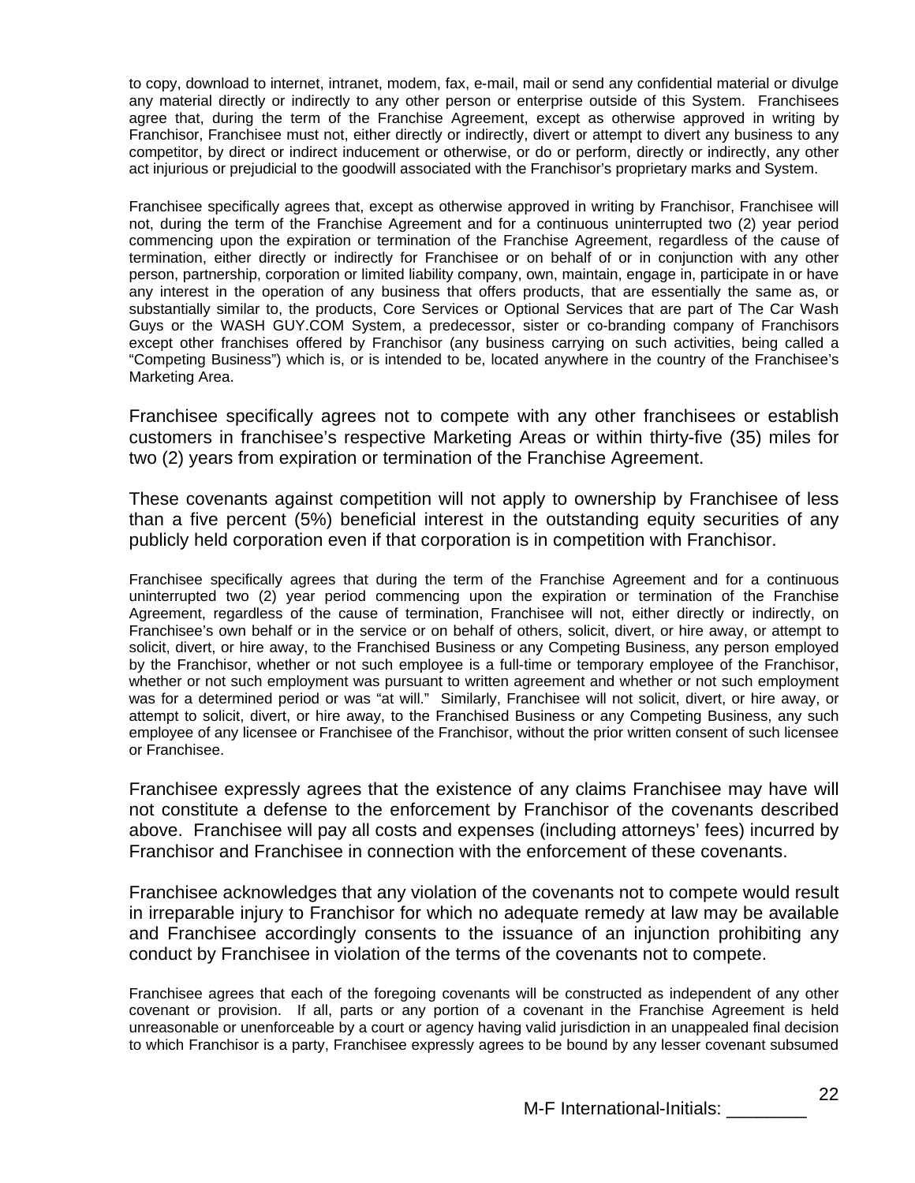to copy, download to internet, intranet, modem, fax, e-mail, mail or send any confidential material or divulge any material directly or indirectly to any other person or enterprise outside of this System. Franchisees agree that, during the term of the Franchise Agreement, except as otherwise approved in writing by Franchisor, Franchisee must not, either directly or indirectly, divert or attempt to divert any business to any competitor, by direct or indirect inducement or otherwise, or do or perform, directly or indirectly, any other act injurious or prejudicial to the goodwill associated with the Franchisor's proprietary marks and System.

Franchisee specifically agrees that, except as otherwise approved in writing by Franchisor, Franchisee will not, during the term of the Franchise Agreement and for a continuous uninterrupted two (2) year period commencing upon the expiration or termination of the Franchise Agreement, regardless of the cause of termination, either directly or indirectly for Franchisee or on behalf of or in conjunction with any other person, partnership, corporation or limited liability company, own, maintain, engage in, participate in or have any interest in the operation of any business that offers products, that are essentially the same as, or substantially similar to, the products, Core Services or Optional Services that are part of The Car Wash Guys or the WASH GUY.COM System, a predecessor, sister or co-branding company of Franchisors except other franchises offered by Franchisor (any business carrying on such activities, being called a "Competing Business") which is, or is intended to be, located anywhere in the country of the Franchisee's Marketing Area.

Franchisee specifically agrees not to compete with any other franchisees or establish customers in franchisee's respective Marketing Areas or within thirty-five (35) miles for two (2) years from expiration or termination of the Franchise Agreement.

These covenants against competition will not apply to ownership by Franchisee of less than a five percent (5%) beneficial interest in the outstanding equity securities of any publicly held corporation even if that corporation is in competition with Franchisor.

Franchisee specifically agrees that during the term of the Franchise Agreement and for a continuous uninterrupted two (2) year period commencing upon the expiration or termination of the Franchise Agreement, regardless of the cause of termination, Franchisee will not, either directly or indirectly, on Franchisee's own behalf or in the service or on behalf of others, solicit, divert, or hire away, or attempt to solicit, divert, or hire away, to the Franchised Business or any Competing Business, any person employed by the Franchisor, whether or not such employee is a full-time or temporary employee of the Franchisor, whether or not such employment was pursuant to written agreement and whether or not such employment was for a determined period or was "at will." Similarly, Franchisee will not solicit, divert, or hire away, or attempt to solicit, divert, or hire away, to the Franchised Business or any Competing Business, any such employee of any licensee or Franchisee of the Franchisor, without the prior written consent of such licensee or Franchisee.

Franchisee expressly agrees that the existence of any claims Franchisee may have will not constitute a defense to the enforcement by Franchisor of the covenants described above. Franchisee will pay all costs and expenses (including attorneys' fees) incurred by Franchisor and Franchisee in connection with the enforcement of these covenants.

Franchisee acknowledges that any violation of the covenants not to compete would result in irreparable injury to Franchisor for which no adequate remedy at law may be available and Franchisee accordingly consents to the issuance of an injunction prohibiting any conduct by Franchisee in violation of the terms of the covenants not to compete.

Franchisee agrees that each of the foregoing covenants will be constructed as independent of any other covenant or provision. If all, parts or any portion of a covenant in the Franchise Agreement is held unreasonable or unenforceable by a court or agency having valid jurisdiction in an unappealed final decision to which Franchisor is a party, Franchisee expressly agrees to be bound by any lesser covenant subsumed

M-F International-Initials: ________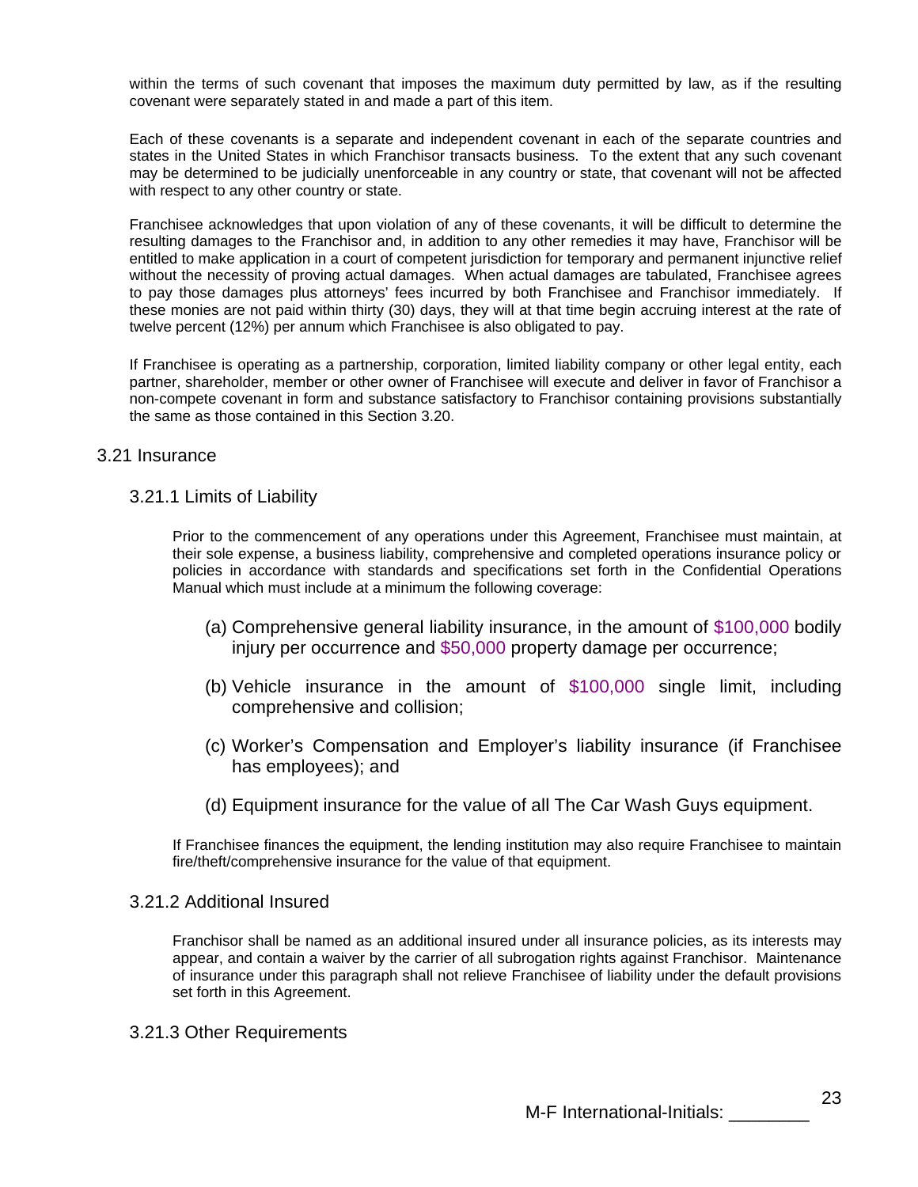within the terms of such covenant that imposes the maximum duty permitted by law, as if the resulting covenant were separately stated in and made a part of this item.

Each of these covenants is a separate and independent covenant in each of the separate countries and states in the United States in which Franchisor transacts business. To the extent that any such covenant may be determined to be judicially unenforceable in any country or state, that covenant will not be affected with respect to any other country or state.

Franchisee acknowledges that upon violation of any of these covenants, it will be difficult to determine the resulting damages to the Franchisor and, in addition to any other remedies it may have, Franchisor will be entitled to make application in a court of competent jurisdiction for temporary and permanent injunctive relief without the necessity of proving actual damages. When actual damages are tabulated, Franchisee agrees to pay those damages plus attorneys' fees incurred by both Franchisee and Franchisor immediately. If these monies are not paid within thirty (30) days, they will at that time begin accruing interest at the rate of twelve percent (12%) per annum which Franchisee is also obligated to pay.

If Franchisee is operating as a partnership, corporation, limited liability company or other legal entity, each partner, shareholder, member or other owner of Franchisee will execute and deliver in favor of Franchisor a non-compete covenant in form and substance satisfactory to Franchisor containing provisions substantially the same as those contained in this Section 3.20.

## 3.21 Insurance

### 3.21.1 Limits of Liability

Prior to the commencement of any operations under this Agreement, Franchisee must maintain, at their sole expense, a business liability, comprehensive and completed operations insurance policy or policies in accordance with standards and specifications set forth in the Confidential Operations Manual which must include at a minimum the following coverage:

(a) Comprehensive general liability insurance, in the amount of $100,000 bodily injury per occurrence and $50,000 property damage per occurrence;

(b) Vehicle insurance in the amount of $100,000 single limit, including comprehensive and collision;

(c) Worker's Compensation and Employer's liability insurance (if Franchisee has employees); and

(d) Equipment insurance for the value of all The Car Wash Guys equipment.

If Franchisee finances the equipment, the lending institution may also require Franchisee to maintain fire/theft/comprehensive insurance for the value of that equipment.

### 3.21.2 Additional Insured

Franchisor shall be named as an additional insured under all insurance policies, as its interests may appear, and contain a waiver by the carrier of all subrogation rights against Franchisor. Maintenance of insurance under this paragraph shall not relieve Franchisee of liability under the default provisions set forth in this Agreement.

### 3.21.3 Other Requirements

M-F International-Initials: ________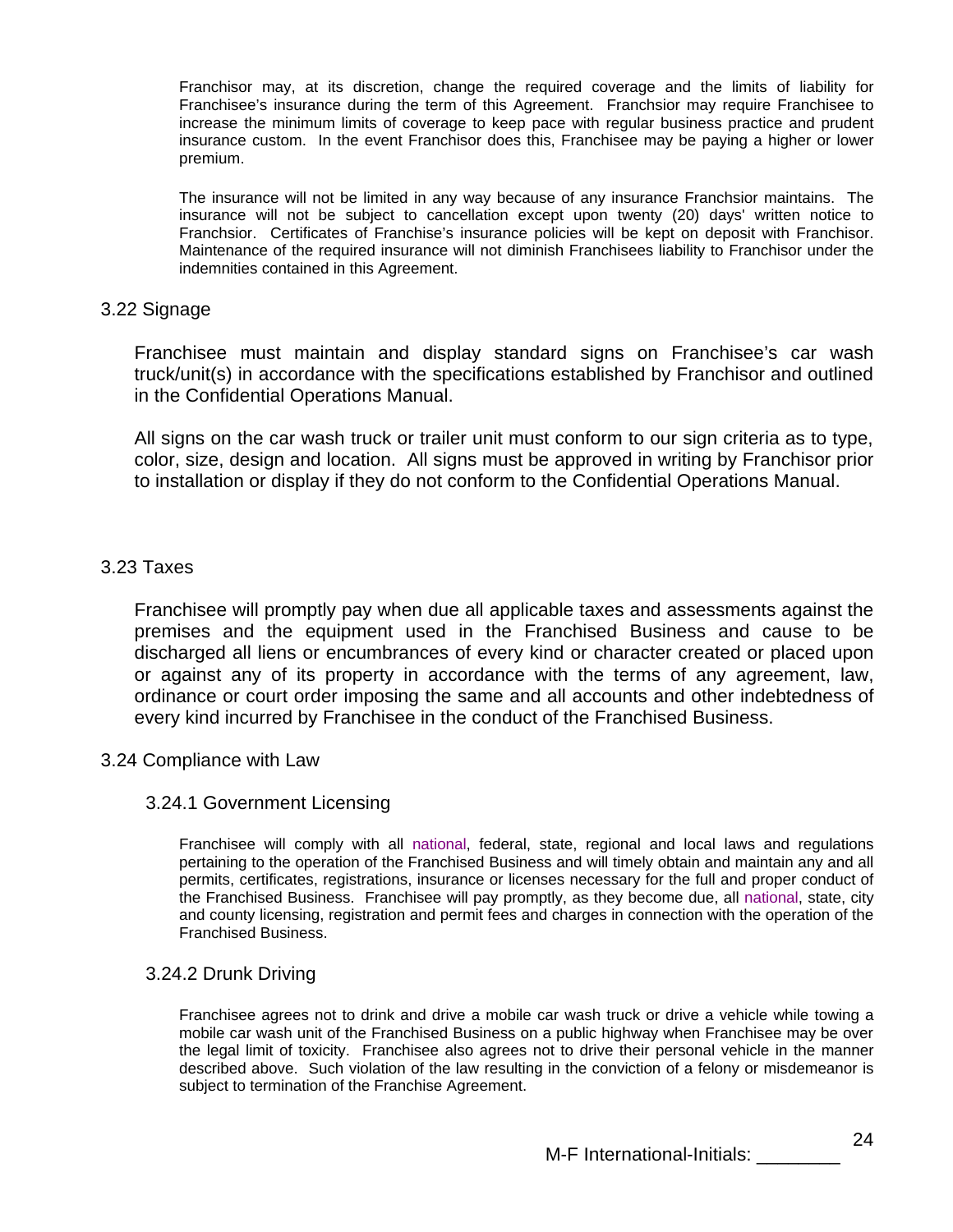Franchisor may, at its discretion, change the required coverage and the limits of liability for Franchisee's insurance during the term of this Agreement. Franchsior may require Franchisee to increase the minimum limits of coverage to keep pace with regular business practice and prudent insurance custom. In the event Franchisor does this, Franchisee may be paying a higher or lower premium.

The insurance will not be limited in any way because of any insurance Franchsior maintains. The insurance will not be subject to cancellation except upon twenty (20) days' written notice to Franchsior. Certificates of Franchise's insurance policies will be kept on deposit with Franchisor. Maintenance of the required insurance will not diminish Franchisees liability to Franchisor under the indemnities contained in this Agreement.

## 3.22 Signage

Franchisee must maintain and display standard signs on Franchisee's car wash truck/unit(s) in accordance with the specifications established by Franchisor and outlined in the Confidential Operations Manual.

All signs on the car wash truck or trailer unit must conform to our sign criteria as to type, color, size, design and location. All signs must be approved in writing by Franchisor prior to installation or display if they do not conform to the Confidential Operations Manual.

## 3.23 Taxes

Franchisee will promptly pay when due all applicable taxes and assessments against the premises and the equipment used in the Franchised Business and cause to be discharged all liens or encumbrances of every kind or character created or placed upon or against any of its property in accordance with the terms of any agreement, law, ordinance or court order imposing the same and all accounts and other indebtedness of every kind incurred by Franchisee in the conduct of the Franchised Business.

## 3.24 Compliance with Law

### 3.24.1 Government Licensing

Franchisee will comply with all national, federal, state, regional and local laws and regulations pertaining to the operation of the Franchised Business and will timely obtain and maintain any and all permits, certificates, registrations, insurance or licenses necessary for the full and proper conduct of the Franchised Business. Franchisee will pay promptly, as they become due, all national, state, city and county licensing, registration and permit fees and charges in connection with the operation of the Franchised Business.

### 3.24.2 Drunk Driving

Franchisee agrees not to drink and drive a mobile car wash truck or drive a vehicle while towing a mobile car wash unit of the Franchised Business on a public highway when Franchisee may be over the legal limit of toxicity. Franchisee also agrees not to drive their personal vehicle in the manner described above. Such violation of the law resulting in the conviction of a felony or misdemeanor is subject to termination of the Franchise Agreement.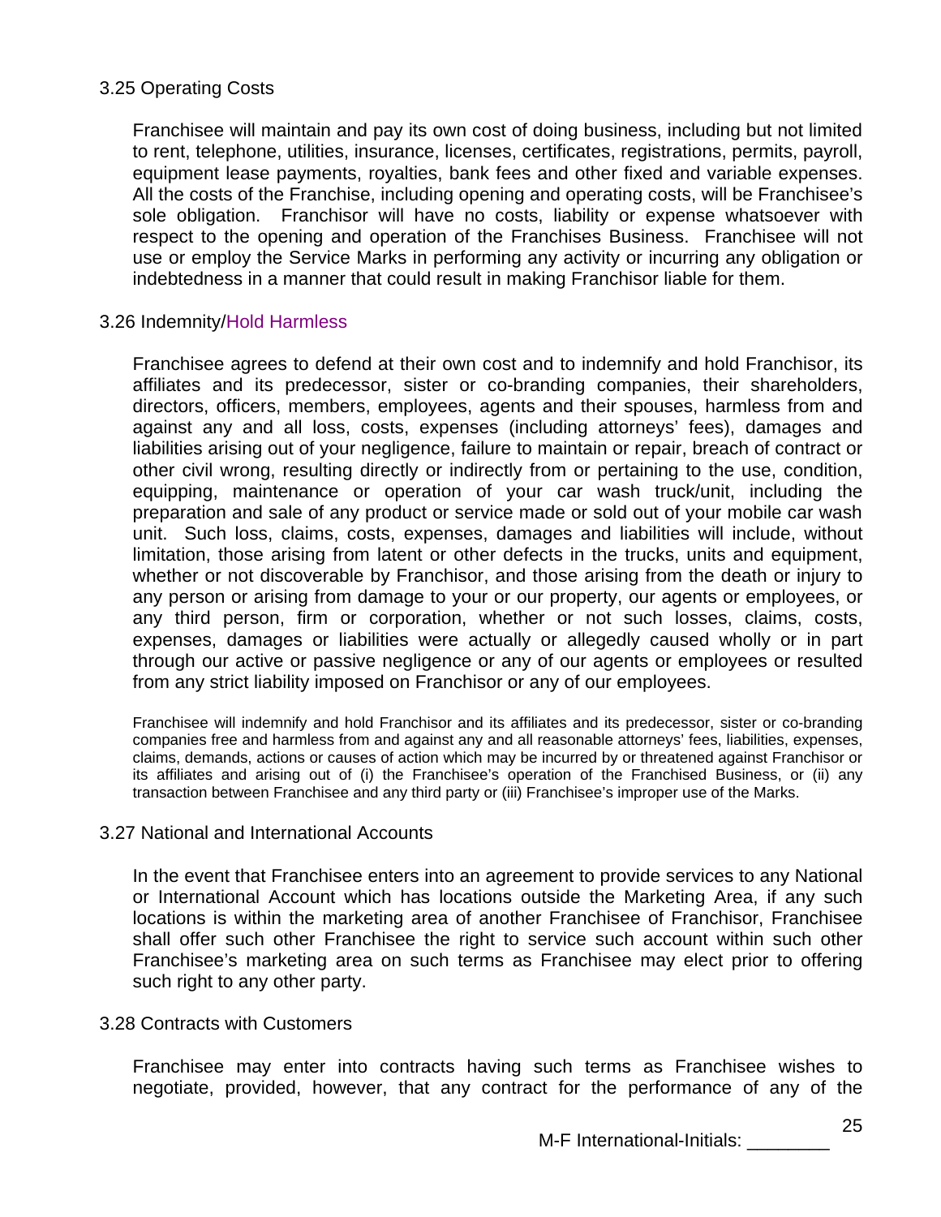3.25 Operating Costs

Franchisee will maintain and pay its own cost of doing business, including but not limited to rent, telephone, utilities, insurance, licenses, certificates, registrations, permits, payroll, equipment lease payments, royalties, bank fees and other fixed and variable expenses. All the costs of the Franchise, including opening and operating costs, will be Franchisee's sole obligation. Franchisor will have no costs, liability or expense whatsoever with respect to the opening and operation of the Franchises Business. Franchisee will not use or employ the Service Marks in performing any activity or incurring any obligation or indebtedness in a manner that could result in making Franchisor liable for them.

3.26 Indemnity/Hold Harmless

Franchisee agrees to defend at their own cost and to indemnify and hold Franchisor, its affiliates and its predecessor, sister or co-branding companies, their shareholders, directors, officers, members, employees, agents and their spouses, harmless from and against any and all loss, costs, expenses (including attorneys' fees), damages and liabilities arising out of your negligence, failure to maintain or repair, breach of contract or other civil wrong, resulting directly or indirectly from or pertaining to the use, condition, equipping, maintenance or operation of your car wash truck/unit, including the preparation and sale of any product or service made or sold out of your mobile car wash unit. Such loss, claims, costs, expenses, damages and liabilities will include, without limitation, those arising from latent or other defects in the trucks, units and equipment, whether or not discoverable by Franchisor, and those arising from the death or injury to any person or arising from damage to your or our property, our agents or employees, or any third person, firm or corporation, whether or not such losses, claims, costs, expenses, damages or liabilities were actually or allegedly caused wholly or in part through our active or passive negligence or any of our agents or employees or resulted from any strict liability imposed on Franchisor or any of our employees.

Franchisee will indemnify and hold Franchisor and its affiliates and its predecessor, sister or co-branding companies free and harmless from and against any and all reasonable attorneys' fees, liabilities, expenses, claims, demands, actions or causes of action which may be incurred by or threatened against Franchisor or its affiliates and arising out of (i) the Franchisee's operation of the Franchised Business, or (ii) any transaction between Franchisee and any third party or (iii) Franchisee's improper use of the Marks.

3.27 National and International Accounts

In the event that Franchisee enters into an agreement to provide services to any National or International Account which has locations outside the Marketing Area, if any such locations is within the marketing area of another Franchisee of Franchisor, Franchisee shall offer such other Franchisee the right to service such account within such other Franchisee's marketing area on such terms as Franchisee may elect prior to offering such right to any other party.

3.28 Contracts with Customers

Franchisee may enter into contracts having such terms as Franchisee wishes to negotiate, provided, however, that any contract for the performance of any of the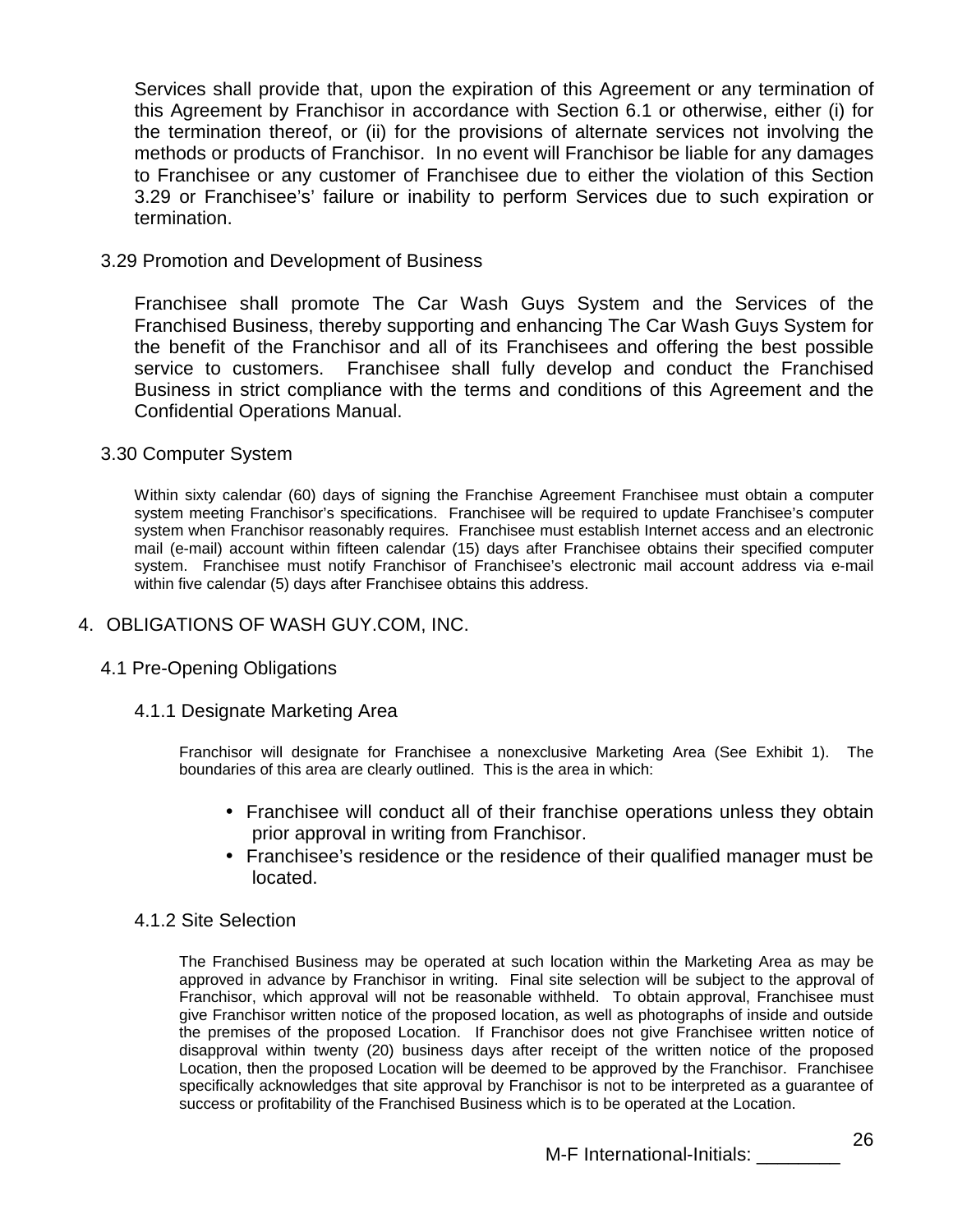Services shall provide that, upon the expiration of this Agreement or any termination of this Agreement by Franchisor in accordance with Section 6.1 or otherwise, either (i) for the termination thereof, or (ii) for the provisions of alternate services not involving the methods or products of Franchisor. In no event will Franchisor be liable for any damages to Franchisee or any customer of Franchisee due to either the violation of this Section 3.29 or Franchisee's' failure or inability to perform Services due to such expiration or termination.

### 3.29 Promotion and Development of Business

Franchisee shall promote The Car Wash Guys System and the Services of the Franchised Business, thereby supporting and enhancing The Car Wash Guys System for the benefit of the Franchisor and all of its Franchisees and offering the best possible service to customers. Franchisee shall fully develop and conduct the Franchised Business in strict compliance with the terms and conditions of this Agreement and the Confidential Operations Manual.

### 3.30 Computer System

Within sixty calendar (60) days of signing the Franchise Agreement Franchisee must obtain a computer system meeting Franchisor's specifications. Franchisee will be required to update Franchisee's computer system when Franchisor reasonably requires. Franchisee must establish Internet access and an electronic mail (e-mail) account within fifteen calendar (15) days after Franchisee obtains their specified computer system. Franchisee must notify Franchisor of Franchisee's electronic mail account address via e-mail within five calendar (5) days after Franchisee obtains this address.

## 4. OBLIGATIONS OF WASH GUY.COM, INC.

### 4.1 Pre-Opening Obligations

#### 4.1.1 Designate Marketing Area

Franchisor will designate for Franchisee a nonexclusive Marketing Area (See Exhibit 1). The boundaries of this area are clearly outlined. This is the area in which:

- Franchisee will conduct all of their franchise operations unless they obtain prior approval in writing from Franchisor.
- Franchisee's residence or the residence of their qualified manager must be located.

#### 4.1.2 Site Selection

The Franchised Business may be operated at such location within the Marketing Area as may be approved in advance by Franchisor in writing. Final site selection will be subject to the approval of Franchisor, which approval will not be reasonable withheld. To obtain approval, Franchisee must give Franchisor written notice of the proposed location, as well as photographs of inside and outside the premises of the proposed Location. If Franchisor does not give Franchisee written notice of disapproval within twenty (20) business days after receipt of the written notice of the proposed Location, then the proposed Location will be deemed to be approved by the Franchisor. Franchisee specifically acknowledges that site approval by Franchisor is not to be interpreted as a guarantee of success or profitability of the Franchised Business which is to be operated at the Location.

M-F International-Initials: ________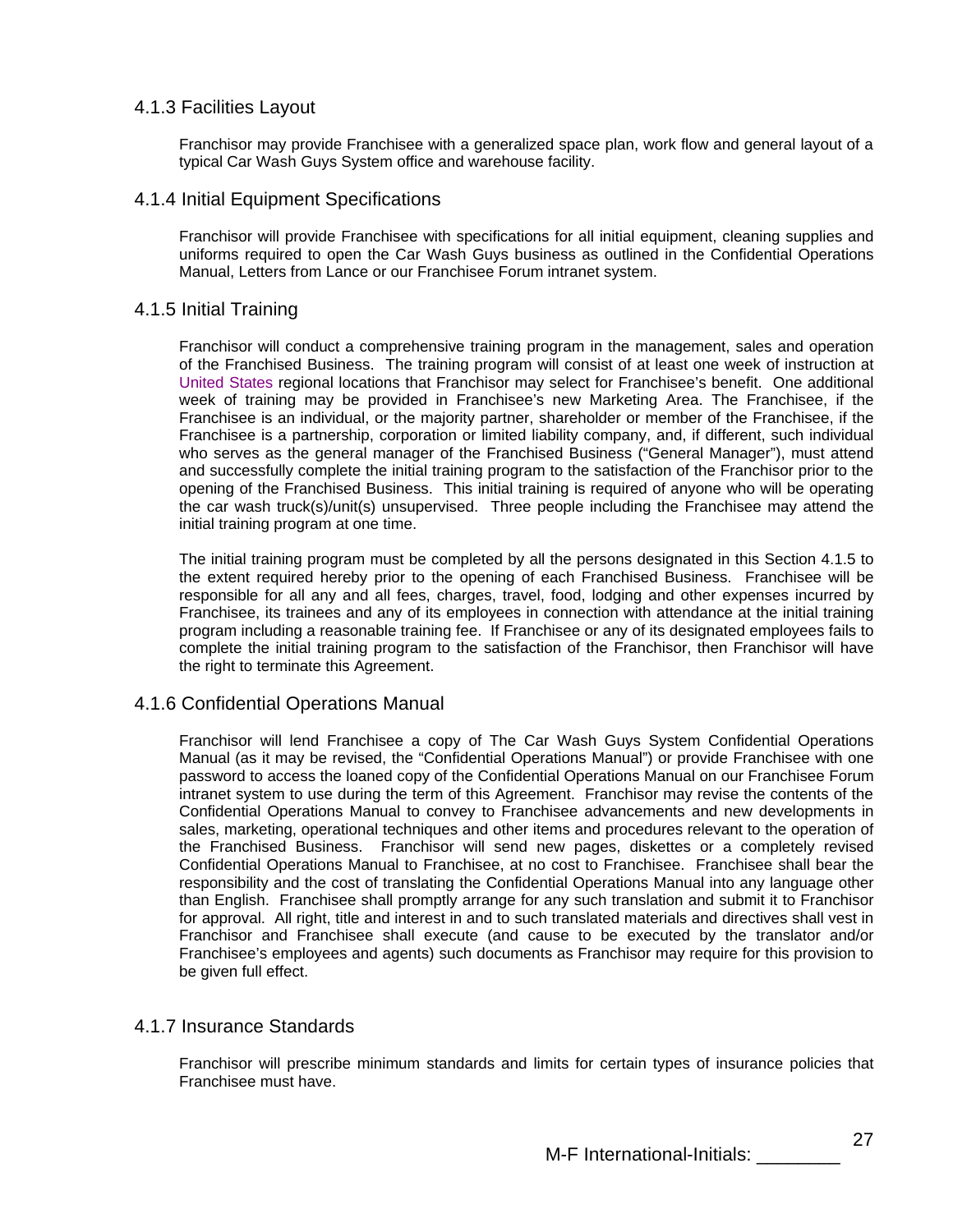### 4.1.3 Facilities Layout

Franchisor may provide Franchisee with a generalized space plan, work flow and general layout of a typical Car Wash Guys System office and warehouse facility.

### 4.1.4 Initial Equipment Specifications

Franchisor will provide Franchisee with specifications for all initial equipment, cleaning supplies and uniforms required to open the Car Wash Guys business as outlined in the Confidential Operations Manual, Letters from Lance or our Franchisee Forum intranet system.

### 4.1.5 Initial Training

Franchisor will conduct a comprehensive training program in the management, sales and operation of the Franchised Business. The training program will consist of at least one week of instruction at United States regional locations that Franchisor may select for Franchisee's benefit. One additional week of training may be provided in Franchisee's new Marketing Area. The Franchisee, if the Franchisee is an individual, or the majority partner, shareholder or member of the Franchisee, if the Franchisee is a partnership, corporation or limited liability company, and, if different, such individual who serves as the general manager of the Franchised Business ("General Manager"), must attend and successfully complete the initial training program to the satisfaction of the Franchisor prior to the opening of the Franchised Business. This initial training is required of anyone who will be operating the car wash truck(s)/unit(s) unsupervised. Three people including the Franchisee may attend the initial training program at one time.

The initial training program must be completed by all the persons designated in this Section 4.1.5 to the extent required hereby prior to the opening of each Franchised Business. Franchisee will be responsible for all any and all fees, charges, travel, food, lodging and other expenses incurred by Franchisee, its trainees and any of its employees in connection with attendance at the initial training program including a reasonable training fee. If Franchisee or any of its designated employees fails to complete the initial training program to the satisfaction of the Franchisor, then Franchisor will have the right to terminate this Agreement.

### 4.1.6 Confidential Operations Manual

Franchisor will lend Franchisee a copy of The Car Wash Guys System Confidential Operations Manual (as it may be revised, the "Confidential Operations Manual") or provide Franchisee with one password to access the loaned copy of the Confidential Operations Manual on our Franchisee Forum intranet system to use during the term of this Agreement. Franchisor may revise the contents of the Confidential Operations Manual to convey to Franchisee advancements and new developments in sales, marketing, operational techniques and other items and procedures relevant to the operation of the Franchised Business. Franchisor will send new pages, diskettes or a completely revised Confidential Operations Manual to Franchisee, at no cost to Franchisee. Franchisee shall bear the responsibility and the cost of translating the Confidential Operations Manual into any language other than English. Franchisee shall promptly arrange for any such translation and submit it to Franchisor for approval. All right, title and interest in and to such translated materials and directives shall vest in Franchisor and Franchisee shall execute (and cause to be executed by the translator and/or Franchisee's employees and agents) such documents as Franchisor may require for this provision to be given full effect.

### 4.1.7 Insurance Standards

Franchisor will prescribe minimum standards and limits for certain types of insurance policies that Franchisee must have.

M-F International-Initials: ________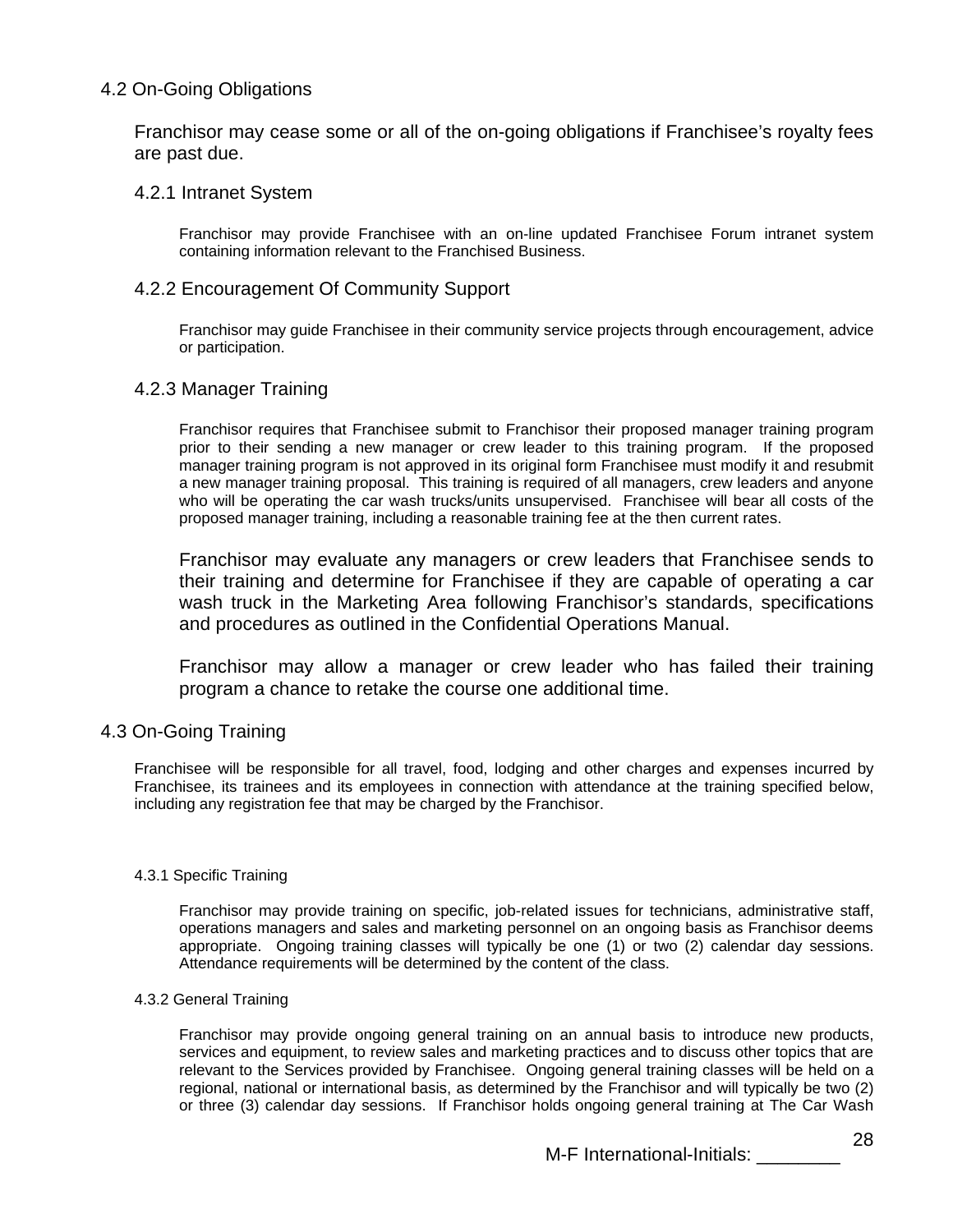## 4.2 On-Going Obligations

Franchisor may cease some or all of the on-going obligations if Franchisee's royalty fees are past due.

### 4.2.1 Intranet System

Franchisor may provide Franchisee with an on-line updated Franchisee Forum intranet system containing information relevant to the Franchised Business.

### 4.2.2 Encouragement Of Community Support

Franchisor may guide Franchisee in their community service projects through encouragement, advice or participation.

### 4.2.3 Manager Training

Franchisor requires that Franchisee submit to Franchisor their proposed manager training program prior to their sending a new manager or crew leader to this training program. If the proposed manager training program is not approved in its original form Franchisee must modify it and resubmit a new manager training proposal. This training is required of all managers, crew leaders and anyone who will be operating the car wash trucks/units unsupervised. Franchisee will bear all costs of the proposed manager training, including a reasonable training fee at the then current rates.

Franchisor may evaluate any managers or crew leaders that Franchisee sends to their training and determine for Franchisee if they are capable of operating a car wash truck in the Marketing Area following Franchisor's standards, specifications and procedures as outlined in the Confidential Operations Manual.

Franchisor may allow a manager or crew leader who has failed their training program a chance to retake the course one additional time.

## 4.3 On-Going Training

Franchisee will be responsible for all travel, food, lodging and other charges and expenses incurred by Franchisee, its trainees and its employees in connection with attendance at the training specified below, including any registration fee that may be charged by the Franchisor.

### 4.3.1 Specific Training

Franchisor may provide training on specific, job-related issues for technicians, administrative staff, operations managers and sales and marketing personnel on an ongoing basis as Franchisor deems appropriate. Ongoing training classes will typically be one (1) or two (2) calendar day sessions. Attendance requirements will be determined by the content of the class.

### 4.3.2 General Training

Franchisor may provide ongoing general training on an annual basis to introduce new products, services and equipment, to review sales and marketing practices and to discuss other topics that are relevant to the Services provided by Franchisee. Ongoing general training classes will be held on a regional, national or international basis, as determined by the Franchisor and will typically be two (2) or three (3) calendar day sessions. If Franchisor holds ongoing general training at The Car Wash

M-F International-Initials: ________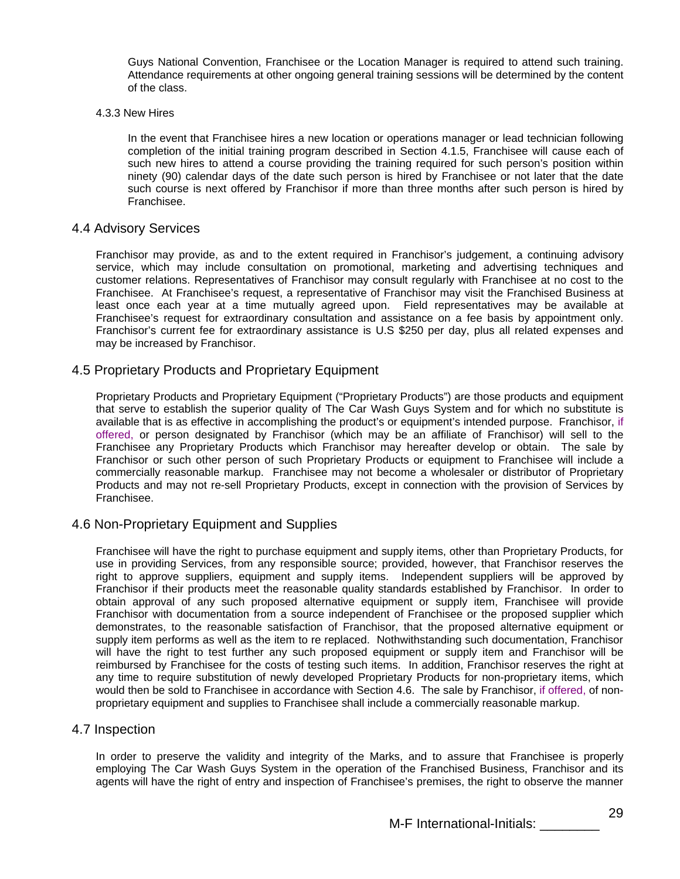Guys National Convention, Franchisee or the Location Manager is required to attend such training. Attendance requirements at other ongoing general training sessions will be determined by the content of the class.

4.3.3 New Hires

In the event that Franchisee hires a new location or operations manager or lead technician following completion of the initial training program described in Section 4.1.5, Franchisee will cause each of such new hires to attend a course providing the training required for such person's position within ninety (90) calendar days of the date such person is hired by Franchisee or not later that the date such course is next offered by Franchisor if more than three months after such person is hired by Franchisee.

## 4.4 Advisory Services

Franchisor may provide, as and to the extent required in Franchisor's judgement, a continuing advisory service, which may include consultation on promotional, marketing and advertising techniques and customer relations. Representatives of Franchisor may consult regularly with Franchisee at no cost to the Franchisee. At Franchisee's request, a representative of Franchisor may visit the Franchised Business at least once each year at a time mutually agreed upon. Field representatives may be available at Franchisee's request for extraordinary consultation and assistance on a fee basis by appointment only. Franchisor's current fee for extraordinary assistance is U.S $250 per day, plus all related expenses and may be increased by Franchisor.

## 4.5 Proprietary Products and Proprietary Equipment

Proprietary Products and Proprietary Equipment ("Proprietary Products") are those products and equipment that serve to establish the superior quality of The Car Wash Guys System and for which no substitute is available that is as effective in accomplishing the product's or equipment's intended purpose. Franchisor, if offered, or person designated by Franchisor (which may be an affiliate of Franchisor) will sell to the Franchisee any Proprietary Products which Franchisor may hereafter develop or obtain. The sale by Franchisor or such other person of such Proprietary Products or equipment to Franchisee will include a commercially reasonable markup. Franchisee may not become a wholesaler or distributor of Proprietary Products and may not re-sell Proprietary Products, except in connection with the provision of Services by Franchisee.

## 4.6 Non-Proprietary Equipment and Supplies

Franchisee will have the right to purchase equipment and supply items, other than Proprietary Products, for use in providing Services, from any responsible source; provided, however, that Franchisor reserves the right to approve suppliers, equipment and supply items. Independent suppliers will be approved by Franchisor if their products meet the reasonable quality standards established by Franchisor. In order to obtain approval of any such proposed alternative equipment or supply item, Franchisee will provide Franchisor with documentation from a source independent of Franchisee or the proposed supplier which demonstrates, to the reasonable satisfaction of Franchisor, that the proposed alternative equipment or supply item performs as well as the item to re replaced. Nothwithstanding such documentation, Franchisor will have the right to test further any such proposed equipment or supply item and Franchisor will be reimbursed by Franchisee for the costs of testing such items. In addition, Franchisor reserves the right at any time to require substitution of newly developed Proprietary Products for non-proprietary items, which would then be sold to Franchisee in accordance with Section 4.6. The sale by Franchisor, if offered, of non-proprietary equipment and supplies to Franchisee shall include a commercially reasonable markup.

## 4.7 Inspection

In order to preserve the validity and integrity of the Marks, and to assure that Franchisee is properly employing The Car Wash Guys System in the operation of the Franchised Business, Franchisor and its agents will have the right of entry and inspection of Franchisee's premises, the right to observe the manner

M-F International-Initials: ________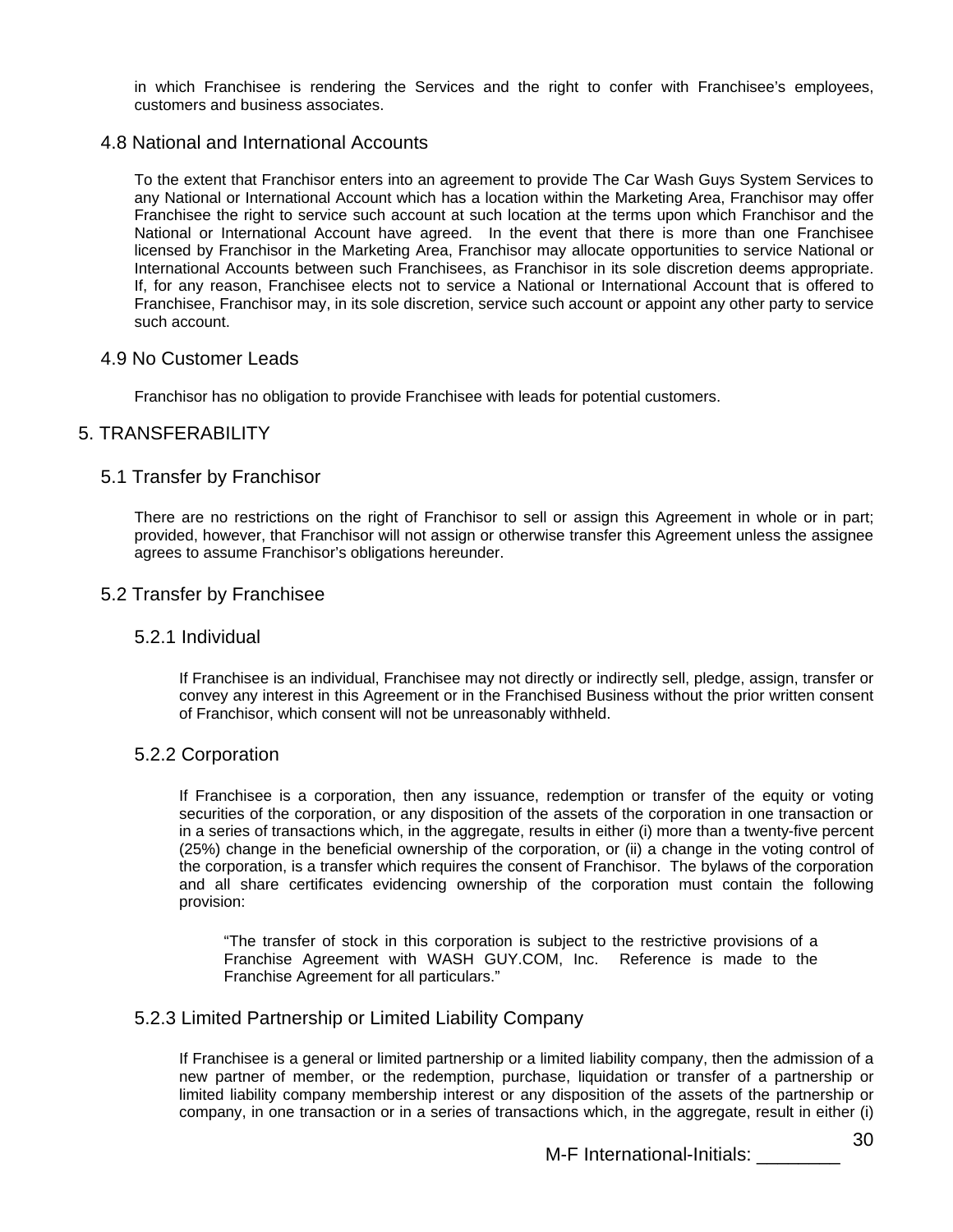in which Franchisee is rendering the Services and the right to confer with Franchisee's employees, customers and business associates.

### 4.8 National and International Accounts

To the extent that Franchisor enters into an agreement to provide The Car Wash Guys System Services to any National or International Account which has a location within the Marketing Area, Franchisor may offer Franchisee the right to service such account at such location at the terms upon which Franchisor and the National or International Account have agreed. In the event that there is more than one Franchisee licensed by Franchisor in the Marketing Area, Franchisor may allocate opportunities to service National or International Accounts between such Franchisees, as Franchisor in its sole discretion deems appropriate. If, for any reason, Franchisee elects not to service a National or International Account that is offered to Franchisee, Franchisor may, in its sole discretion, service such account or appoint any other party to service such account.

### 4.9 No Customer Leads

Franchisor has no obligation to provide Franchisee with leads for potential customers.

## 5. TRANSFERABILITY

### 5.1 Transfer by Franchisor

There are no restrictions on the right of Franchisor to sell or assign this Agreement in whole or in part; provided, however, that Franchisor will not assign or otherwise transfer this Agreement unless the assignee agrees to assume Franchisor's obligations hereunder.

### 5.2 Transfer by Franchisee

#### 5.2.1 Individual

If Franchisee is an individual, Franchisee may not directly or indirectly sell, pledge, assign, transfer or convey any interest in this Agreement or in the Franchised Business without the prior written consent of Franchisor, which consent will not be unreasonably withheld.

#### 5.2.2 Corporation

If Franchisee is a corporation, then any issuance, redemption or transfer of the equity or voting securities of the corporation, or any disposition of the assets of the corporation in one transaction or in a series of transactions which, in the aggregate, results in either (i) more than a twenty-five percent (25%) change in the beneficial ownership of the corporation, or (ii) a change in the voting control of the corporation, is a transfer which requires the consent of Franchisor. The bylaws of the corporation and all share certificates evidencing ownership of the corporation must contain the following provision:

> "The transfer of stock in this corporation is subject to the restrictive provisions of a Franchise Agreement with WASH GUY.COM, Inc. Reference is made to the Franchise Agreement for all particulars."

#### 5.2.3 Limited Partnership or Limited Liability Company

If Franchisee is a general or limited partnership or a limited liability company, then the admission of a new partner of member, or the redemption, purchase, liquidation or transfer of a partnership or limited liability company membership interest or any disposition of the assets of the partnership or company, in one transaction or in a series of transactions which, in the aggregate, result in either (i)

M-F International-Initials: ________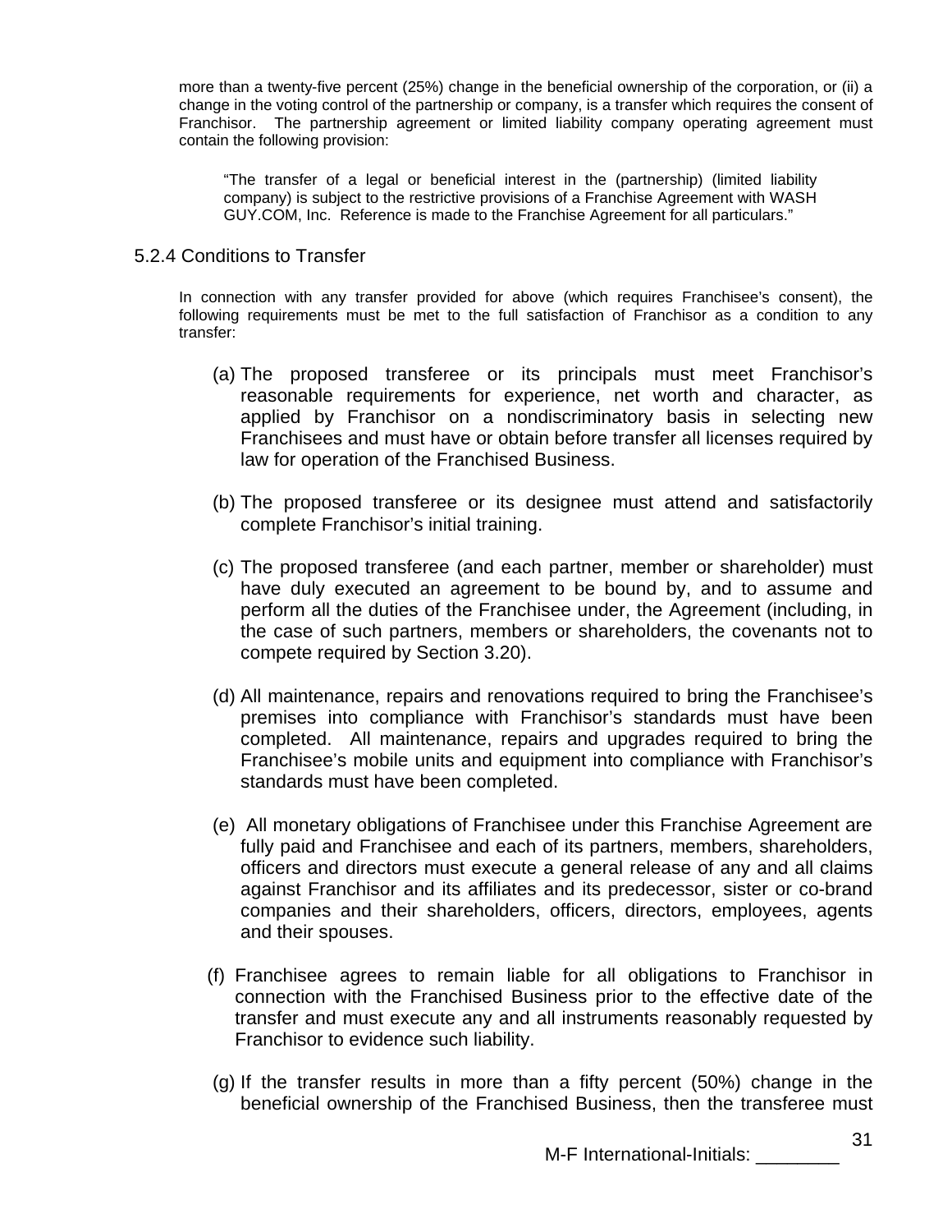more than a twenty-five percent (25%) change in the beneficial ownership of the corporation, or (ii) a change in the voting control of the partnership or company, is a transfer which requires the consent of Franchisor. The partnership agreement or limited liability company operating agreement must contain the following provision:

> "The transfer of a legal or beneficial interest in the (partnership) (limited liability company) is subject to the restrictive provisions of a Franchise Agreement with WASH GUY.COM, Inc. Reference is made to the Franchise Agreement for all particulars."

### 5.2.4 Conditions to Transfer

In connection with any transfer provided for above (which requires Franchisee's consent), the following requirements must be met to the full satisfaction of Franchisor as a condition to any transfer:

(a) The proposed transferee or its principals must meet Franchisor's reasonable requirements for experience, net worth and character, as applied by Franchisor on a nondiscriminatory basis in selecting new Franchisees and must have or obtain before transfer all licenses required by law for operation of the Franchised Business.

(b) The proposed transferee or its designee must attend and satisfactorily complete Franchisor's initial training.

(c) The proposed transferee (and each partner, member or shareholder) must have duly executed an agreement to be bound by, and to assume and perform all the duties of the Franchisee under, the Agreement (including, in the case of such partners, members or shareholders, the covenants not to compete required by Section 3.20).

(d) All maintenance, repairs and renovations required to bring the Franchisee's premises into compliance with Franchisor's standards must have been completed. All maintenance, repairs and upgrades required to bring the Franchisee's mobile units and equipment into compliance with Franchisor's standards must have been completed.

(e) All monetary obligations of Franchisee under this Franchise Agreement are fully paid and Franchisee and each of its partners, members, shareholders, officers and directors must execute a general release of any and all claims against Franchisor and its affiliates and its predecessor, sister or co-brand companies and their shareholders, officers, directors, employees, agents and their spouses.

(f) Franchisee agrees to remain liable for all obligations to Franchisor in connection with the Franchised Business prior to the effective date of the transfer and must execute any and all instruments reasonably requested by Franchisor to evidence such liability.

(g) If the transfer results in more than a fifty percent (50%) change in the beneficial ownership of the Franchised Business, then the transferee must

M-F International-Initials: ________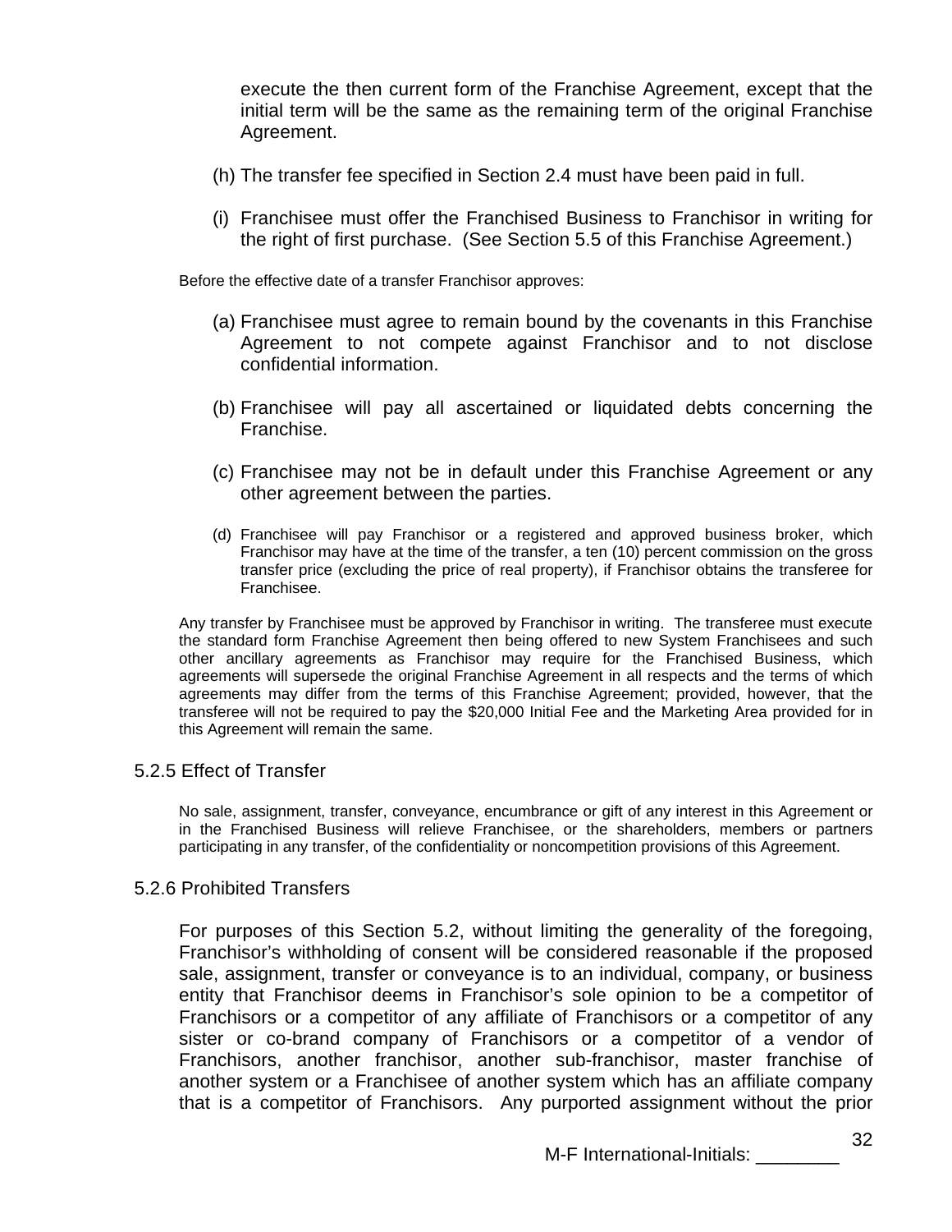execute the then current form of the Franchise Agreement, except that the initial term will be the same as the remaining term of the original Franchise Agreement.

(h) The transfer fee specified in Section 2.4 must have been paid in full.

(i) Franchisee must offer the Franchised Business to Franchisor in writing for the right of first purchase. (See Section 5.5 of this Franchise Agreement.)

Before the effective date of a transfer Franchisor approves:

(a) Franchisee must agree to remain bound by the covenants in this Franchise Agreement to not compete against Franchisor and to not disclose confidential information.

(b) Franchisee will pay all ascertained or liquidated debts concerning the Franchise.

(c) Franchisee may not be in default under this Franchise Agreement or any other agreement between the parties.

(d) Franchisee will pay Franchisor or a registered and approved business broker, which Franchisor may have at the time of the transfer, a ten (10) percent commission on the gross transfer price (excluding the price of real property), if Franchisor obtains the transferee for Franchisee.

Any transfer by Franchisee must be approved by Franchisor in writing. The transferee must execute the standard form Franchise Agreement then being offered to new System Franchisees and such other ancillary agreements as Franchisor may require for the Franchised Business, which agreements will supersede the original Franchise Agreement in all respects and the terms of which agreements may differ from the terms of this Franchise Agreement; provided, however, that the transferee will not be required to pay the $20,000 Initial Fee and the Marketing Area provided for in this Agreement will remain the same.

### 5.2.5 Effect of Transfer

No sale, assignment, transfer, conveyance, encumbrance or gift of any interest in this Agreement or in the Franchised Business will relieve Franchisee, or the shareholders, members or partners participating in any transfer, of the confidentiality or noncompetition provisions of this Agreement.

### 5.2.6 Prohibited Transfers

For purposes of this Section 5.2, without limiting the generality of the foregoing, Franchisor's withholding of consent will be considered reasonable if the proposed sale, assignment, transfer or conveyance is to an individual, company, or business entity that Franchisor deems in Franchisor's sole opinion to be a competitor of Franchisors or a competitor of any affiliate of Franchisors or a competitor of any sister or co-brand company of Franchisors or a competitor of a vendor of Franchisors, another franchisor, another sub-franchisor, master franchise of another system or a Franchisee of another system which has an affiliate company that is a competitor of Franchisors. Any purported assignment without the prior

M-F International-Initials: ________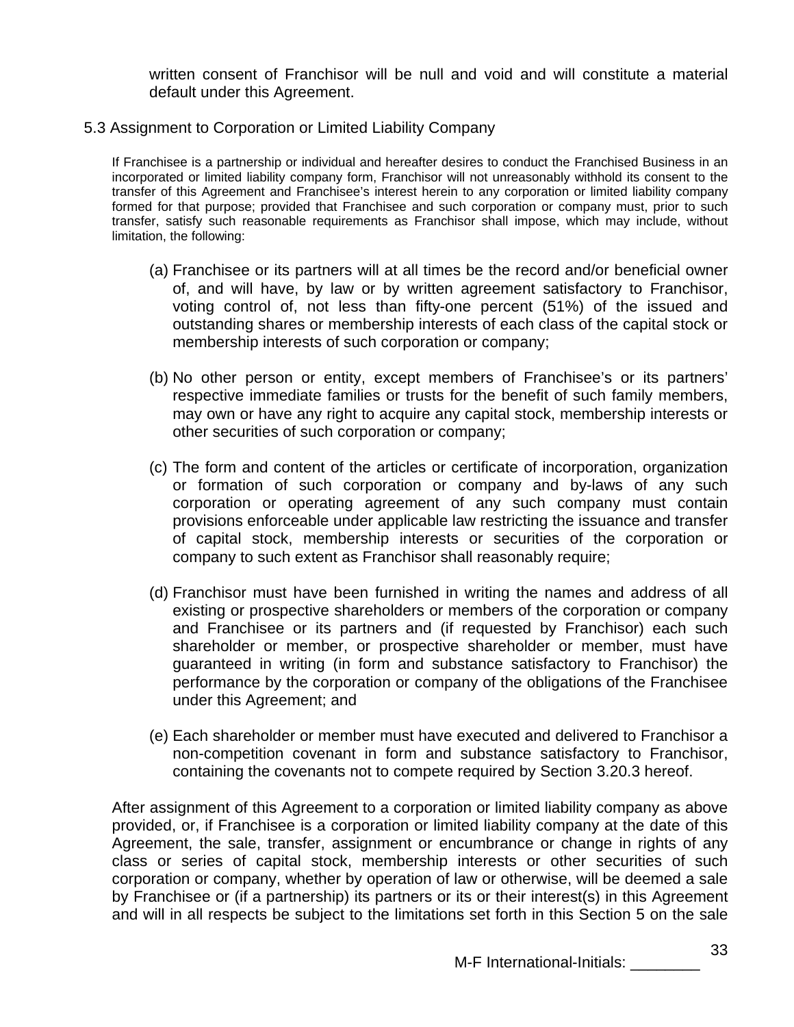written consent of Franchisor will be null and void and will constitute a material default under this Agreement.

## 5.3 Assignment to Corporation or Limited Liability Company

If Franchisee is a partnership or individual and hereafter desires to conduct the Franchised Business in an incorporated or limited liability company form, Franchisor will not unreasonably withhold its consent to the transfer of this Agreement and Franchisee's interest herein to any corporation or limited liability company formed for that purpose; provided that Franchisee and such corporation or company must, prior to such transfer, satisfy such reasonable requirements as Franchisor shall impose, which may include, without limitation, the following:

(a) Franchisee or its partners will at all times be the record and/or beneficial owner of, and will have, by law or by written agreement satisfactory to Franchisor, voting control of, not less than fifty-one percent (51%) of the issued and outstanding shares or membership interests of each class of the capital stock or membership interests of such corporation or company;

(b) No other person or entity, except members of Franchisee's or its partners' respective immediate families or trusts for the benefit of such family members, may own or have any right to acquire any capital stock, membership interests or other securities of such corporation or company;

(c) The form and content of the articles or certificate of incorporation, organization or formation of such corporation or company and by-laws of any such corporation or operating agreement of any such company must contain provisions enforceable under applicable law restricting the issuance and transfer of capital stock, membership interests or securities of the corporation or company to such extent as Franchisor shall reasonably require;

(d) Franchisor must have been furnished in writing the names and address of all existing or prospective shareholders or members of the corporation or company and Franchisee or its partners and (if requested by Franchisor) each such shareholder or member, or prospective shareholder or member, must have guaranteed in writing (in form and substance satisfactory to Franchisor) the performance by the corporation or company of the obligations of the Franchisee under this Agreement; and

(e) Each shareholder or member must have executed and delivered to Franchisor a non-competition covenant in form and substance satisfactory to Franchisor, containing the covenants not to compete required by Section 3.20.3 hereof.

After assignment of this Agreement to a corporation or limited liability company as above provided, or, if Franchisee is a corporation or limited liability company at the date of this Agreement, the sale, transfer, assignment or encumbrance or change in rights of any class or series of capital stock, membership interests or other securities of such corporation or company, whether by operation of law or otherwise, will be deemed a sale by Franchisee or (if a partnership) its partners or its or their interest(s) in this Agreement and will in all respects be subject to the limitations set forth in this Section 5 on the sale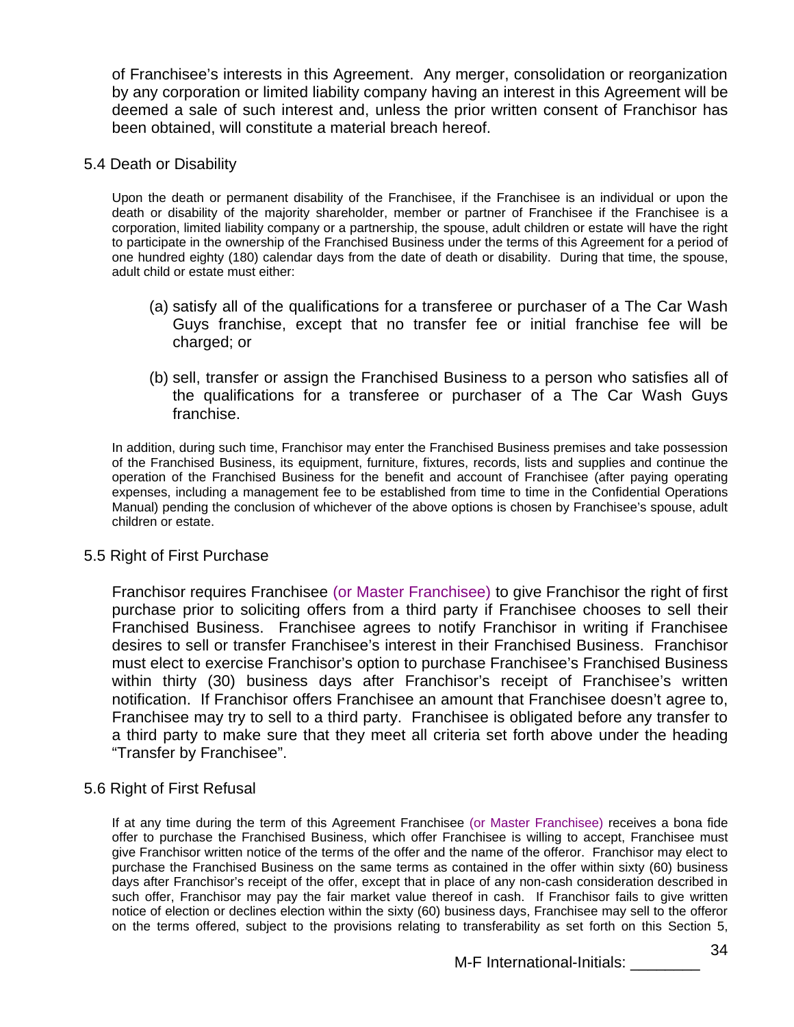of Franchisee's interests in this Agreement. Any merger, consolidation or reorganization by any corporation or limited liability company having an interest in this Agreement will be deemed a sale of such interest and, unless the prior written consent of Franchisor has been obtained, will constitute a material breach hereof.

## 5.4 Death or Disability

Upon the death or permanent disability of the Franchisee, if the Franchisee is an individual or upon the death or disability of the majority shareholder, member or partner of Franchisee if the Franchisee is a corporation, limited liability company or a partnership, the spouse, adult children or estate will have the right to participate in the ownership of the Franchised Business under the terms of this Agreement for a period of one hundred eighty (180) calendar days from the date of death or disability. During that time, the spouse, adult child or estate must either:

(a) satisfy all of the qualifications for a transferee or purchaser of a The Car Wash Guys franchise, except that no transfer fee or initial franchise fee will be charged; or

(b) sell, transfer or assign the Franchised Business to a person who satisfies all of the qualifications for a transferee or purchaser of a The Car Wash Guys franchise.

In addition, during such time, Franchisor may enter the Franchised Business premises and take possession of the Franchised Business, its equipment, furniture, fixtures, records, lists and supplies and continue the operation of the Franchised Business for the benefit and account of Franchisee (after paying operating expenses, including a management fee to be established from time to time in the Confidential Operations Manual) pending the conclusion of whichever of the above options is chosen by Franchisee's spouse, adult children or estate.

## 5.5 Right of First Purchase

Franchisor requires Franchisee (or Master Franchisee) to give Franchisor the right of first purchase prior to soliciting offers from a third party if Franchisee chooses to sell their Franchised Business. Franchisee agrees to notify Franchisor in writing if Franchisee desires to sell or transfer Franchisee's interest in their Franchised Business. Franchisor must elect to exercise Franchisor's option to purchase Franchisee's Franchised Business within thirty (30) business days after Franchisor's receipt of Franchisee's written notification. If Franchisor offers Franchisee an amount that Franchisee doesn't agree to, Franchisee may try to sell to a third party. Franchisee is obligated before any transfer to a third party to make sure that they meet all criteria set forth above under the heading "Transfer by Franchisee".

## 5.6 Right of First Refusal

If at any time during the term of this Agreement Franchisee (or Master Franchisee) receives a bona fide offer to purchase the Franchised Business, which offer Franchisee is willing to accept, Franchisee must give Franchisor written notice of the terms of the offer and the name of the offeror. Franchisor may elect to purchase the Franchised Business on the same terms as contained in the offer within sixty (60) business days after Franchisor's receipt of the offer, except that in place of any non-cash consideration described in such offer, Franchisor may pay the fair market value thereof in cash. If Franchisor fails to give written notice of election or declines election within the sixty (60) business days, Franchisee may sell to the offeror on the terms offered, subject to the provisions relating to transferability as set forth on this Section 5,

M-F International-Initials: ________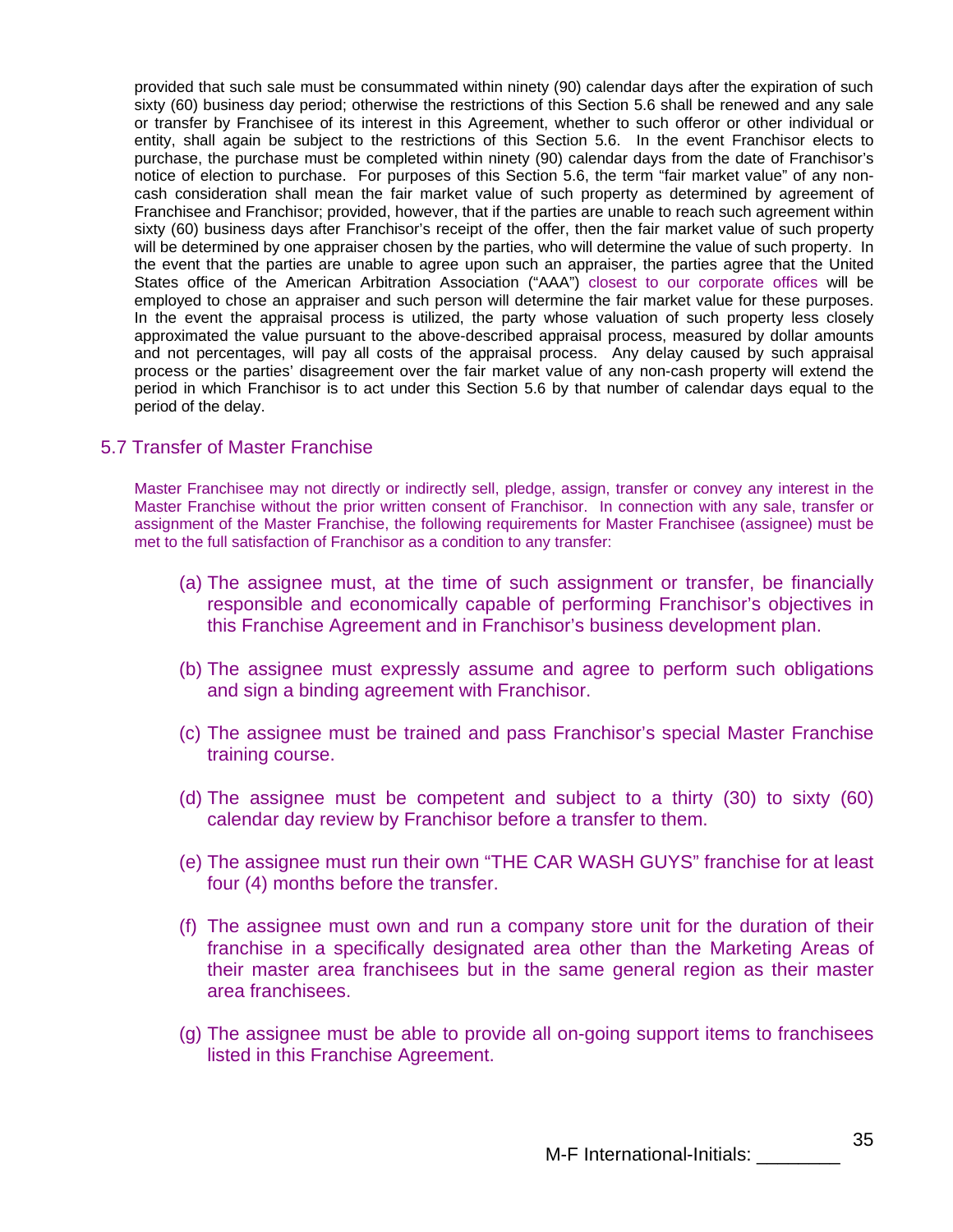provided that such sale must be consummated within ninety (90) calendar days after the expiration of such sixty (60) business day period; otherwise the restrictions of this Section 5.6 shall be renewed and any sale or transfer by Franchisee of its interest in this Agreement, whether to such offeror or other individual or entity, shall again be subject to the restrictions of this Section 5.6. In the event Franchisor elects to purchase, the purchase must be completed within ninety (90) calendar days from the date of Franchisor's notice of election to purchase. For purposes of this Section 5.6, the term "fair market value" of any non-cash consideration shall mean the fair market value of such property as determined by agreement of Franchisee and Franchisor; provided, however, that if the parties are unable to reach such agreement within sixty (60) business days after Franchisor's receipt of the offer, then the fair market value of such property will be determined by one appraiser chosen by the parties, who will determine the value of such property. In the event that the parties are unable to agree upon such an appraiser, the parties agree that the United States office of the American Arbitration Association ("AAA") closest to our corporate offices will be employed to chose an appraiser and such person will determine the fair market value for these purposes. In the event the appraisal process is utilized, the party whose valuation of such property less closely approximated the value pursuant to the above-described appraisal process, measured by dollar amounts and not percentages, will pay all costs of the appraisal process. Any delay caused by such appraisal process or the parties' disagreement over the fair market value of any non-cash property will extend the period in which Franchisor is to act under this Section 5.6 by that number of calendar days equal to the period of the delay.

## 5.7 Transfer of Master Franchise

Master Franchisee may not directly or indirectly sell, pledge, assign, transfer or convey any interest in the Master Franchise without the prior written consent of Franchisor. In connection with any sale, transfer or assignment of the Master Franchise, the following requirements for Master Franchisee (assignee) must be met to the full satisfaction of Franchisor as a condition to any transfer:

(a) The assignee must, at the time of such assignment or transfer, be financially responsible and economically capable of performing Franchisor's objectives in this Franchise Agreement and in Franchisor's business development plan.

(b) The assignee must expressly assume and agree to perform such obligations and sign a binding agreement with Franchisor.

(c) The assignee must be trained and pass Franchisor's special Master Franchise training course.

(d) The assignee must be competent and subject to a thirty (30) to sixty (60) calendar day review by Franchisor before a transfer to them.

(e) The assignee must run their own "THE CAR WASH GUYS" franchise for at least four (4) months before the transfer.

(f) The assignee must own and run a company store unit for the duration of their franchise in a specifically designated area other than the Marketing Areas of their master area franchisees but in the same general region as their master area franchisees.

(g) The assignee must be able to provide all on-going support items to franchisees listed in this Franchise Agreement.

M-F International-Initials: ________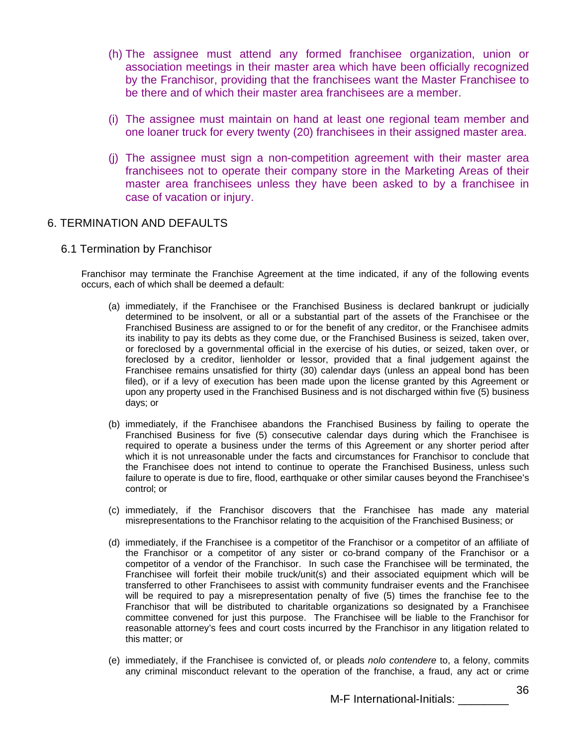(h) The assignee must attend any formed franchisee organization, union or association meetings in their master area which have been officially recognized by the Franchisor, providing that the franchisees want the Master Franchisee to be there and of which their master area franchisees are a member.

(i) The assignee must maintain on hand at least one regional team member and one loaner truck for every twenty (20) franchisees in their assigned master area.

(j) The assignee must sign a non-competition agreement with their master area franchisees not to operate their company store in the Marketing Areas of their master area franchisees unless they have been asked to by a franchisee in case of vacation or injury.

## 6. TERMINATION AND DEFAULTS

### 6.1 Termination by Franchisor

Franchisor may terminate the Franchise Agreement at the time indicated, if any of the following events occurs, each of which shall be deemed a default:

(a) immediately, if the Franchisee or the Franchised Business is declared bankrupt or judicially determined to be insolvent, or all or a substantial part of the assets of the Franchisee or the Franchised Business are assigned to or for the benefit of any creditor, or the Franchisee admits its inability to pay its debts as they come due, or the Franchised Business is seized, taken over, or foreclosed by a governmental official in the exercise of his duties, or seized, taken over, or foreclosed by a creditor, lienholder or lessor, provided that a final judgement against the Franchisee remains unsatisfied for thirty (30) calendar days (unless an appeal bond has been filed), or if a levy of execution has been made upon the license granted by this Agreement or upon any property used in the Franchised Business and is not discharged within five (5) business days; or

(b) immediately, if the Franchisee abandons the Franchised Business by failing to operate the Franchised Business for five (5) consecutive calendar days during which the Franchisee is required to operate a business under the terms of this Agreement or any shorter period after which it is not unreasonable under the facts and circumstances for Franchisor to conclude that the Franchisee does not intend to continue to operate the Franchised Business, unless such failure to operate is due to fire, flood, earthquake or other similar causes beyond the Franchisee's control; or

(c) immediately, if the Franchisor discovers that the Franchisee has made any material misrepresentations to the Franchisor relating to the acquisition of the Franchised Business; or

(d) immediately, if the Franchisee is a competitor of the Franchisor or a competitor of an affiliate of the Franchisor or a competitor of any sister or co-brand company of the Franchisor or a competitor of a vendor of the Franchisor. In such case the Franchisee will be terminated, the Franchisee will forfeit their mobile truck/unit(s) and their associated equipment which will be transferred to other Franchisees to assist with community fundraiser events and the Franchisee will be required to pay a misrepresentation penalty of five (5) times the franchise fee to the Franchisor that will be distributed to charitable organizations so designated by a Franchisee committee convened for just this purpose. The Franchisee will be liable to the Franchisor for reasonable attorney's fees and court costs incurred by the Franchisor in any litigation related to this matter; or

(e) immediately, if the Franchisee is convicted of, or pleads *nolo contendere* to, a felony, commits any criminal misconduct relevant to the operation of the franchise, a fraud, any act or crime

M-F International-Initials: ________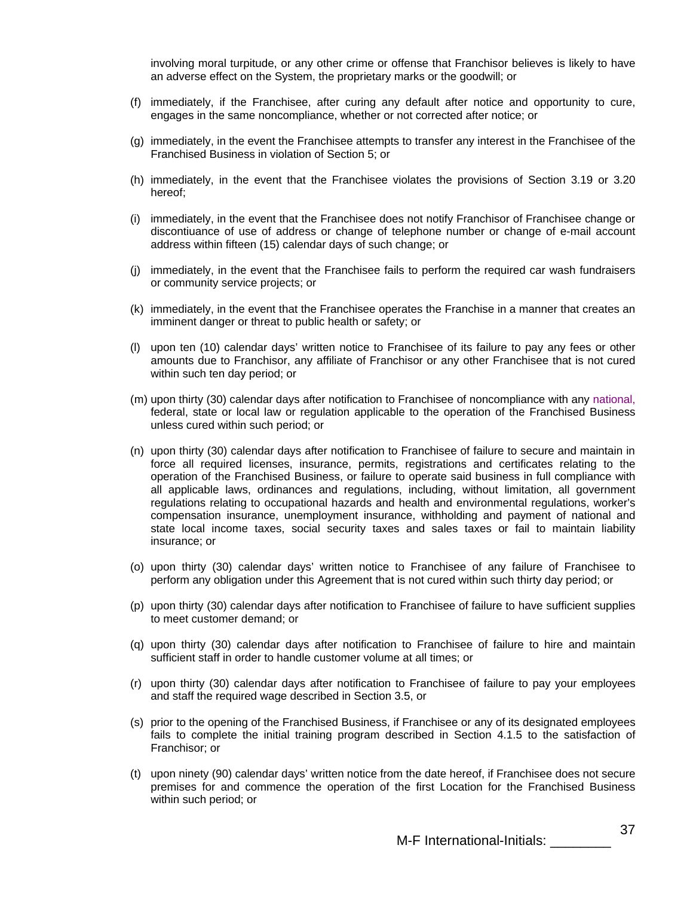involving moral turpitude, or any other crime or offense that Franchisor believes is likely to have an adverse effect on the System, the proprietary marks or the goodwill; or

(f) immediately, if the Franchisee, after curing any default after notice and opportunity to cure, engages in the same noncompliance, whether or not corrected after notice; or

(g) immediately, in the event the Franchisee attempts to transfer any interest in the Franchisee of the Franchised Business in violation of Section 5; or

(h) immediately, in the event that the Franchisee violates the provisions of Section 3.19 or 3.20 hereof;

(i) immediately, in the event that the Franchisee does not notify Franchisor of Franchisee change or discontiuance of use of address or change of telephone number or change of e-mail account address within fifteen (15) calendar days of such change; or

(j) immediately, in the event that the Franchisee fails to perform the required car wash fundraisers or community service projects; or

(k) immediately, in the event that the Franchisee operates the Franchise in a manner that creates an imminent danger or threat to public health or safety; or

(l) upon ten (10) calendar days' written notice to Franchisee of its failure to pay any fees or other amounts due to Franchisor, any affiliate of Franchisor or any other Franchisee that is not cured within such ten day period; or

(m) upon thirty (30) calendar days after notification to Franchisee of noncompliance with any national, federal, state or local law or regulation applicable to the operation of the Franchised Business unless cured within such period; or

(n) upon thirty (30) calendar days after notification to Franchisee of failure to secure and maintain in force all required licenses, insurance, permits, registrations and certificates relating to the operation of the Franchised Business, or failure to operate said business in full compliance with all applicable laws, ordinances and regulations, including, without limitation, all government regulations relating to occupational hazards and health and environmental regulations, worker's compensation insurance, unemployment insurance, withholding and payment of national and state local income taxes, social security taxes and sales taxes or fail to maintain liability insurance; or

(o) upon thirty (30) calendar days' written notice to Franchisee of any failure of Franchisee to perform any obligation under this Agreement that is not cured within such thirty day period; or

(p) upon thirty (30) calendar days after notification to Franchisee of failure to have sufficient supplies to meet customer demand; or

(q) upon thirty (30) calendar days after notification to Franchisee of failure to hire and maintain sufficient staff in order to handle customer volume at all times; or

(r) upon thirty (30) calendar days after notification to Franchisee of failure to pay your employees and staff the required wage described in Section 3.5, or

(s) prior to the opening of the Franchised Business, if Franchisee or any of its designated employees fails to complete the initial training program described in Section 4.1.5 to the satisfaction of Franchisor; or

(t) upon ninety (90) calendar days' written notice from the date hereof, if Franchisee does not secure premises for and commence the operation of the first Location for the Franchised Business within such period; or

M-F International-Initials: ________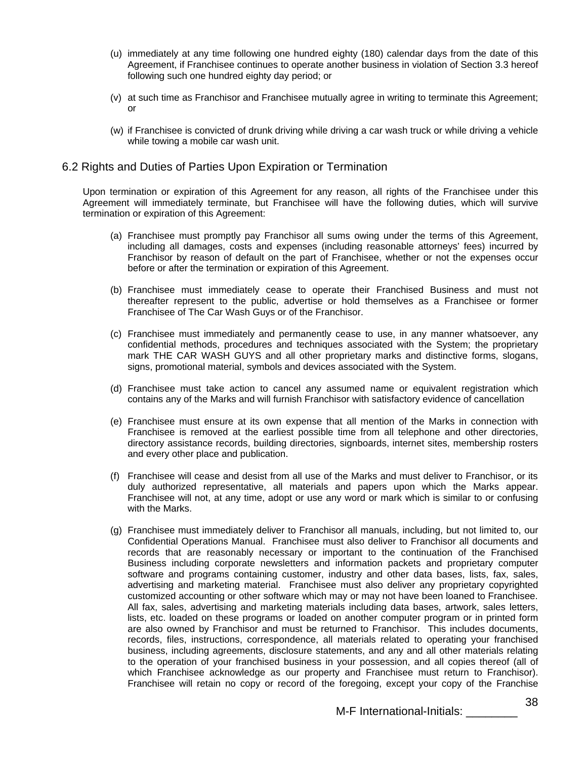(u) immediately at any time following one hundred eighty (180) calendar days from the date of this Agreement, if Franchisee continues to operate another business in violation of Section 3.3 hereof following such one hundred eighty day period; or

(v) at such time as Franchisor and Franchisee mutually agree in writing to terminate this Agreement; or

(w) if Franchisee is convicted of drunk driving while driving a car wash truck or while driving a vehicle while towing a mobile car wash unit.

## 6.2 Rights and Duties of Parties Upon Expiration or Termination

Upon termination or expiration of this Agreement for any reason, all rights of the Franchisee under this Agreement will immediately terminate, but Franchisee will have the following duties, which will survive termination or expiration of this Agreement:

(a) Franchisee must promptly pay Franchisor all sums owing under the terms of this Agreement, including all damages, costs and expenses (including reasonable attorneys' fees) incurred by Franchisor by reason of default on the part of Franchisee, whether or not the expenses occur before or after the termination or expiration of this Agreement.

(b) Franchisee must immediately cease to operate their Franchised Business and must not thereafter represent to the public, advertise or hold themselves as a Franchisee or former Franchisee of The Car Wash Guys or of the Franchisor.

(c) Franchisee must immediately and permanently cease to use, in any manner whatsoever, any confidential methods, procedures and techniques associated with the System; the proprietary mark THE CAR WASH GUYS and all other proprietary marks and distinctive forms, slogans, signs, promotional material, symbols and devices associated with the System.

(d) Franchisee must take action to cancel any assumed name or equivalent registration which contains any of the Marks and will furnish Franchisor with satisfactory evidence of cancellation

(e) Franchisee must ensure at its own expense that all mention of the Marks in connection with Franchisee is removed at the earliest possible time from all telephone and other directories, directory assistance records, building directories, signboards, internet sites, membership rosters and every other place and publication.

(f) Franchisee will cease and desist from all use of the Marks and must deliver to Franchisor, or its duly authorized representative, all materials and papers upon which the Marks appear. Franchisee will not, at any time, adopt or use any word or mark which is similar to or confusing with the Marks.

(g) Franchisee must immediately deliver to Franchisor all manuals, including, but not limited to, our Confidential Operations Manual. Franchisee must also deliver to Franchisor all documents and records that are reasonably necessary or important to the continuation of the Franchised Business including corporate newsletters and information packets and proprietary computer software and programs containing customer, industry and other data bases, lists, fax, sales, advertising and marketing material. Franchisee must also deliver any proprietary copyrighted customized accounting or other software which may or may not have been loaned to Franchisee. All fax, sales, advertising and marketing materials including data bases, artwork, sales letters, lists, etc. loaded on these programs or loaded on another computer program or in printed form are also owned by Franchisor and must be returned to Franchisor. This includes documents, records, files, instructions, correspondence, all materials related to operating your franchised business, including agreements, disclosure statements, and any and all other materials relating to the operation of your franchised business in your possession, and all copies thereof (all of which Franchisee acknowledge as our property and Franchisee must return to Franchisor). Franchisee will retain no copy or record of the foregoing, except your copy of the Franchise

M-F International-Initials: ________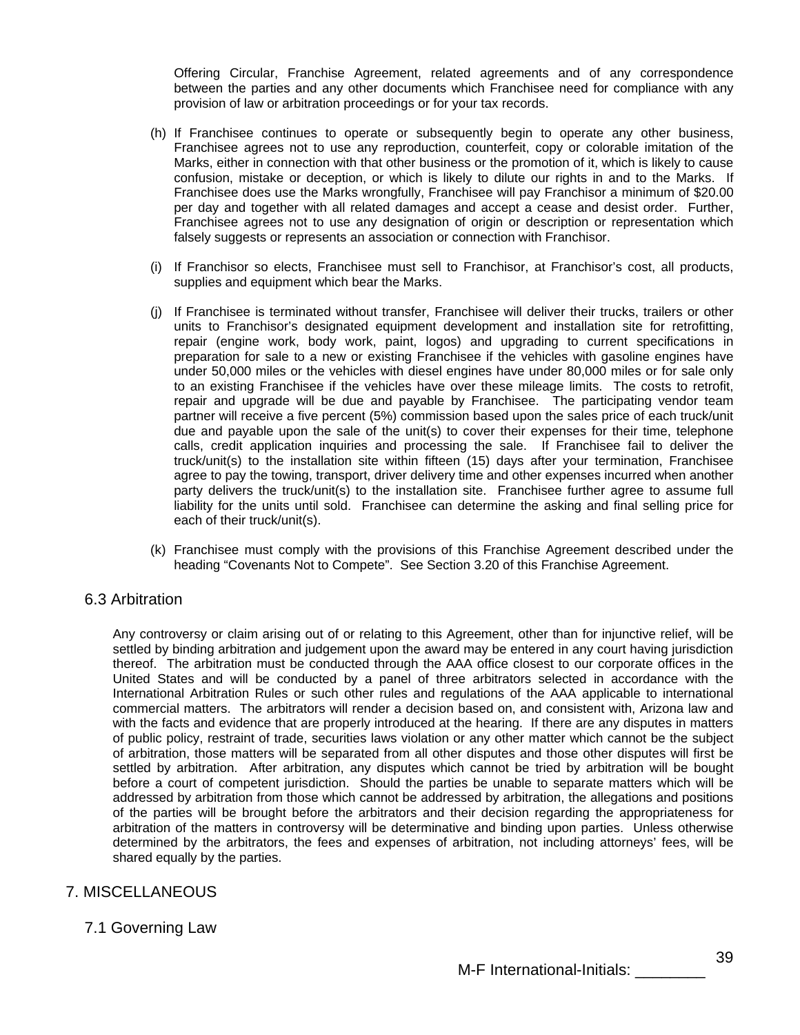Offering Circular, Franchise Agreement, related agreements and of any correspondence between the parties and any other documents which Franchisee need for compliance with any provision of law or arbitration proceedings or for your tax records.

(h) If Franchisee continues to operate or subsequently begin to operate any other business, Franchisee agrees not to use any reproduction, counterfeit, copy or colorable imitation of the Marks, either in connection with that other business or the promotion of it, which is likely to cause confusion, mistake or deception, or which is likely to dilute our rights in and to the Marks. If Franchisee does use the Marks wrongfully, Franchisee will pay Franchisor a minimum of $20.00 per day and together with all related damages and accept a cease and desist order. Further, Franchisee agrees not to use any designation of origin or description or representation which falsely suggests or represents an association or connection with Franchisor.

(i) If Franchisor so elects, Franchisee must sell to Franchisor, at Franchisor's cost, all products, supplies and equipment which bear the Marks.

(j) If Franchisee is terminated without transfer, Franchisee will deliver their trucks, trailers or other units to Franchisor's designated equipment development and installation site for retrofitting, repair (engine work, body work, paint, logos) and upgrading to current specifications in preparation for sale to a new or existing Franchisee if the vehicles with gasoline engines have under 50,000 miles or the vehicles with diesel engines have under 80,000 miles or for sale only to an existing Franchisee if the vehicles have over these mileage limits. The costs to retrofit, repair and upgrade will be due and payable by Franchisee. The participating vendor team partner will receive a five percent (5%) commission based upon the sales price of each truck/unit due and payable upon the sale of the unit(s) to cover their expenses for their time, telephone calls, credit application inquiries and processing the sale. If Franchisee fail to deliver the truck/unit(s) to the installation site within fifteen (15) days after your termination, Franchisee agree to pay the towing, transport, driver delivery time and other expenses incurred when another party delivers the truck/unit(s) to the installation site. Franchisee further agree to assume full liability for the units until sold. Franchisee can determine the asking and final selling price for each of their truck/unit(s).

(k) Franchisee must comply with the provisions of this Franchise Agreement described under the heading "Covenants Not to Compete". See Section 3.20 of this Franchise Agreement.

### 6.3 Arbitration

Any controversy or claim arising out of or relating to this Agreement, other than for injunctive relief, will be settled by binding arbitration and judgement upon the award may be entered in any court having jurisdiction thereof. The arbitration must be conducted through the AAA office closest to our corporate offices in the United States and will be conducted by a panel of three arbitrators selected in accordance with the International Arbitration Rules or such other rules and regulations of the AAA applicable to international commercial matters. The arbitrators will render a decision based on, and consistent with, Arizona law and with the facts and evidence that are properly introduced at the hearing. If there are any disputes in matters of public policy, restraint of trade, securities laws violation or any other matter which cannot be the subject of arbitration, those matters will be separated from all other disputes and those other disputes will first be settled by arbitration. After arbitration, any disputes which cannot be tried by arbitration will be bought before a court of competent jurisdiction. Should the parties be unable to separate matters which will be addressed by arbitration from those which cannot be addressed by arbitration, the allegations and positions of the parties will be brought before the arbitrators and their decision regarding the appropriateness for arbitration of the matters in controversy will be determinative and binding upon parties. Unless otherwise determined by the arbitrators, the fees and expenses of arbitration, not including attorneys' fees, will be shared equally by the parties.

## 7. MISCELLANEOUS

### 7.1 Governing Law

M-F International-Initials: ________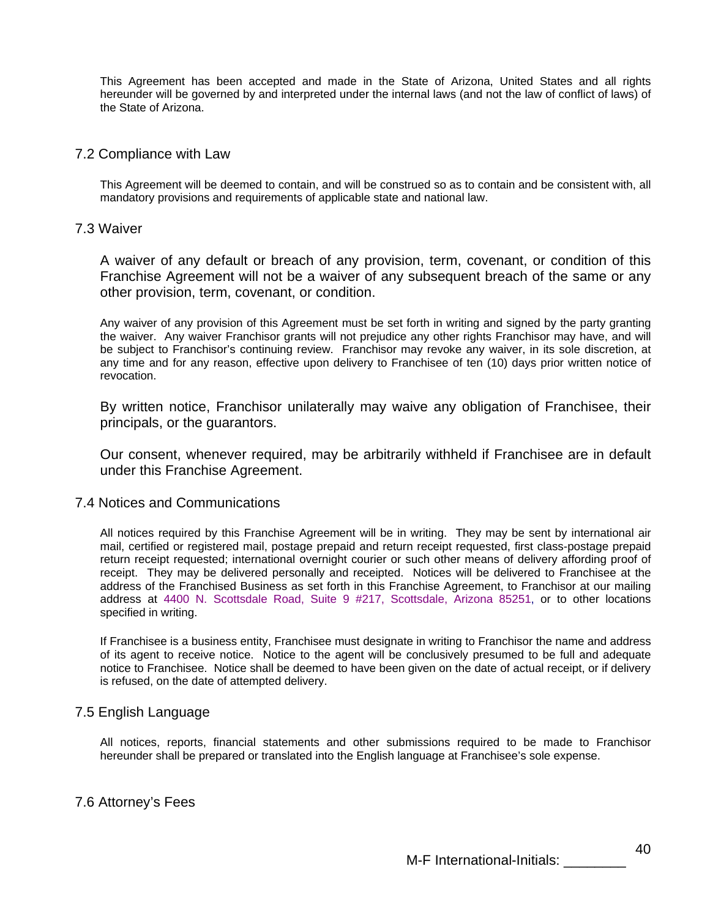This Agreement has been accepted and made in the State of Arizona, United States and all rights hereunder will be governed by and interpreted under the internal laws (and not the law of conflict of laws) of the State of Arizona.

## 7.2 Compliance with Law

This Agreement will be deemed to contain, and will be construed so as to contain and be consistent with, all mandatory provisions and requirements of applicable state and national law.

## 7.3 Waiver

A waiver of any default or breach of any provision, term, covenant, or condition of this Franchise Agreement will not be a waiver of any subsequent breach of the same or any other provision, term, covenant, or condition.

Any waiver of any provision of this Agreement must be set forth in writing and signed by the party granting the waiver. Any waiver Franchisor grants will not prejudice any other rights Franchisor may have, and will be subject to Franchisor's continuing review. Franchisor may revoke any waiver, in its sole discretion, at any time and for any reason, effective upon delivery to Franchisee of ten (10) days prior written notice of revocation.

By written notice, Franchisor unilaterally may waive any obligation of Franchisee, their principals, or the guarantors.

Our consent, whenever required, may be arbitrarily withheld if Franchisee are in default under this Franchise Agreement.

## 7.4 Notices and Communications

All notices required by this Franchise Agreement will be in writing. They may be sent by international air mail, certified or registered mail, postage prepaid and return receipt requested, first class-postage prepaid return receipt requested; international overnight courier or such other means of delivery affording proof of receipt. They may be delivered personally and receipted. Notices will be delivered to Franchisee at the address of the Franchised Business as set forth in this Franchise Agreement, to Franchisor at our mailing address at 4400 N. Scottsdale Road, Suite 9 #217, Scottsdale, Arizona 85251, or to other locations specified in writing.

If Franchisee is a business entity, Franchisee must designate in writing to Franchisor the name and address of its agent to receive notice. Notice to the agent will be conclusively presumed to be full and adequate notice to Franchisee. Notice shall be deemed to have been given on the date of actual receipt, or if delivery is refused, on the date of attempted delivery.

## 7.5 English Language

All notices, reports, financial statements and other submissions required to be made to Franchisor hereunder shall be prepared or translated into the English language at Franchisee's sole expense.

## 7.6 Attorney's Fees

M-F International-Initials: ________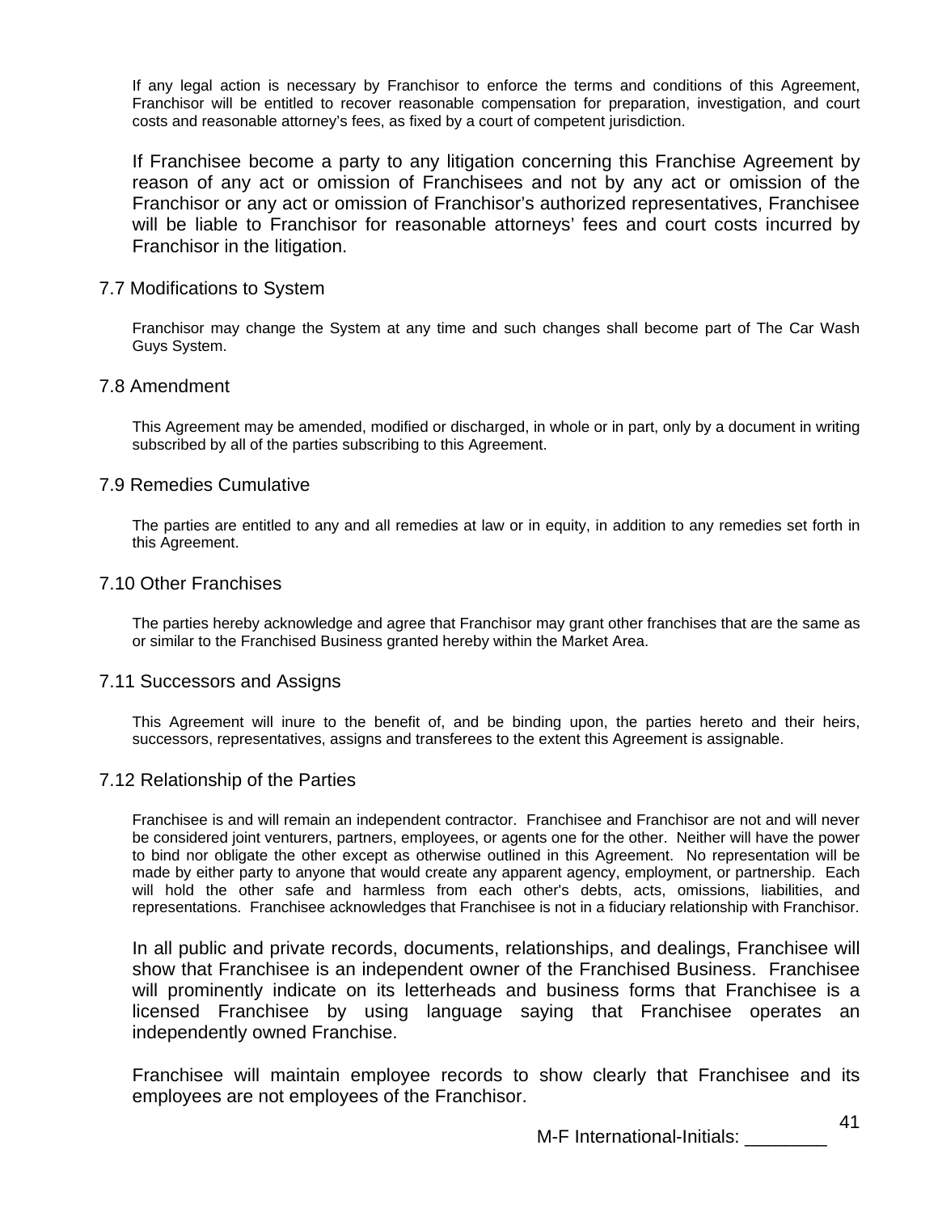If any legal action is necessary by Franchisor to enforce the terms and conditions of this Agreement, Franchisor will be entitled to recover reasonable compensation for preparation, investigation, and court costs and reasonable attorney's fees, as fixed by a court of competent jurisdiction.

If Franchisee become a party to any litigation concerning this Franchise Agreement by reason of any act or omission of Franchisees and not by any act or omission of the Franchisor or any act or omission of Franchisor's authorized representatives, Franchisee will be liable to Franchisor for reasonable attorneys' fees and court costs incurred by Franchisor in the litigation.

## 7.7 Modifications to System

Franchisor may change the System at any time and such changes shall become part of The Car Wash Guys System.

## 7.8 Amendment

This Agreement may be amended, modified or discharged, in whole or in part, only by a document in writing subscribed by all of the parties subscribing to this Agreement.

## 7.9 Remedies Cumulative

The parties are entitled to any and all remedies at law or in equity, in addition to any remedies set forth in this Agreement.

## 7.10 Other Franchises

The parties hereby acknowledge and agree that Franchisor may grant other franchises that are the same as or similar to the Franchised Business granted hereby within the Market Area.

## 7.11 Successors and Assigns

This Agreement will inure to the benefit of, and be binding upon, the parties hereto and their heirs, successors, representatives, assigns and transferees to the extent this Agreement is assignable.

## 7.12 Relationship of the Parties

Franchisee is and will remain an independent contractor. Franchisee and Franchisor are not and will never be considered joint venturers, partners, employees, or agents one for the other. Neither will have the power to bind nor obligate the other except as otherwise outlined in this Agreement. No representation will be made by either party to anyone that would create any apparent agency, employment, or partnership. Each will hold the other safe and harmless from each other's debts, acts, omissions, liabilities, and representations. Franchisee acknowledges that Franchisee is not in a fiduciary relationship with Franchisor.

In all public and private records, documents, relationships, and dealings, Franchisee will show that Franchisee is an independent owner of the Franchised Business. Franchisee will prominently indicate on its letterheads and business forms that Franchisee is a licensed Franchisee by using language saying that Franchisee operates an independently owned Franchise.

Franchisee will maintain employee records to show clearly that Franchisee and its employees are not employees of the Franchisor.

M-F International-Initials: ________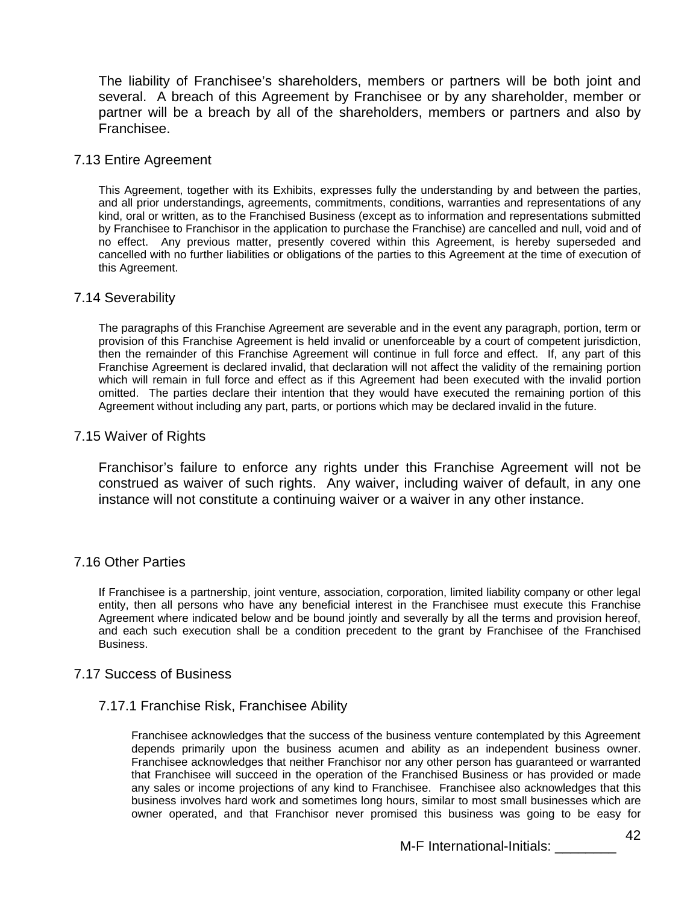The liability of Franchisee's shareholders, members or partners will be both joint and several. A breach of this Agreement by Franchisee or by any shareholder, member or partner will be a breach by all of the shareholders, members or partners and also by Franchisee.

### 7.13 Entire Agreement

This Agreement, together with its Exhibits, expresses fully the understanding by and between the parties, and all prior understandings, agreements, commitments, conditions, warranties and representations of any kind, oral or written, as to the Franchised Business (except as to information and representations submitted by Franchisee to Franchisor in the application to purchase the Franchise) are cancelled and null, void and of no effect. Any previous matter, presently covered within this Agreement, is hereby superseded and cancelled with no further liabilities or obligations of the parties to this Agreement at the time of execution of this Agreement.

### 7.14 Severability

The paragraphs of this Franchise Agreement are severable and in the event any paragraph, portion, term or provision of this Franchise Agreement is held invalid or unenforceable by a court of competent jurisdiction, then the remainder of this Franchise Agreement will continue in full force and effect. If, any part of this Franchise Agreement is declared invalid, that declaration will not affect the validity of the remaining portion which will remain in full force and effect as if this Agreement had been executed with the invalid portion omitted. The parties declare their intention that they would have executed the remaining portion of this Agreement without including any part, parts, or portions which may be declared invalid in the future.

### 7.15 Waiver of Rights

Franchisor's failure to enforce any rights under this Franchise Agreement will not be construed as waiver of such rights. Any waiver, including waiver of default, in any one instance will not constitute a continuing waiver or a waiver in any other instance.

### 7.16 Other Parties

If Franchisee is a partnership, joint venture, association, corporation, limited liability company or other legal entity, then all persons who have any beneficial interest in the Franchisee must execute this Franchise Agreement where indicated below and be bound jointly and severally by all the terms and provision hereof, and each such execution shall be a condition precedent to the grant by Franchisee of the Franchised Business.

### 7.17 Success of Business

#### 7.17.1 Franchise Risk, Franchisee Ability

Franchisee acknowledges that the success of the business venture contemplated by this Agreement depends primarily upon the business acumen and ability as an independent business owner. Franchisee acknowledges that neither Franchisor nor any other person has guaranteed or warranted that Franchisee will succeed in the operation of the Franchised Business or has provided or made any sales or income projections of any kind to Franchisee. Franchisee also acknowledges that this business involves hard work and sometimes long hours, similar to most small businesses which are owner operated, and that Franchisor never promised this business was going to be easy for

M-F International-Initials: ________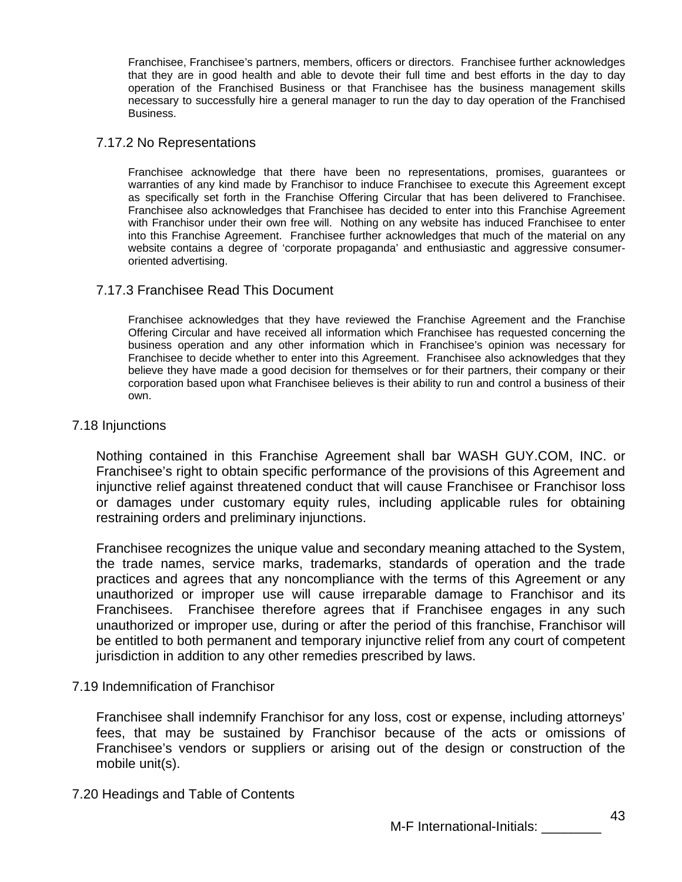Franchisee, Franchisee's partners, members, officers or directors. Franchisee further acknowledges that they are in good health and able to devote their full time and best efforts in the day to day operation of the Franchised Business or that Franchisee has the business management skills necessary to successfully hire a general manager to run the day to day operation of the Franchised Business.

### 7.17.2 No Representations

Franchisee acknowledge that there have been no representations, promises, guarantees or warranties of any kind made by Franchisor to induce Franchisee to execute this Agreement except as specifically set forth in the Franchise Offering Circular that has been delivered to Franchisee. Franchisee also acknowledges that Franchisee has decided to enter into this Franchise Agreement with Franchisor under their own free will. Nothing on any website has induced Franchisee to enter into this Franchise Agreement. Franchisee further acknowledges that much of the material on any website contains a degree of 'corporate propaganda' and enthusiastic and aggressive consumer-oriented advertising.

### 7.17.3 Franchisee Read This Document

Franchisee acknowledges that they have reviewed the Franchise Agreement and the Franchise Offering Circular and have received all information which Franchisee has requested concerning the business operation and any other information which in Franchisee's opinion was necessary for Franchisee to decide whether to enter into this Agreement. Franchisee also acknowledges that they believe they have made a good decision for themselves or for their partners, their company or their corporation based upon what Franchisee believes is their ability to run and control a business of their own.

## 7.18 Injunctions

Nothing contained in this Franchise Agreement shall bar WASH GUY.COM, INC. or Franchisee's right to obtain specific performance of the provisions of this Agreement and injunctive relief against threatened conduct that will cause Franchisee or Franchisor loss or damages under customary equity rules, including applicable rules for obtaining restraining orders and preliminary injunctions.

Franchisee recognizes the unique value and secondary meaning attached to the System, the trade names, service marks, trademarks, standards of operation and the trade practices and agrees that any noncompliance with the terms of this Agreement or any unauthorized or improper use will cause irreparable damage to Franchisor and its Franchisees. Franchisee therefore agrees that if Franchisee engages in any such unauthorized or improper use, during or after the period of this franchise, Franchisor will be entitled to both permanent and temporary injunctive relief from any court of competent jurisdiction in addition to any other remedies prescribed by laws.

## 7.19 Indemnification of Franchisor

Franchisee shall indemnify Franchisor for any loss, cost or expense, including attorneys' fees, that may be sustained by Franchisor because of the acts or omissions of Franchisee's vendors or suppliers or arising out of the design or construction of the mobile unit(s).

## 7.20 Headings and Table of Contents

M-F International-Initials: ________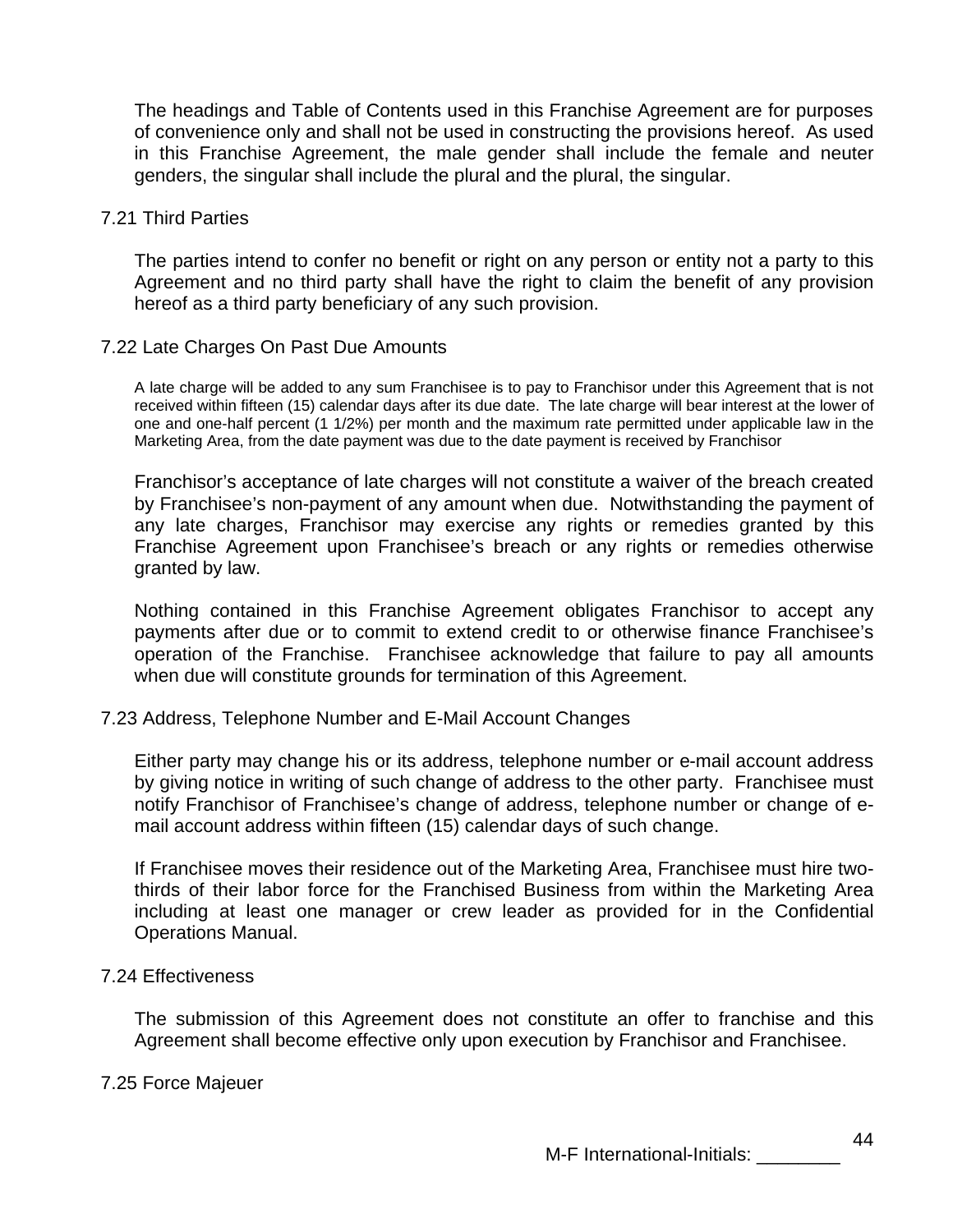The headings and Table of Contents used in this Franchise Agreement are for purposes of convenience only and shall not be used in constructing the provisions hereof. As used in this Franchise Agreement, the male gender shall include the female and neuter genders, the singular shall include the plural and the plural, the singular.

### 7.21 Third Parties

The parties intend to confer no benefit or right on any person or entity not a party to this Agreement and no third party shall have the right to claim the benefit of any provision hereof as a third party beneficiary of any such provision.

### 7.22 Late Charges On Past Due Amounts

A late charge will be added to any sum Franchisee is to pay to Franchisor under this Agreement that is not received within fifteen (15) calendar days after its due date. The late charge will bear interest at the lower of one and one-half percent (1 1/2%) per month and the maximum rate permitted under applicable law in the Marketing Area, from the date payment was due to the date payment is received by Franchisor

Franchisor's acceptance of late charges will not constitute a waiver of the breach created by Franchisee's non-payment of any amount when due. Notwithstanding the payment of any late charges, Franchisor may exercise any rights or remedies granted by this Franchise Agreement upon Franchisee's breach or any rights or remedies otherwise granted by law.

Nothing contained in this Franchise Agreement obligates Franchisor to accept any payments after due or to commit to extend credit to or otherwise finance Franchisee's operation of the Franchise. Franchisee acknowledge that failure to pay all amounts when due will constitute grounds for termination of this Agreement.

### 7.23 Address, Telephone Number and E-Mail Account Changes

Either party may change his or its address, telephone number or e-mail account address by giving notice in writing of such change of address to the other party. Franchisee must notify Franchisor of Franchisee's change of address, telephone number or change of e-mail account address within fifteen (15) calendar days of such change.

If Franchisee moves their residence out of the Marketing Area, Franchisee must hire two-thirds of their labor force for the Franchised Business from within the Marketing Area including at least one manager or crew leader as provided for in the Confidential Operations Manual.

### 7.24 Effectiveness

The submission of this Agreement does not constitute an offer to franchise and this Agreement shall become effective only upon execution by Franchisor and Franchisee.

### 7.25 Force Majeuer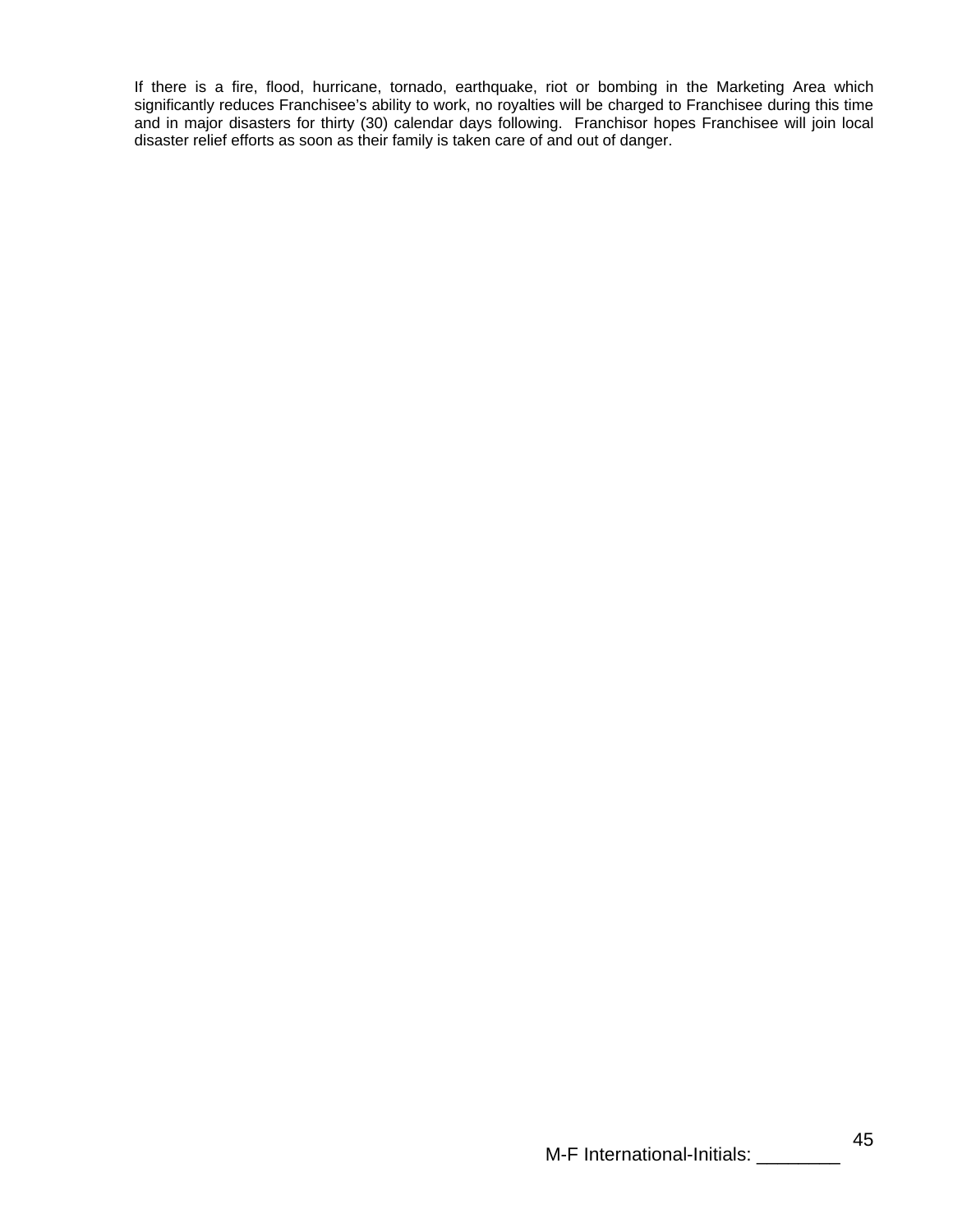If there is a fire, flood, hurricane, tornado, earthquake, riot or bombing in the Marketing Area which significantly reduces Franchisee's ability to work, no royalties will be charged to Franchisee during this time and in major disasters for thirty (30) calendar days following. Franchisor hopes Franchisee will join local disaster relief efforts as soon as their family is taken care of and out of danger.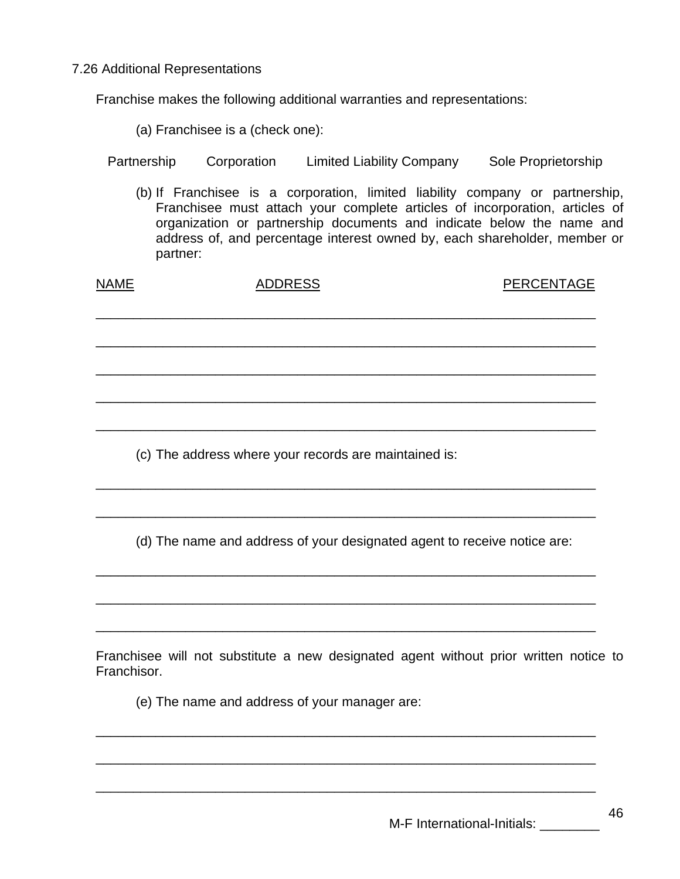7.26 Additional Representations

Franchise makes the following additional warranties and representations:

(a) Franchisee is a (check one):

Partnership    Corporation    Limited Liability Company    Sole Proprietorship

(b) If Franchisee is a corporation, limited liability company or partnership, Franchisee must attach your complete articles of incorporation, articles of organization or partnership documents and indicate below the name and address of, and percentage interest owned by, each shareholder, member or partner:

| NAME | ADDRESS | PERCENTAGE |
|---|---|---|
| | | |
| | | |
| | | |
| | | |
| | | |

(c) The address where your records are maintained is:

___________________________________________________________________

___________________________________________________________________

(d) The name and address of your designated agent to receive notice are:

___________________________________________________________________

___________________________________________________________________

___________________________________________________________________

Franchisee will not substitute a new designated agent without prior written notice to Franchisor.

(e) The name and address of your manager are:

___________________________________________________________________

___________________________________________________________________

___________________________________________________________________

M-F International-Initials: ________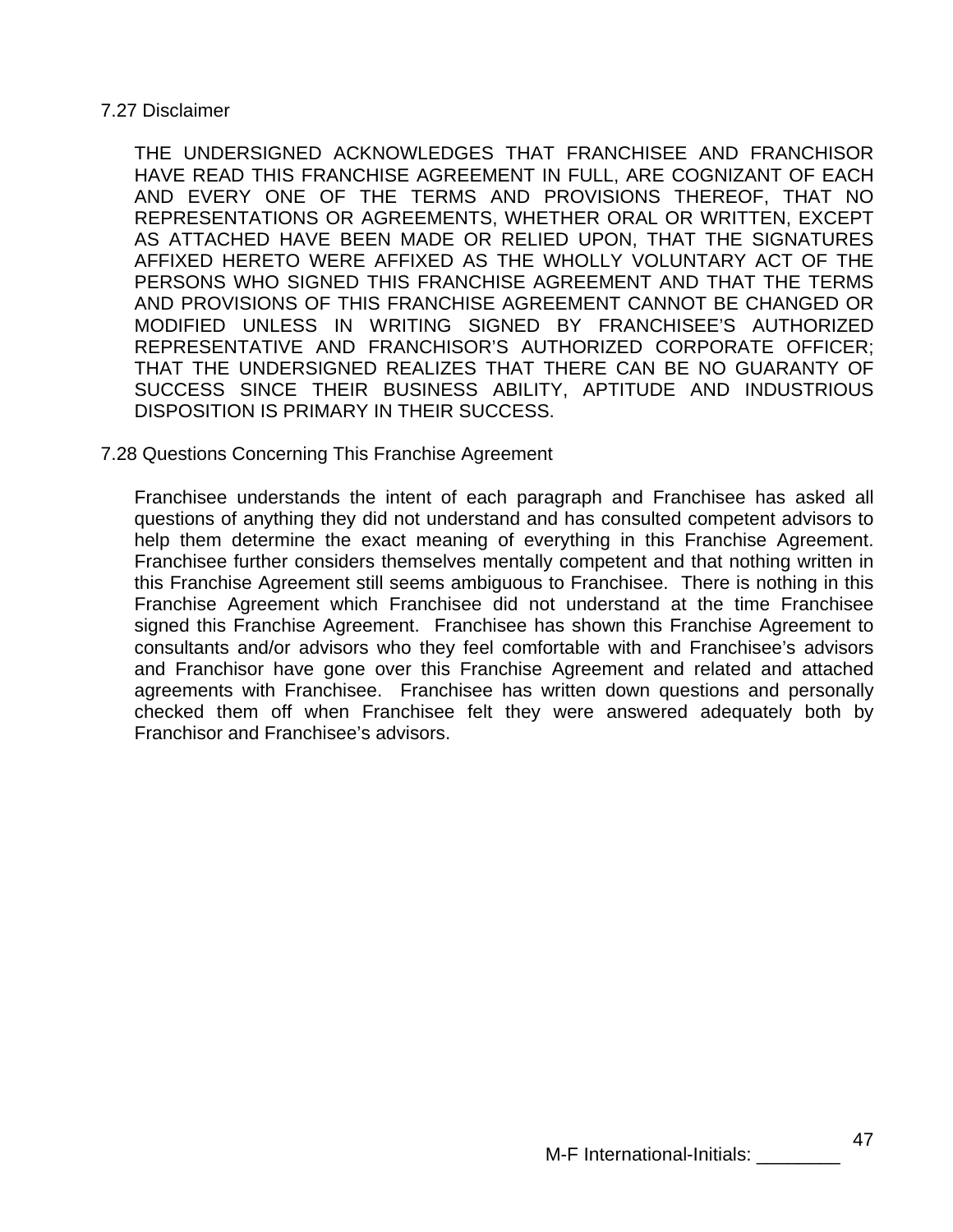7.27 Disclaimer

THE UNDERSIGNED ACKNOWLEDGES THAT FRANCHISEE AND FRANCHISOR HAVE READ THIS FRANCHISE AGREEMENT IN FULL, ARE COGNIZANT OF EACH AND EVERY ONE OF THE TERMS AND PROVISIONS THEREOF, THAT NO REPRESENTATIONS OR AGREEMENTS, WHETHER ORAL OR WRITTEN, EXCEPT AS ATTACHED HAVE BEEN MADE OR RELIED UPON, THAT THE SIGNATURES AFFIXED HERETO WERE AFFIXED AS THE WHOLLY VOLUNTARY ACT OF THE PERSONS WHO SIGNED THIS FRANCHISE AGREEMENT AND THAT THE TERMS AND PROVISIONS OF THIS FRANCHISE AGREEMENT CANNOT BE CHANGED OR MODIFIED UNLESS IN WRITING SIGNED BY FRANCHISEE'S AUTHORIZED REPRESENTATIVE AND FRANCHISOR'S AUTHORIZED CORPORATE OFFICER; THAT THE UNDERSIGNED REALIZES THAT THERE CAN BE NO GUARANTY OF SUCCESS SINCE THEIR BUSINESS ABILITY, APTITUDE AND INDUSTRIOUS DISPOSITION IS PRIMARY IN THEIR SUCCESS.

7.28 Questions Concerning This Franchise Agreement

Franchisee understands the intent of each paragraph and Franchisee has asked all questions of anything they did not understand and has consulted competent advisors to help them determine the exact meaning of everything in this Franchise Agreement. Franchisee further considers themselves mentally competent and that nothing written in this Franchise Agreement still seems ambiguous to Franchisee. There is nothing in this Franchise Agreement which Franchisee did not understand at the time Franchisee signed this Franchise Agreement. Franchisee has shown this Franchise Agreement to consultants and/or advisors who they feel comfortable with and Franchisee's advisors and Franchisor have gone over this Franchise Agreement and related and attached agreements with Franchisee. Franchisee has written down questions and personally checked them off when Franchisee felt they were answered adequately both by Franchisor and Franchisee's advisors.

M-F International-Initials: ________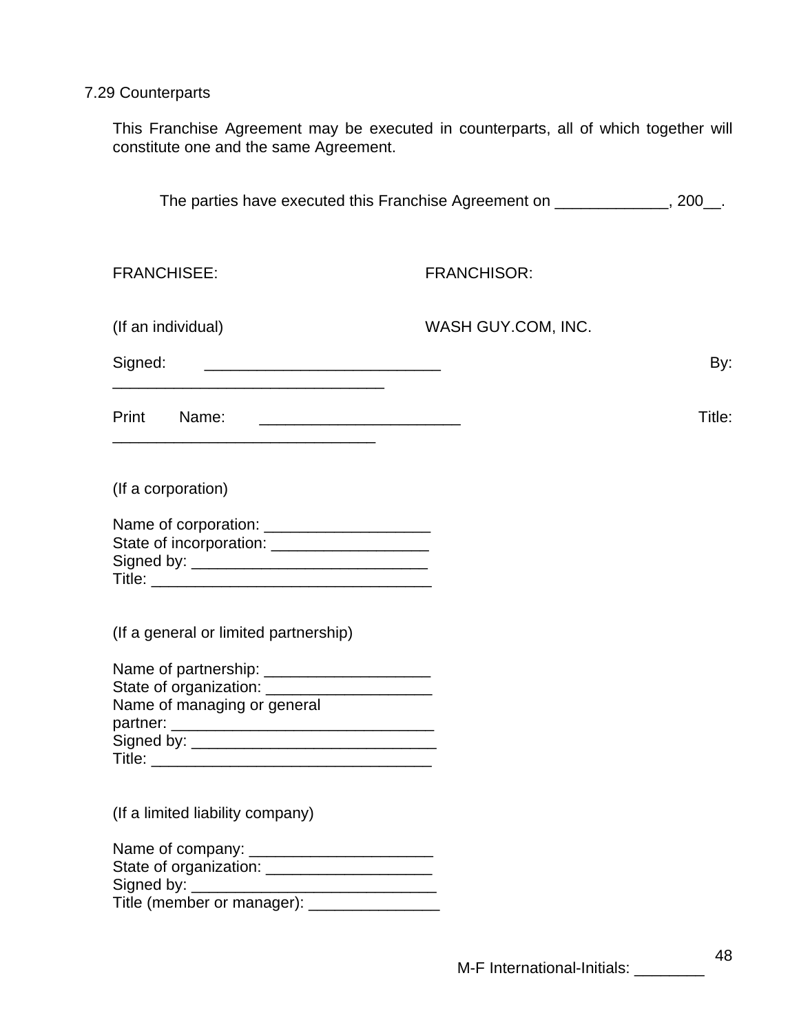### 7.29 Counterparts

This Franchise Agreement may be executed in counterparts, all of which together will constitute one and the same Agreement.

The parties have executed this Franchise Agreement on _____________, 200__.

| FRANCHISEE: | FRANCHISOR: |
|---|---|
| (If an individual) | WASH GUY.COM, INC. |
| Signed: __________________________ | By: ______________________________ |
| Print Name: ______________________ | Title: _____________________________ |

(If a corporation)

Name of corporation: ___________________
State of incorporation: __________________
Signed by: ___________________________
Title: _______________________________

(If a general or limited partnership)

Name of partnership: ___________________
State of organization: ___________________
Name of managing or general partner: ______________________________
Signed by: ____________________________
Title: _______________________________

(If a limited liability company)

Name of company: _____________________
State of organization: ___________________
Signed by: ____________________________
Title (member or manager): _______________

M-F International-Initials: ________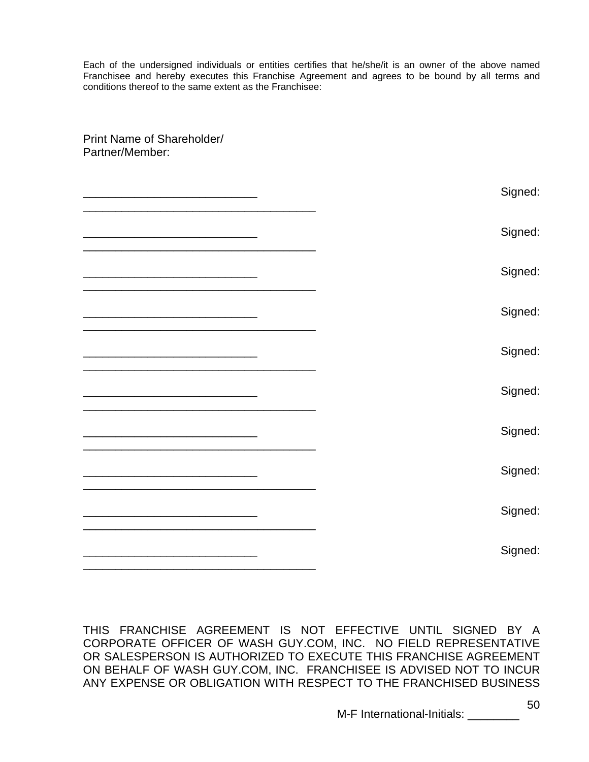Each of the undersigned individuals or entities certifies that he/she/it is an owner of the above named Franchisee and hereby executes this Franchise Agreement and agrees to be bound by all terms and conditions thereof to the same extent as the Franchisee:

Print Name of Shareholder/
Partner/Member:

___________________________ Signed: _____________________________________

___________________________ Signed: _____________________________________

___________________________ Signed: _____________________________________

___________________________ Signed: _____________________________________

___________________________ Signed: _____________________________________

___________________________ Signed: _____________________________________

___________________________ Signed: _____________________________________

___________________________ Signed: _____________________________________

___________________________ Signed: _____________________________________

___________________________ Signed: _____________________________________

THIS FRANCHISE AGREEMENT IS NOT EFFECTIVE UNTIL SIGNED BY A CORPORATE OFFICER OF WASH GUY.COM, INC. NO FIELD REPRESENTATIVE OR SALESPERSON IS AUTHORIZED TO EXECUTE THIS FRANCHISE AGREEMENT ON BEHALF OF WASH GUY.COM, INC. FRANCHISEE IS ADVISED NOT TO INCUR ANY EXPENSE OR OBLIGATION WITH RESPECT TO THE FRANCHISED BUSINESS

M-F International-Initials: ________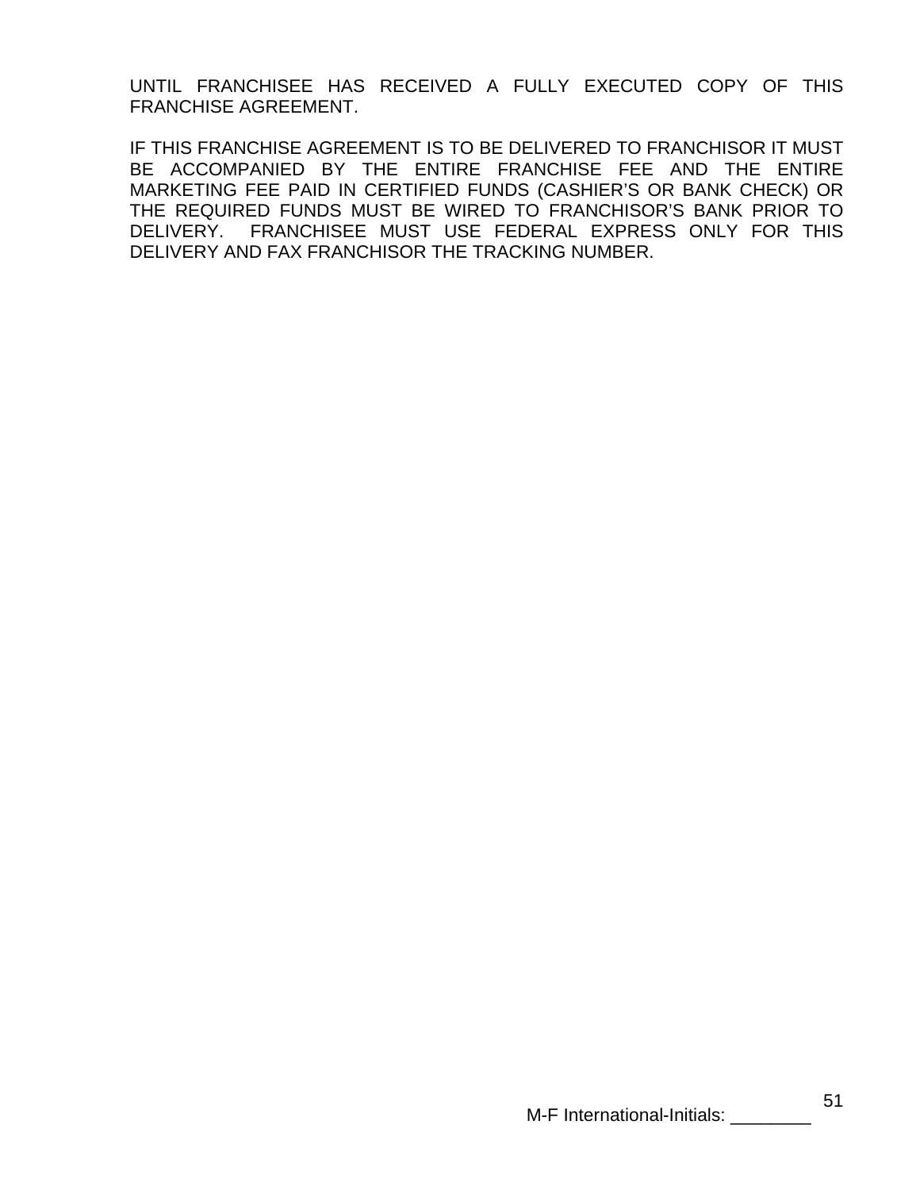UNTIL FRANCHISEE HAS RECEIVED A FULLY EXECUTED COPY OF THIS FRANCHISE AGREEMENT.

IF THIS FRANCHISE AGREEMENT IS TO BE DELIVERED TO FRANCHISOR IT MUST BE ACCOMPANIED BY THE ENTIRE FRANCHISE FEE AND THE ENTIRE MARKETING FEE PAID IN CERTIFIED FUNDS (CASHIER'S OR BANK CHECK) OR THE REQUIRED FUNDS MUST BE WIRED TO FRANCHISOR'S BANK PRIOR TO DELIVERY. FRANCHISEE MUST USE FEDERAL EXPRESS ONLY FOR THIS DELIVERY AND FAX FRANCHISOR THE TRACKING NUMBER.

M-F International-Initials: ________